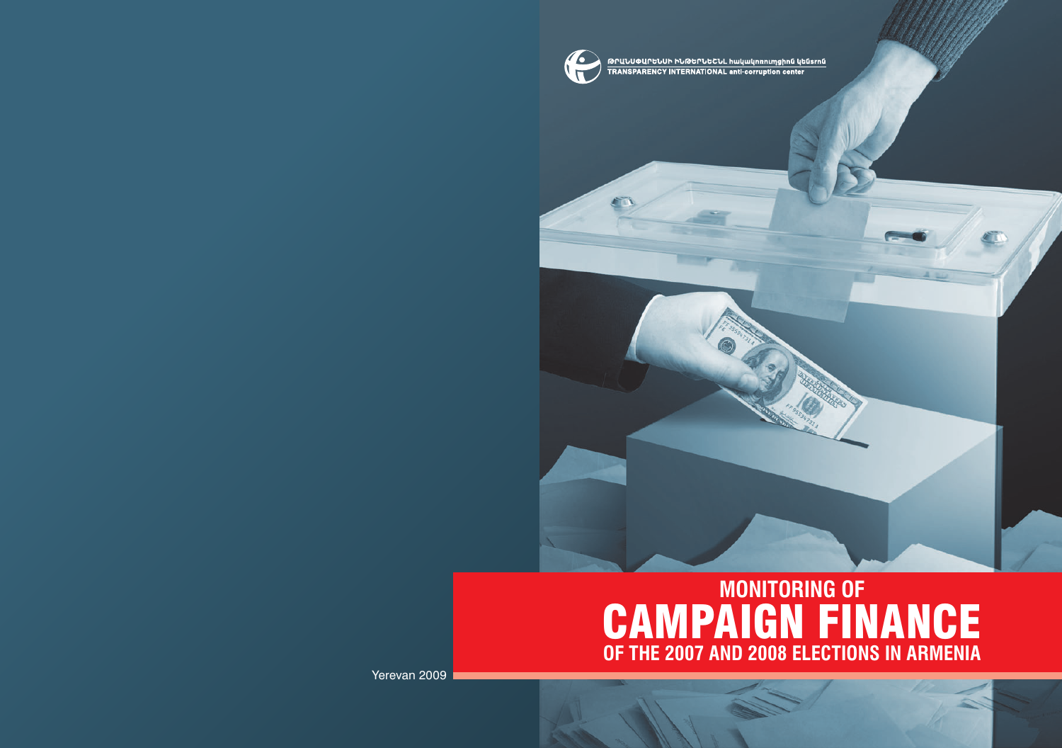ԹՐԱՆՍՓԱՐԵՆՍԻ ԻՆԹԵՐՆԵՇՆԼ հակակոռուպցիոն կենտրոն

TRANSPARENCY INTERNATIONAL anti-corruption center

# MONITORING OF CAMPAIGN FINANCE OF THE 2007 AND 2008 ELECTIONS IN ARMENIA

Yerevan 2009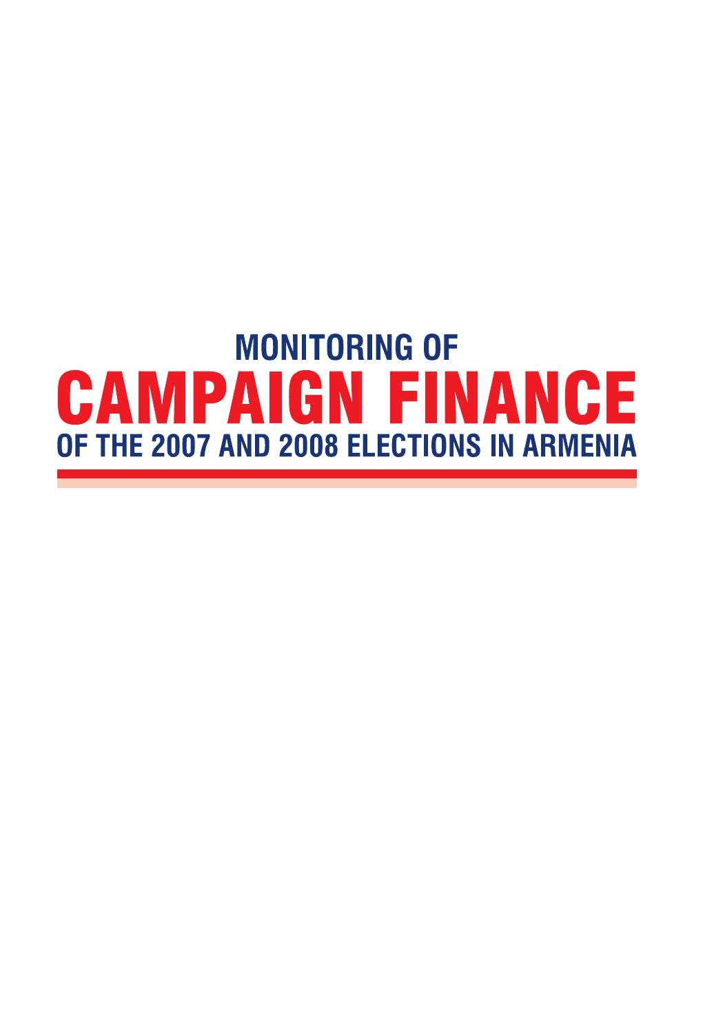# MONITORING OF CAMPAIGN FINANCE OF THE 2007 AND 2008 ELECTIONS IN ARMENIA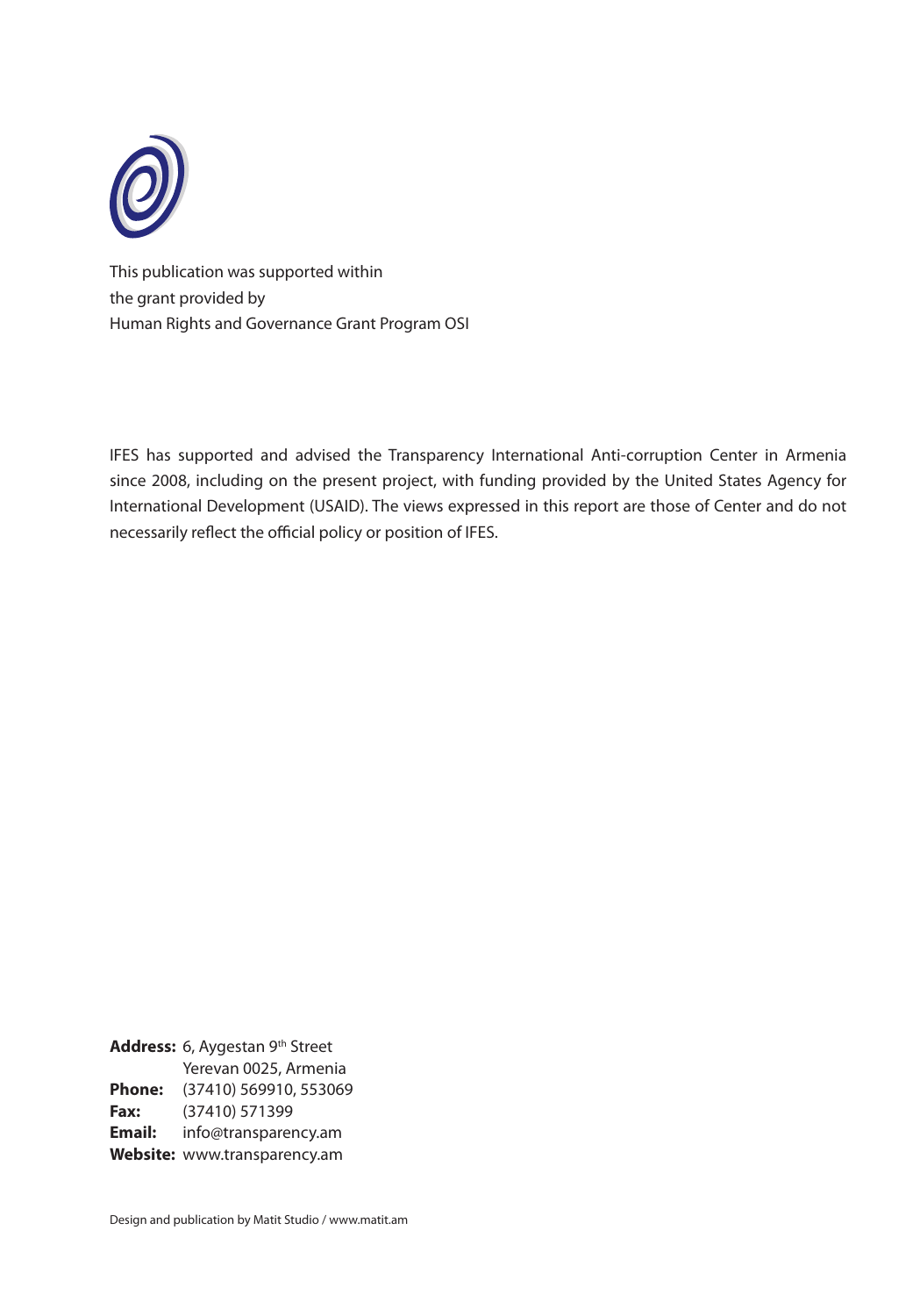This publication was supported within
the grant provided by
Human Rights and Governance Grant Program OSI

IFES has supported and advised the Transparency International Anti-corruption Center in Armenia since 2008, including on the present project, with funding provided by the United States Agency for International Development (USAID). The views expressed in this report are those of Center and do not necessarily reflect the official policy or position of IFES.

**Address:** 6, Aygestan 9th Street
Yerevan 0025, Armenia
**Phone:** (37410) 569910, 553069
**Fax:** (37410) 571399
**Email:** info@transparency.am
**Website:** www.transparency.am

Design and publication by Matit Studio / www.matit.am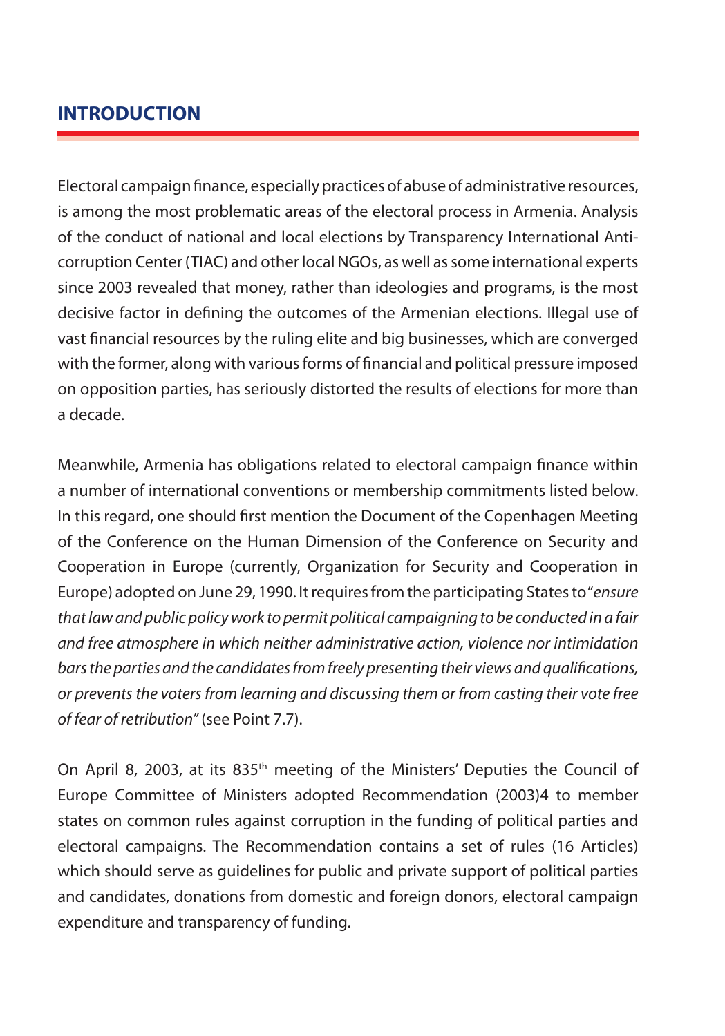## INTRODUCTION

Electoral campaign finance, especially practices of abuse of administrative resources, is among the most problematic areas of the electoral process in Armenia. Analysis of the conduct of national and local elections by Transparency International Anti-corruption Center (TIAC) and other local NGOs, as well as some international experts since 2003 revealed that money, rather than ideologies and programs, is the most decisive factor in defining the outcomes of the Armenian elections. Illegal use of vast financial resources by the ruling elite and big businesses, which are converged with the former, along with various forms of financial and political pressure imposed on opposition parties, has seriously distorted the results of elections for more than a decade.

Meanwhile, Armenia has obligations related to electoral campaign finance within a number of international conventions or membership commitments listed below. In this regard, one should first mention the Document of the Copenhagen Meeting of the Conference on the Human Dimension of the Conference on Security and Cooperation in Europe (currently, Organization for Security and Cooperation in Europe) adopted on June 29, 1990. It requires from the participating States to "*ensure that law and public policy work to permit political campaigning to be conducted in a fair and free atmosphere in which neither administrative action, violence nor intimidation bars the parties and the candidates from freely presenting their views and qualifications, or prevents the voters from learning and discussing them or from casting their vote free of fear of retribution*" (see Point 7.7).

On April 8, 2003, at its 835th meeting of the Ministers' Deputies the Council of Europe Committee of Ministers adopted Recommendation (2003)4 to member states on common rules against corruption in the funding of political parties and electoral campaigns. The Recommendation contains a set of rules (16 Articles) which should serve as guidelines for public and private support of political parties and candidates, donations from domestic and foreign donors, electoral campaign expenditure and transparency of funding.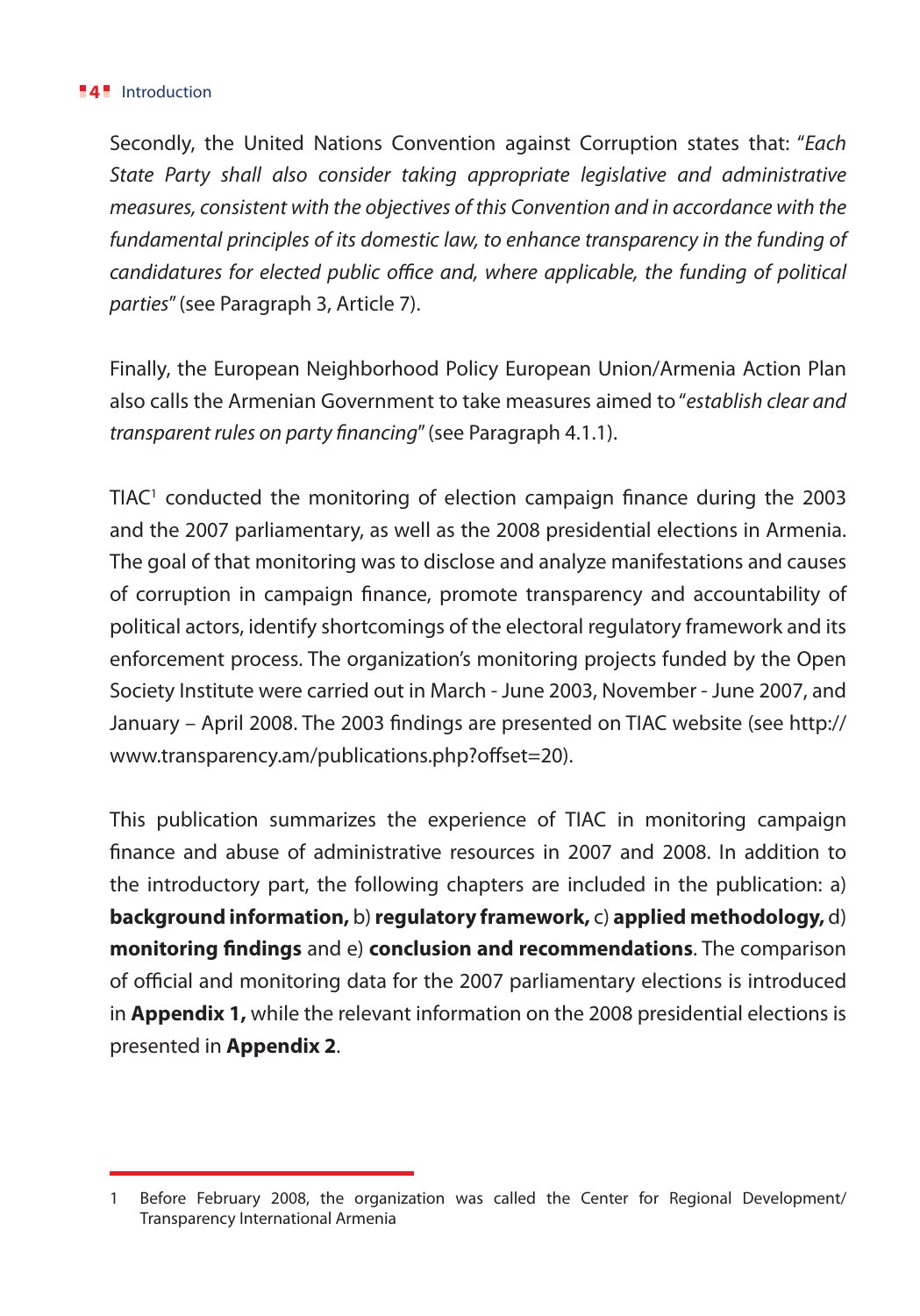Secondly, the United Nations Convention against Corruption states that: "*Each State Party shall also consider taking appropriate legislative and administrative measures, consistent with the objectives of this Convention and in accordance with the fundamental principles of its domestic law, to enhance transparency in the funding of candidatures for elected public office and, where applicable, the funding of political parties*" (see Paragraph 3, Article 7).

Finally, the European Neighborhood Policy European Union/Armenia Action Plan also calls the Armenian Government to take measures aimed to "*establish clear and transparent rules on party financing*" (see Paragraph 4.1.1).

TIAC[1] conducted the monitoring of election campaign finance during the 2003 and the 2007 parliamentary, as well as the 2008 presidential elections in Armenia. The goal of that monitoring was to disclose and analyze manifestations and causes of corruption in campaign finance, promote transparency and accountability of political actors, identify shortcomings of the electoral regulatory framework and its enforcement process. The organization's monitoring projects funded by the Open Society Institute were carried out in March - June 2003, November - June 2007, and January – April 2008. The 2003 findings are presented on TIAC website (see http://www.transparency.am/publications.php?offset=20).

This publication summarizes the experience of TIAC in monitoring campaign finance and abuse of administrative resources in 2007 and 2008. In addition to the introductory part, the following chapters are included in the publication: a) **background information,** b) **regulatory framework,** c) **applied methodology,** d) **monitoring findings** and e) **conclusion and recommendations**. The comparison of official and monitoring data for the 2007 parliamentary elections is introduced in **Appendix 1,** while the relevant information on the 2008 presidential elections is presented in **Appendix 2**.

1 Before February 2008, the organization was called the Center for Regional Development/ Transparency International Armenia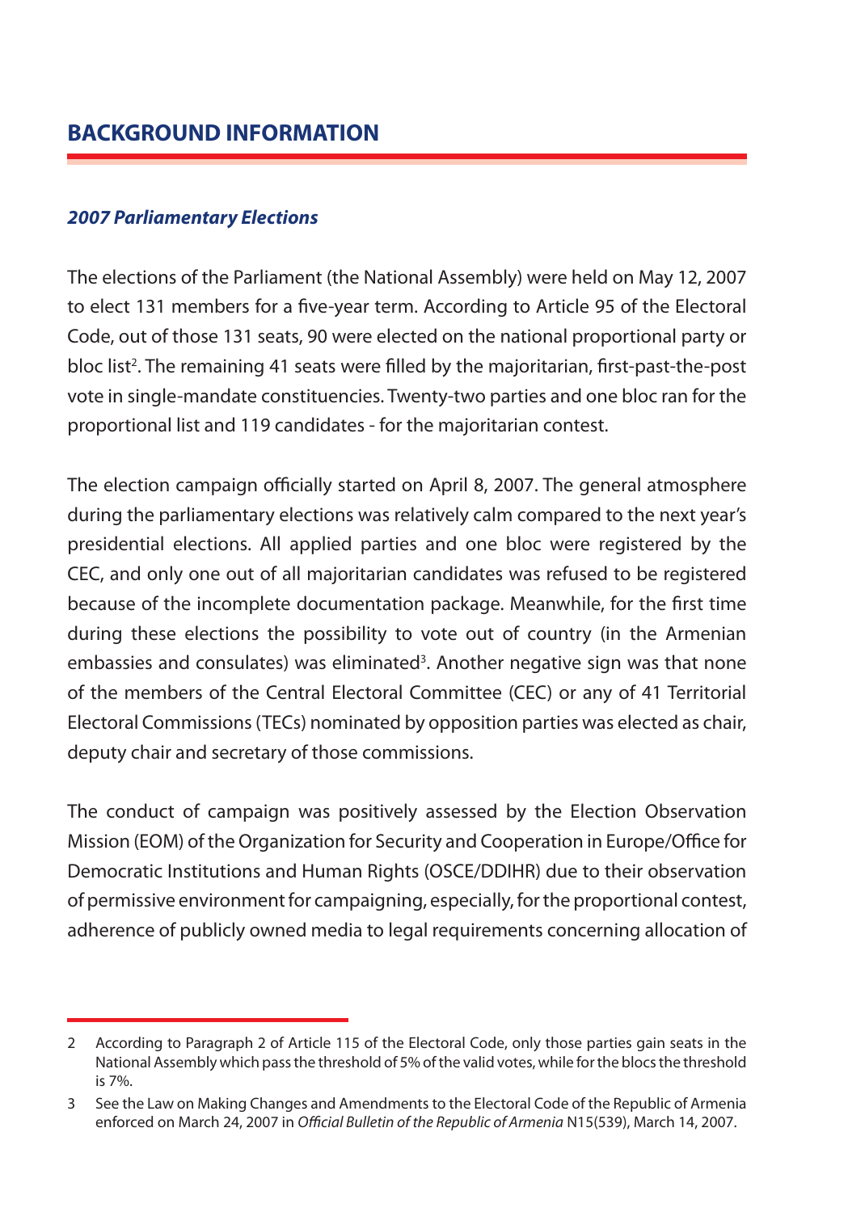## BACKGROUND INFORMATION

### *2007 Parliamentary Elections*

The elections of the Parliament (the National Assembly) were held on May 12, 2007 to elect 131 members for a five-year term. According to Article 95 of the Electoral Code, out of those 131 seats, 90 were elected on the national proportional party or bloc list[2]. The remaining 41 seats were filled by the majoritarian, first-past-the-post vote in single-mandate constituencies. Twenty-two parties and one bloc ran for the proportional list and 119 candidates - for the majoritarian contest.

The election campaign officially started on April 8, 2007. The general atmosphere during the parliamentary elections was relatively calm compared to the next year's presidential elections. All applied parties and one bloc were registered by the CEC, and only one out of all majoritarian candidates was refused to be registered because of the incomplete documentation package. Meanwhile, for the first time during these elections the possibility to vote out of country (in the Armenian embassies and consulates) was eliminated[3]. Another negative sign was that none of the members of the Central Electoral Committee (CEC) or any of 41 Territorial Electoral Commissions (TECs) nominated by opposition parties was elected as chair, deputy chair and secretary of those commissions.

The conduct of campaign was positively assessed by the Election Observation Mission (EOM) of the Organization for Security and Cooperation in Europe/Office for Democratic Institutions and Human Rights (OSCE/DDIHR) due to their observation of permissive environment for campaigning, especially, for the proportional contest, adherence of publicly owned media to legal requirements concerning allocation of

---

2 According to Paragraph 2 of Article 115 of the Electoral Code, only those parties gain seats in the National Assembly which pass the threshold of 5% of the valid votes, while for the blocs the threshold is 7%.

3 See the Law on Making Changes and Amendments to the Electoral Code of the Republic of Armenia enforced on March 24, 2007 in *Official Bulletin of the Republic of Armenia* N15(539), March 14, 2007.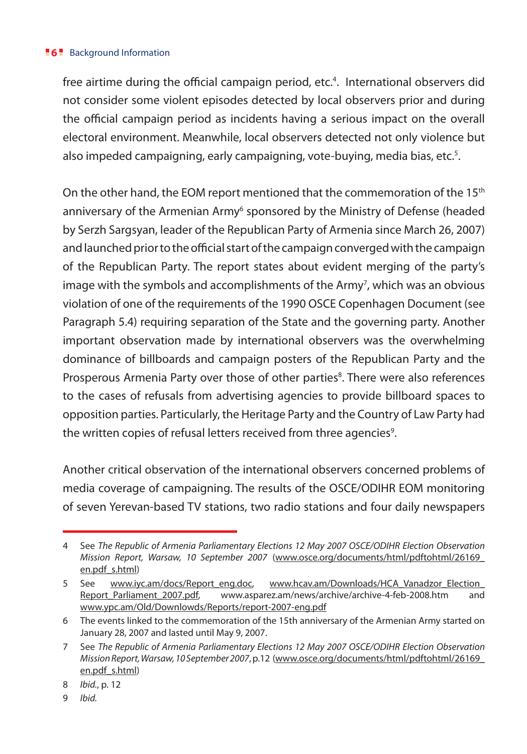free airtime during the official campaign period, etc.[4]. International observers did not consider some violent episodes detected by local observers prior and during the official campaign period as incidents having a serious impact on the overall electoral environment. Meanwhile, local observers detected not only violence but also impeded campaigning, early campaigning, vote-buying, media bias, etc.[5].

On the other hand, the EOM report mentioned that the commemoration of the 15th anniversary of the Armenian Army[6] sponsored by the Ministry of Defense (headed by Serzh Sargsyan, leader of the Republican Party of Armenia since March 26, 2007) and launched prior to the official start of the campaign converged with the campaign of the Republican Party. The report states about evident merging of the party's image with the symbols and accomplishments of the Army[7], which was an obvious violation of one of the requirements of the 1990 OSCE Copenhagen Document (see Paragraph 5.4) requiring separation of the State and the governing party. Another important observation made by international observers was the overwhelming dominance of billboards and campaign posters of the Republican Party and the Prosperous Armenia Party over those of other parties[8]. There were also references to the cases of refusals from advertising agencies to provide billboard spaces to opposition parties. Particularly, the Heritage Party and the Country of Law Party had the written copies of refusal letters received from three agencies[9].

Another critical observation of the international observers concerned problems of media coverage of campaigning. The results of the OSCE/ODIHR EOM monitoring of seven Yerevan-based TV stations, two radio stations and four daily newspapers

---

4 See *The Republic of Armenia Parliamentary Elections 12 May 2007 OSCE/ODIHR Election Observation Mission Report, Warsaw, 10 September 2007* (www.osce.org/documents/html/pdftohtml/26169_en.pdf_s.html)

5 See www.iyc.am/docs/Report_eng.doc, www.hcav.am/Downloads/HCA_Vanadzor_Election_Report_Parliament_2007.pdf, www.asparez.am/news/archive/archive-4-feb-2008.htm and www.ypc.am/Old/Downlowds/Reports/report-2007-eng.pdf

6 The events linked to the commemoration of the 15th anniversary of the Armenian Army started on January 28, 2007 and lasted until May 9, 2007.

7 See *The Republic of Armenia Parliamentary Elections 12 May 2007 OSCE/ODIHR Election Observation Mission Report, Warsaw, 10 September 2007*, p.12 (www.osce.org/documents/html/pdftohtml/26169_en.pdf_s.html)

8 *Ibid.*, p. 12

9 *Ibid.*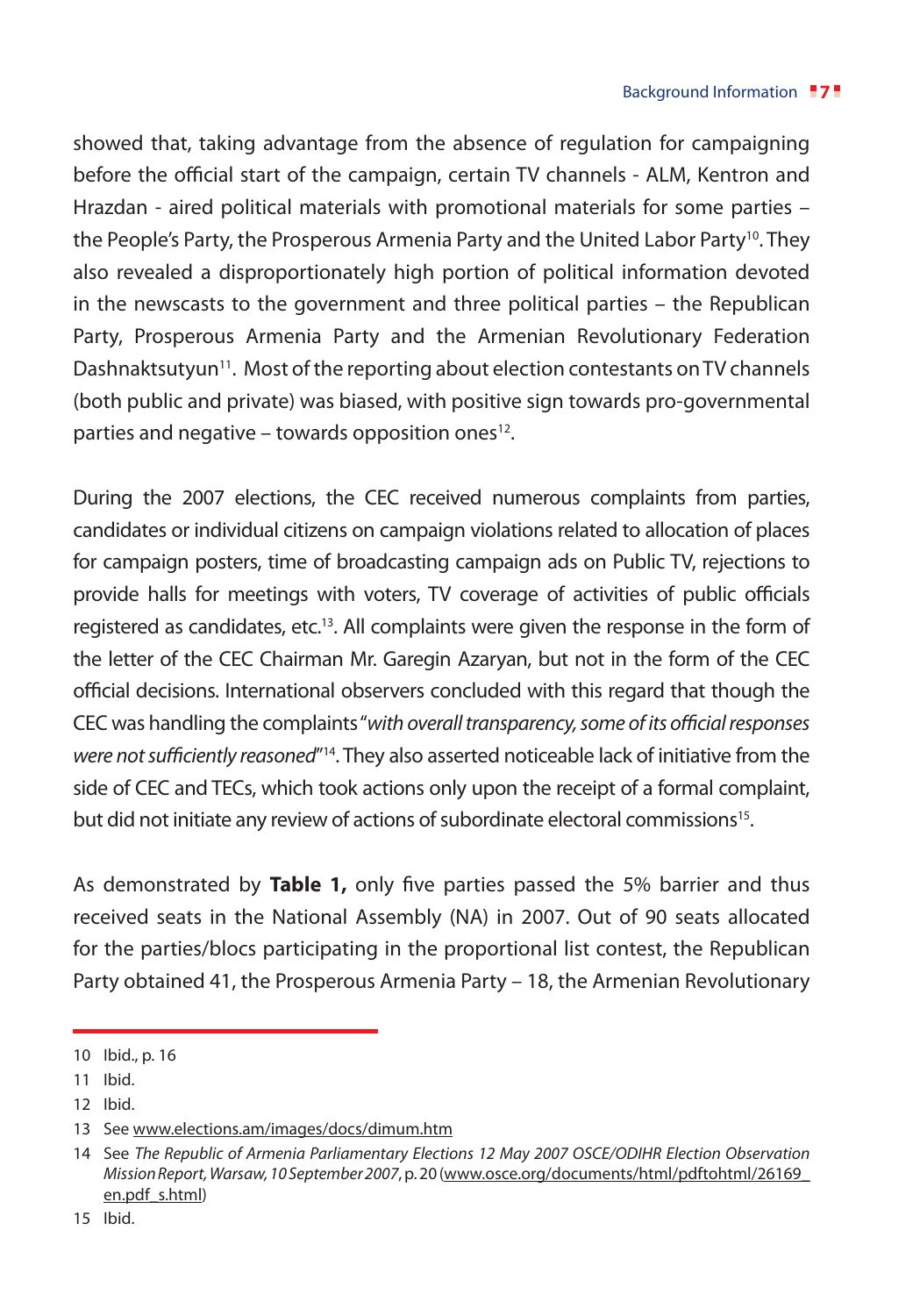showed that, taking advantage from the absence of regulation for campaigning before the official start of the campaign, certain TV channels - ALM, Kentron and Hrazdan - aired political materials with promotional materials for some parties – the People's Party, the Prosperous Armenia Party and the United Labor Party[10]. They also revealed a disproportionately high portion of political information devoted in the newscasts to the government and three political parties – the Republican Party, Prosperous Armenia Party and the Armenian Revolutionary Federation Dashnaktsutyun[11]. Most of the reporting about election contestants on TV channels (both public and private) was biased, with positive sign towards pro-governmental parties and negative – towards opposition ones[12].

During the 2007 elections, the CEC received numerous complaints from parties, candidates or individual citizens on campaign violations related to allocation of places for campaign posters, time of broadcasting campaign ads on Public TV, rejections to provide halls for meetings with voters, TV coverage of activities of public officials registered as candidates, etc.[13]. All complaints were given the response in the form of the letter of the CEC Chairman Mr. Garegin Azaryan, but not in the form of the CEC official decisions. International observers concluded with this regard that though the CEC was handling the complaints "*with overall transparency, some of its official responses were not sufficiently reasoned*"[14]. They also asserted noticeable lack of initiative from the side of CEC and TECs, which took actions only upon the receipt of a formal complaint, but did not initiate any review of actions of subordinate electoral commissions[15].

As demonstrated by **Table 1,** only five parties passed the 5% barrier and thus received seats in the National Assembly (NA) in 2007. Out of 90 seats allocated for the parties/blocs participating in the proportional list contest, the Republican Party obtained 41, the Prosperous Armenia Party – 18, the Armenian Revolutionary

---

10 Ibid., p. 16

11 Ibid.

12 Ibid.

13 See www.elections.am/images/docs/dimum.htm

14 See *The Republic of Armenia Parliamentary Elections 12 May 2007 OSCE/ODIHR Election Observation Mission Report, Warsaw, 10 September 2007*, p. 20 (www.osce.org/documents/html/pdftohtml/26169_en.pdf_s.html)

15 Ibid.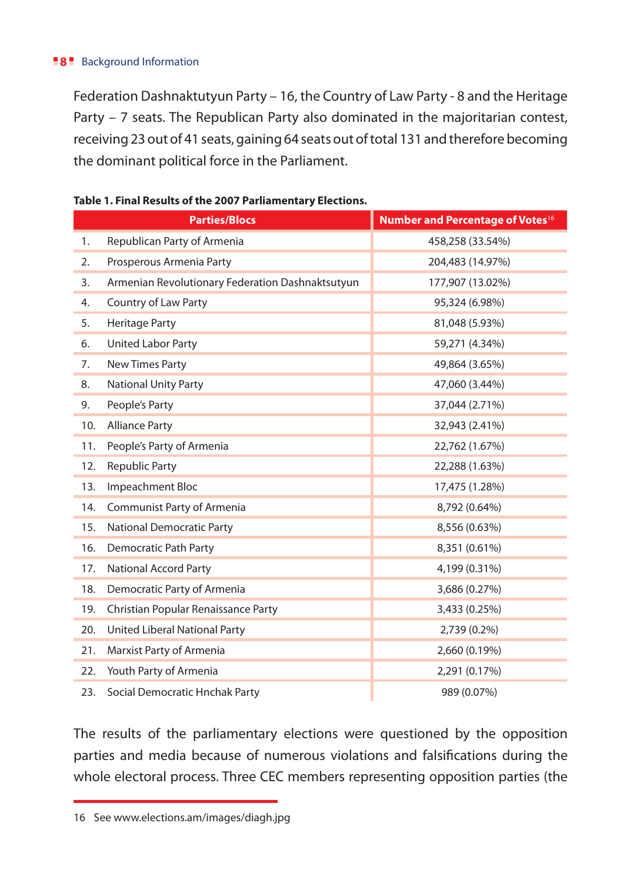Federation Dashnaktutyun Party – 16, the Country of Law Party - 8 and the Heritage Party – 7 seats. The Republican Party also dominated in the majoritarian contest, receiving 23 out of 41 seats, gaining 64 seats out of total 131 and therefore becoming the dominant political force in the Parliament.

**Table 1. Final Results of the 2007 Parliamentary Elections.**

| | Parties/Blocs | Number and Percentage of Votes[16] |
|---|---|---|
| 1. | Republican Party of Armenia | 458,258 (33.54%) |
| 2. | Prosperous Armenia Party | 204,483 (14.97%) |
| 3. | Armenian Revolutionary Federation Dashnaktsutyun | 177,907 (13.02%) |
| 4. | Country of Law Party | 95,324 (6.98%) |
| 5. | Heritage Party | 81,048 (5.93%) |
| 6. | United Labor Party | 59,271 (4.34%) |
| 7. | New Times Party | 49,864 (3.65%) |
| 8. | National Unity Party | 47,060 (3.44%) |
| 9. | People's Party | 37,044 (2.71%) |
| 10. | Alliance Party | 32,943 (2.41%) |
| 11. | People's Party of Armenia | 22,762 (1.67%) |
| 12. | Republic Party | 22,288 (1.63%) |
| 13. | Impeachment Bloc | 17,475 (1.28%) |
| 14. | Communist Party of Armenia | 8,792 (0.64%) |
| 15. | National Democratic Party | 8,556 (0.63%) |
| 16. | Democratic Path Party | 8,351 (0.61%) |
| 17. | National Accord Party | 4,199 (0.31%) |
| 18. | Democratic Party of Armenia | 3,686 (0.27%) |
| 19. | Christian Popular Renaissance Party | 3,433 (0.25%) |
| 20. | United Liberal National Party | 2,739 (0.2%) |
| 21. | Marxist Party of Armenia | 2,660 (0.19%) |
| 22. | Youth Party of Armenia | 2,291 (0.17%) |
| 23. | Social Democratic Hnchak Party | 989 (0.07%) |

The results of the parliamentary elections were questioned by the opposition parties and media because of numerous violations and falsifications during the whole electoral process. Three CEC members representing opposition parties (the

16 See www.elections.am/images/diagh.jpg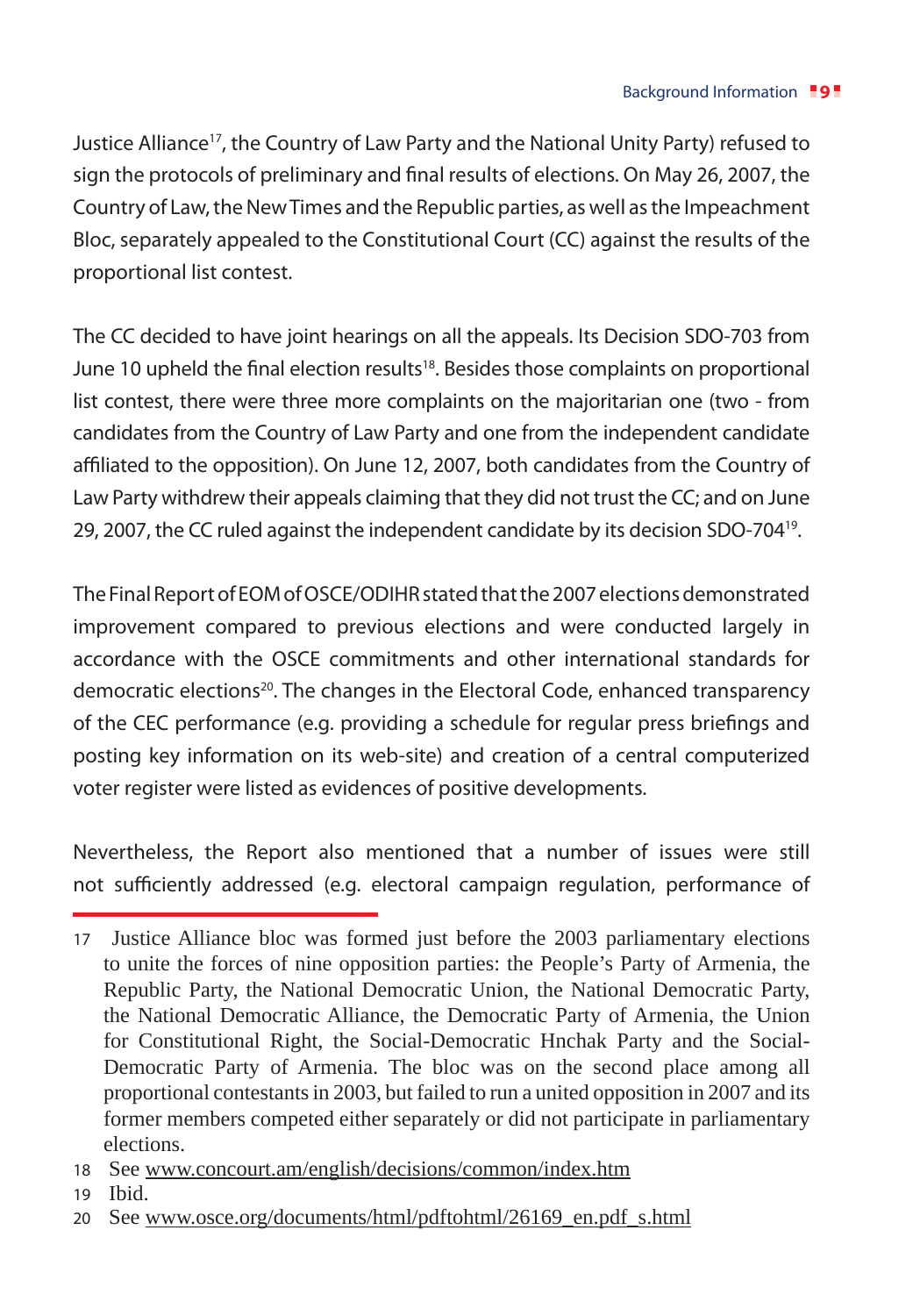Justice Alliance[17], the Country of Law Party and the National Unity Party) refused to sign the protocols of preliminary and final results of elections. On May 26, 2007, the Country of Law, the New Times and the Republic parties, as well as the Impeachment Bloc, separately appealed to the Constitutional Court (CC) against the results of the proportional list contest.

The CC decided to have joint hearings on all the appeals. Its Decision SDO-703 from June 10 upheld the final election results[18]. Besides those complaints on proportional list contest, there were three more complaints on the majoritarian one (two - from candidates from the Country of Law Party and one from the independent candidate affiliated to the opposition). On June 12, 2007, both candidates from the Country of Law Party withdrew their appeals claiming that they did not trust the CC; and on June 29, 2007, the CC ruled against the independent candidate by its decision SDO-704[19].

The Final Report of EOM of OSCE/ODIHR stated that the 2007 elections demonstrated improvement compared to previous elections and were conducted largely in accordance with the OSCE commitments and other international standards for democratic elections[20]. The changes in the Electoral Code, enhanced transparency of the CEC performance (e.g. providing a schedule for regular press briefings and posting key information on its web-site) and creation of a central computerized voter register were listed as evidences of positive developments.

Nevertheless, the Report also mentioned that a number of issues were still not sufficiently addressed (e.g. electoral campaign regulation, performance of

---

17 Justice Alliance bloc was formed just before the 2003 parliamentary elections to unite the forces of nine opposition parties: the People's Party of Armenia, the Republic Party, the National Democratic Union, the National Democratic Party, the National Democratic Alliance, the Democratic Party of Armenia, the Union for Constitutional Right, the Social-Democratic Hnchak Party and the Social-Democratic Party of Armenia. The bloc was on the second place among all proportional contestants in 2003, but failed to run a united opposition in 2007 and its former members competed either separately or did not participate in parliamentary elections.

18 See www.concourt.am/english/decisions/common/index.htm

19 Ibid.

20 See www.osce.org/documents/html/pdftohtml/26169_en.pdf_s.html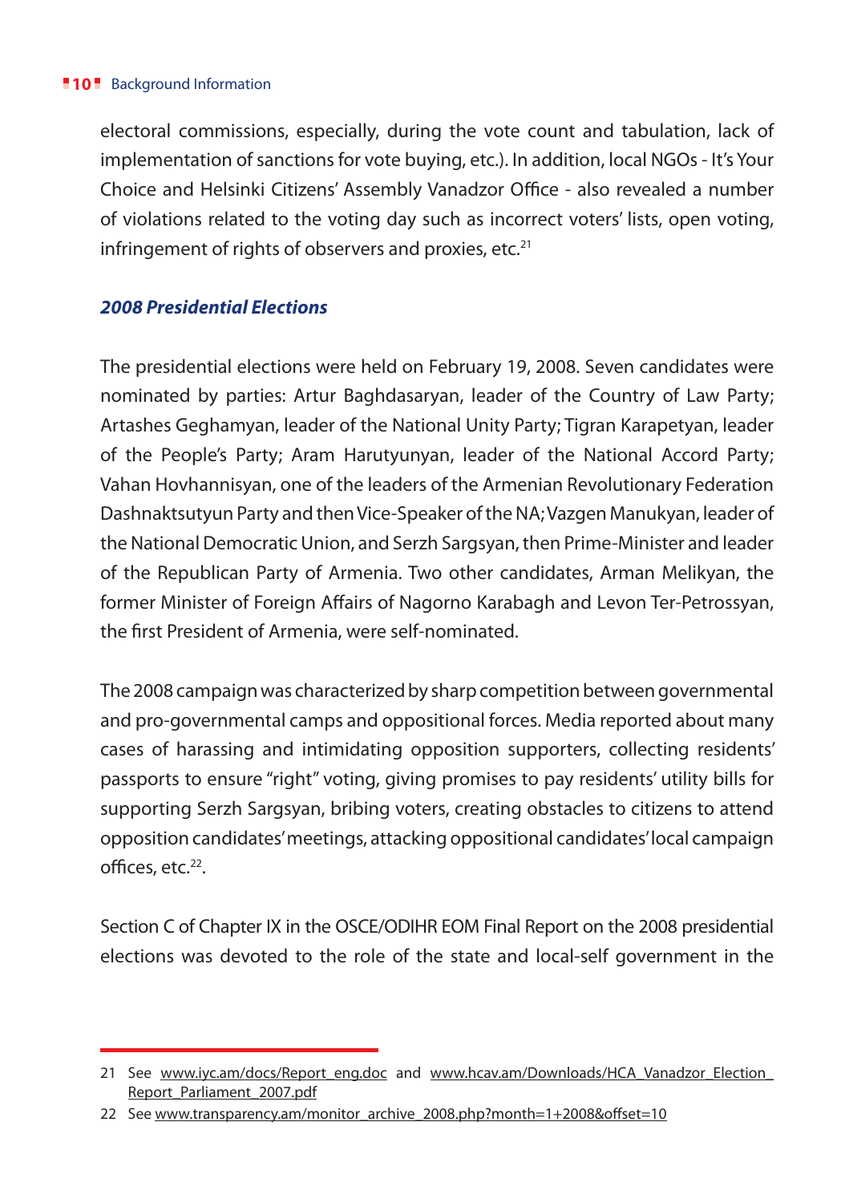electoral commissions, especially, during the vote count and tabulation, lack of implementation of sanctions for vote buying, etc.). In addition, local NGOs - It's Your Choice and Helsinki Citizens' Assembly Vanadzor Office - also revealed a number of violations related to the voting day such as incorrect voters' lists, open voting, infringement of rights of observers and proxies, etc.[21]

### *2008 Presidential Elections*

The presidential elections were held on February 19, 2008. Seven candidates were nominated by parties: Artur Baghdasaryan, leader of the Country of Law Party; Artashes Geghamyan, leader of the National Unity Party; Tigran Karapetyan, leader of the People's Party; Aram Harutyunyan, leader of the National Accord Party; Vahan Hovhannisyan, one of the leaders of the Armenian Revolutionary Federation Dashnaktsutyun Party and then Vice-Speaker of the NA; Vazgen Manukyan, leader of the National Democratic Union, and Serzh Sargsyan, then Prime-Minister and leader of the Republican Party of Armenia. Two other candidates, Arman Melikyan, the former Minister of Foreign Affairs of Nagorno Karabagh and Levon Ter-Petrossyan, the first President of Armenia, were self-nominated.

The 2008 campaign was characterized by sharp competition between governmental and pro-governmental camps and oppositional forces. Media reported about many cases of harassing and intimidating opposition supporters, collecting residents' passports to ensure "right" voting, giving promises to pay residents' utility bills for supporting Serzh Sargsyan, bribing voters, creating obstacles to citizens to attend opposition candidates' meetings, attacking oppositional candidates' local campaign offices, etc.[22].

Section C of Chapter IX in the OSCE/ODIHR EOM Final Report on the 2008 presidential elections was devoted to the role of the state and local-self government in the

---

21 See www.iyc.am/docs/Report_eng.doc and www.hcav.am/Downloads/HCA_Vanadzor_Election_Report_Parliament_2007.pdf

22 See www.transparency.am/monitor_archive_2008.php?month=1+2008&offset=10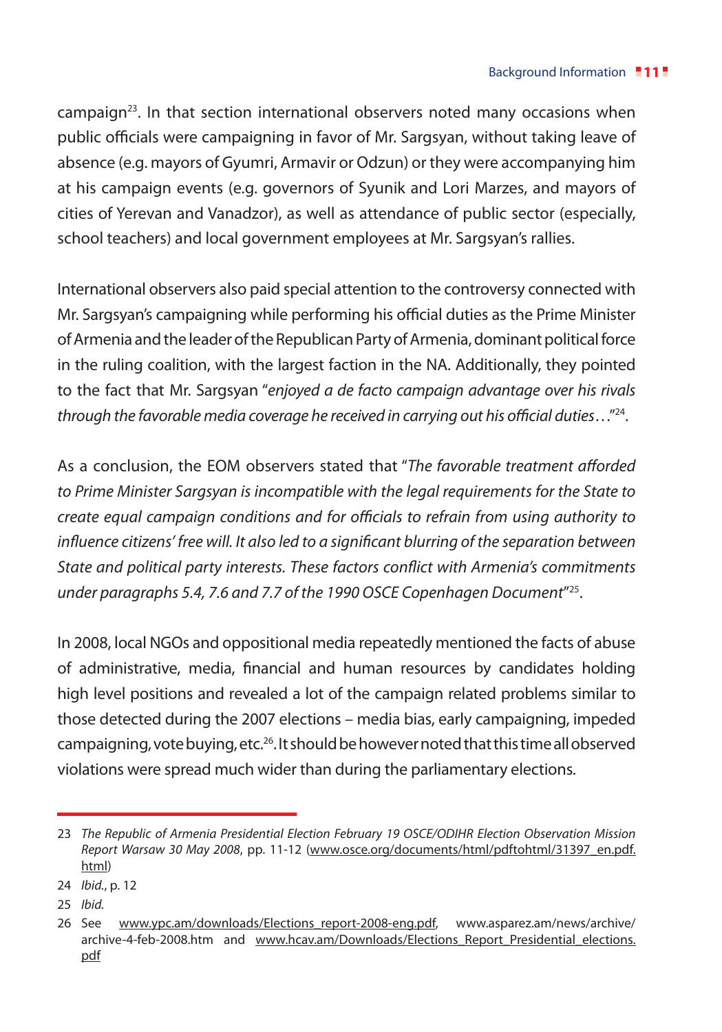campaign[23]. In that section international observers noted many occasions when public officials were campaigning in favor of Mr. Sargsyan, without taking leave of absence (e.g. mayors of Gyumri, Armavir or Odzun) or they were accompanying him at his campaign events (e.g. governors of Syunik and Lori Marzes, and mayors of cities of Yerevan and Vanadzor), as well as attendance of public sector (especially, school teachers) and local government employees at Mr. Sargsyan's rallies.

International observers also paid special attention to the controversy connected with Mr. Sargsyan's campaigning while performing his official duties as the Prime Minister of Armenia and the leader of the Republican Party of Armenia, dominant political force in the ruling coalition, with the largest faction in the NA. Additionally, they pointed to the fact that Mr. Sargsyan "*enjoyed a de facto campaign advantage over his rivals through the favorable media coverage he received in carrying out his official duties*…"[24].

As a conclusion, the EOM observers stated that "*The favorable treatment afforded to Prime Minister Sargsyan is incompatible with the legal requirements for the State to create equal campaign conditions and for officials to refrain from using authority to influence citizens' free will. It also led to a significant blurring of the separation between State and political party interests. These factors conflict with Armenia's commitments under paragraphs 5.4, 7.6 and 7.7 of the 1990 OSCE Copenhagen Document*"[25].

In 2008, local NGOs and oppositional media repeatedly mentioned the facts of abuse of administrative, media, financial and human resources by candidates holding high level positions and revealed a lot of the campaign related problems similar to those detected during the 2007 elections – media bias, early campaigning, impeded campaigning, vote buying, etc.[26]. It should be however noted that this time all observed violations were spread much wider than during the parliamentary elections.

---

23 *The Republic of Armenia Presidential Election February 19 OSCE/ODIHR Election Observation Mission Report Warsaw 30 May 2008*, pp. 11-12 (www.osce.org/documents/html/pdftohtml/31397_en.pdf.html)

24 *Ibid.*, p. 12

25 *Ibid.*

26 See www.ypc.am/downloads/Elections_report-2008-eng.pdf, www.asparez.am/news/archive/archive-4-feb-2008.htm and www.hcav.am/Downloads/Elections_Report_Presidential_elections.pdf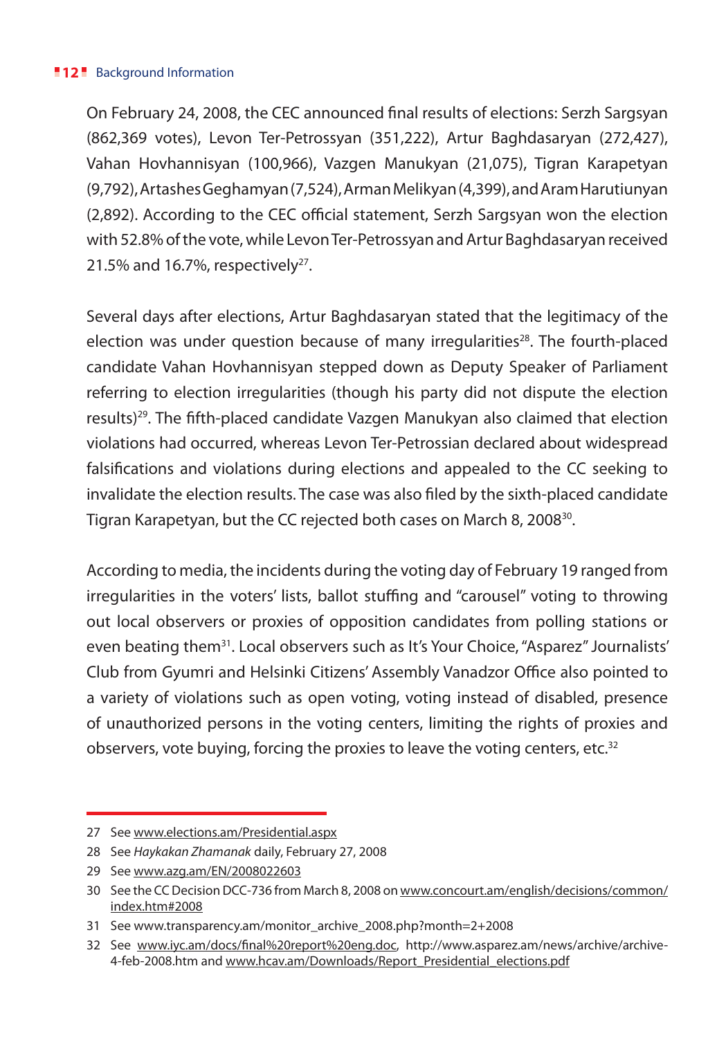On February 24, 2008, the CEC announced final results of elections: Serzh Sargsyan (862,369 votes), Levon Ter-Petrossyan (351,222), Artur Baghdasaryan (272,427), Vahan Hovhannisyan (100,966), Vazgen Manukyan (21,075), Tigran Karapetyan (9,792), Artashes Geghamyan (7,524), Arman Melikyan (4,399), and Aram Harutiunyan (2,892). According to the CEC official statement, Serzh Sargsyan won the election with 52.8% of the vote, while Levon Ter-Petrossyan and Artur Baghdasaryan received 21.5% and 16.7%, respectively[27].

Several days after elections, Artur Baghdasaryan stated that the legitimacy of the election was under question because of many irregularities[28]. The fourth-placed candidate Vahan Hovhannisyan stepped down as Deputy Speaker of Parliament referring to election irregularities (though his party did not dispute the election results)[29]. The fifth-placed candidate Vazgen Manukyan also claimed that election violations had occurred, whereas Levon Ter-Petrossian declared about widespread falsifications and violations during elections and appealed to the CC seeking to invalidate the election results. The case was also filed by the sixth-placed candidate Tigran Karapetyan, but the CC rejected both cases on March 8, 2008[30].

According to media, the incidents during the voting day of February 19 ranged from irregularities in the voters' lists, ballot stuffing and "carousel" voting to throwing out local observers or proxies of opposition candidates from polling stations or even beating them[31]. Local observers such as It's Your Choice, "Asparez" Journalists' Club from Gyumri and Helsinki Citizens' Assembly Vanadzor Office also pointed to a variety of violations such as open voting, voting instead of disabled, presence of unauthorized persons in the voting centers, limiting the rights of proxies and observers, vote buying, forcing the proxies to leave the voting centers, etc.[32]

---

27 See www.elections.am/Presidential.aspx

28 See *Haykakan Zhamanak* daily, February 27, 2008

29 See www.azg.am/EN/2008022603

30 See the CC Decision DCC-736 from March 8, 2008 on www.concourt.am/english/decisions/common/index.htm#2008

31 See www.transparency.am/monitor_archive_2008.php?month=2+2008

32 See www.iyc.am/docs/final%20report%20eng.doc, http://www.asparez.am/news/archive/archive-4-feb-2008.htm and www.hcav.am/Downloads/Report_Presidential_elections.pdf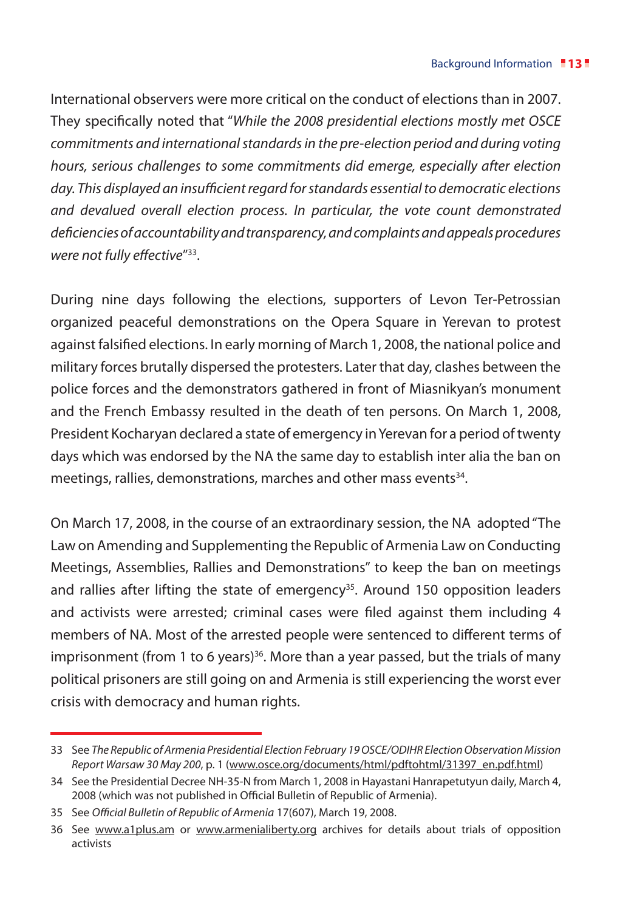International observers were more critical on the conduct of elections than in 2007. They specifically noted that "*While the 2008 presidential elections mostly met OSCE commitments and international standards in the pre-election period and during voting hours, serious challenges to some commitments did emerge, especially after election day. This displayed an insufficient regard for standards essential to democratic elections and devalued overall election process. In particular, the vote count demonstrated deficiencies of accountability and transparency, and complaints and appeals procedures were not fully effective*"[33].

During nine days following the elections, supporters of Levon Ter-Petrossian organized peaceful demonstrations on the Opera Square in Yerevan to protest against falsified elections. In early morning of March 1, 2008, the national police and military forces brutally dispersed the protesters. Later that day, clashes between the police forces and the demonstrators gathered in front of Miasnikyan's monument and the French Embassy resulted in the death of ten persons. On March 1, 2008, President Kocharyan declared a state of emergency in Yerevan for a period of twenty days which was endorsed by the NA the same day to establish inter alia the ban on meetings, rallies, demonstrations, marches and other mass events[34].

On March 17, 2008, in the course of an extraordinary session, the NA adopted "The Law on Amending and Supplementing the Republic of Armenia Law on Conducting Meetings, Assemblies, Rallies and Demonstrations" to keep the ban on meetings and rallies after lifting the state of emergency[35]. Around 150 opposition leaders and activists were arrested; criminal cases were filed against them including 4 members of NA. Most of the arrested people were sentenced to different terms of imprisonment (from 1 to 6 years)[36]. More than a year passed, but the trials of many political prisoners are still going on and Armenia is still experiencing the worst ever crisis with democracy and human rights.

---

33 See *The Republic of Armenia Presidential Election February 19 OSCE/ODIHR Election Observation Mission Report Warsaw 30 May 200*, p. 1 (www.osce.org/documents/html/pdftohtml/31397_en.pdf.html)

34 See the Presidential Decree NH-35-N from March 1, 2008 in Hayastani Hanrapetutyun daily, March 4, 2008 (which was not published in Official Bulletin of Republic of Armenia).

35 See *Official Bulletin of Republic of Armenia* 17(607), March 19, 2008.

36 See www.a1plus.am or www.armenialiberty.org archives for details about trials of opposition activists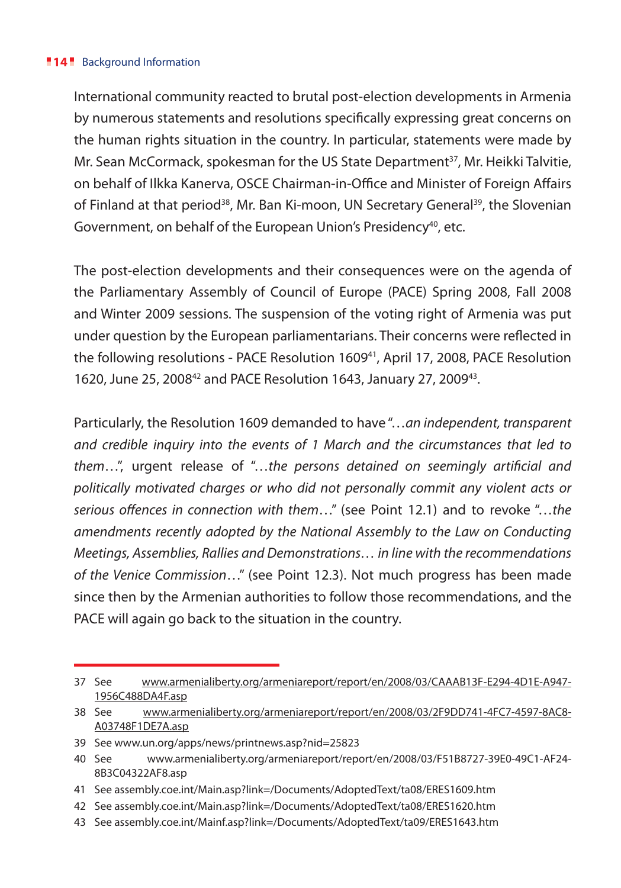International community reacted to brutal post-election developments in Armenia by numerous statements and resolutions specifically expressing great concerns on the human rights situation in the country. In particular, statements were made by Mr. Sean McCormack, spokesman for the US State Department[37], Mr. Heikki Talvitie, on behalf of Ilkka Kanerva, OSCE Chairman-in-Office and Minister of Foreign Affairs of Finland at that period[38], Mr. Ban Ki-moon, UN Secretary General[39], the Slovenian Government, on behalf of the European Union's Presidency[40], etc.

The post-election developments and their consequences were on the agenda of the Parliamentary Assembly of Council of Europe (PACE) Spring 2008, Fall 2008 and Winter 2009 sessions. The suspension of the voting right of Armenia was put under question by the European parliamentarians. Their concerns were reflected in the following resolutions - PACE Resolution 1609[41], April 17, 2008, PACE Resolution 1620, June 25, 2008[42] and PACE Resolution 1643, January 27, 2009[43].

Particularly, the Resolution 1609 demanded to have "*…an independent, transparent and credible inquiry into the events of 1 March and the circumstances that led to them…*", urgent release of "*…the persons detained on seemingly artificial and politically motivated charges or who did not personally commit any violent acts or serious offences in connection with them…*" (see Point 12.1) and to revoke "*…the amendments recently adopted by the National Assembly to the Law on Conducting Meetings, Assemblies, Rallies and Demonstrations… in line with the recommendations of the Venice Commission…*" (see Point 12.3). Not much progress has been made since then by the Armenian authorities to follow those recommendations, and the PACE will again go back to the situation in the country.

---

37 See www.armenialiberty.org/armeniareport/report/en/2008/03/CAAAB13F-E294-4D1E-A947-1956C488DA4F.asp

38 See www.armenialiberty.org/armeniareport/report/en/2008/03/2F9DD741-4FC7-4597-8AC8-A03748F1DE7A.asp

39 See www.un.org/apps/news/printnews.asp?nid=25823

40 See www.armenialiberty.org/armeniareport/report/en/2008/03/F51B8727-39E0-49C1-AF24-8B3C04322AF8.asp

41 See assembly.coe.int/Main.asp?link=/Documents/AdoptedText/ta08/ERES1609.htm

42 See assembly.coe.int/Main.asp?link=/Documents/AdoptedText/ta08/ERES1620.htm

43 See assembly.coe.int/Mainf.asp?link=/Documents/AdoptedText/ta09/ERES1643.htm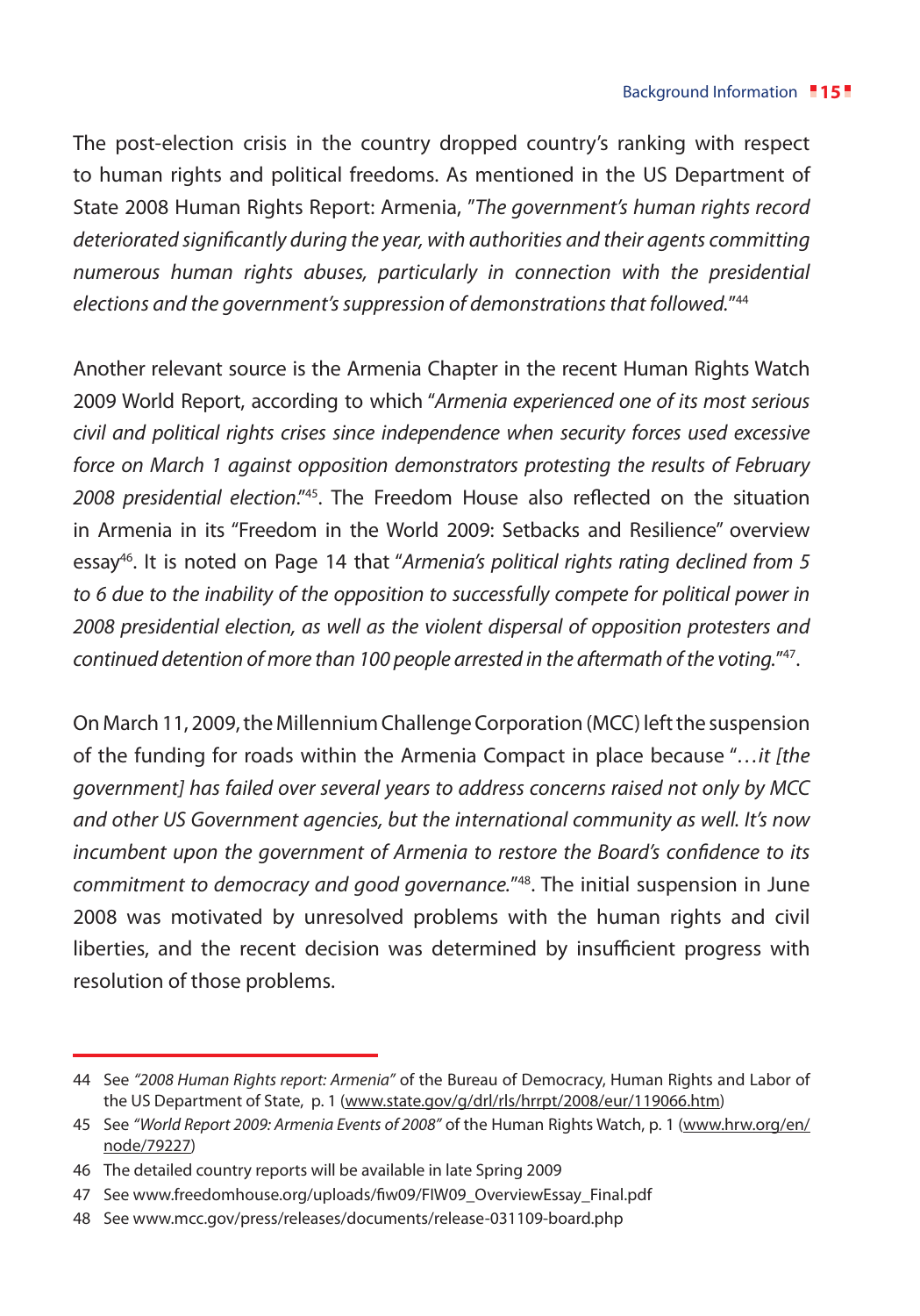The post-election crisis in the country dropped country's ranking with respect to human rights and political freedoms. As mentioned in the US Department of State 2008 Human Rights Report: Armenia, "*The government's human rights record deteriorated significantly during the year, with authorities and their agents committing numerous human rights abuses, particularly in connection with the presidential elections and the government's suppression of demonstrations that followed.*"[44]

Another relevant source is the Armenia Chapter in the recent Human Rights Watch 2009 World Report, according to which "*Armenia experienced one of its most serious civil and political rights crises since independence when security forces used excessive force on March 1 against opposition demonstrators protesting the results of February 2008 presidential election.*"[45]. The Freedom House also reflected on the situation in Armenia in its "Freedom in the World 2009: Setbacks and Resilience" overview essay[46]. It is noted on Page 14 that "*Armenia's political rights rating declined from 5 to 6 due to the inability of the opposition to successfully compete for political power in 2008 presidential election, as well as the violent dispersal of opposition protesters and continued detention of more than 100 people arrested in the aftermath of the voting.*"[47].

On March 11, 2009, the Millennium Challenge Corporation (MCC) left the suspension of the funding for roads within the Armenia Compact in place because "*…it [the government] has failed over several years to address concerns raised not only by MCC and other US Government agencies, but the international community as well. It's now incumbent upon the government of Armenia to restore the Board's confidence to its commitment to democracy and good governance.*"[48]. The initial suspension in June 2008 was motivated by unresolved problems with the human rights and civil liberties, and the recent decision was determined by insufficient progress with resolution of those problems.

---

44 See *"2008 Human Rights report: Armenia"* of the Bureau of Democracy, Human Rights and Labor of the US Department of State, p. 1 (www.state.gov/g/drl/rls/hrrpt/2008/eur/119066.htm)

45 See *"World Report 2009: Armenia Events of 2008"* of the Human Rights Watch, p. 1 (www.hrw.org/en/node/79227)

46 The detailed country reports will be available in late Spring 2009

47 See www.freedomhouse.org/uploads/fiw09/FIW09_OverviewEssay_Final.pdf

48 See www.mcc.gov/press/releases/documents/release-031109-board.php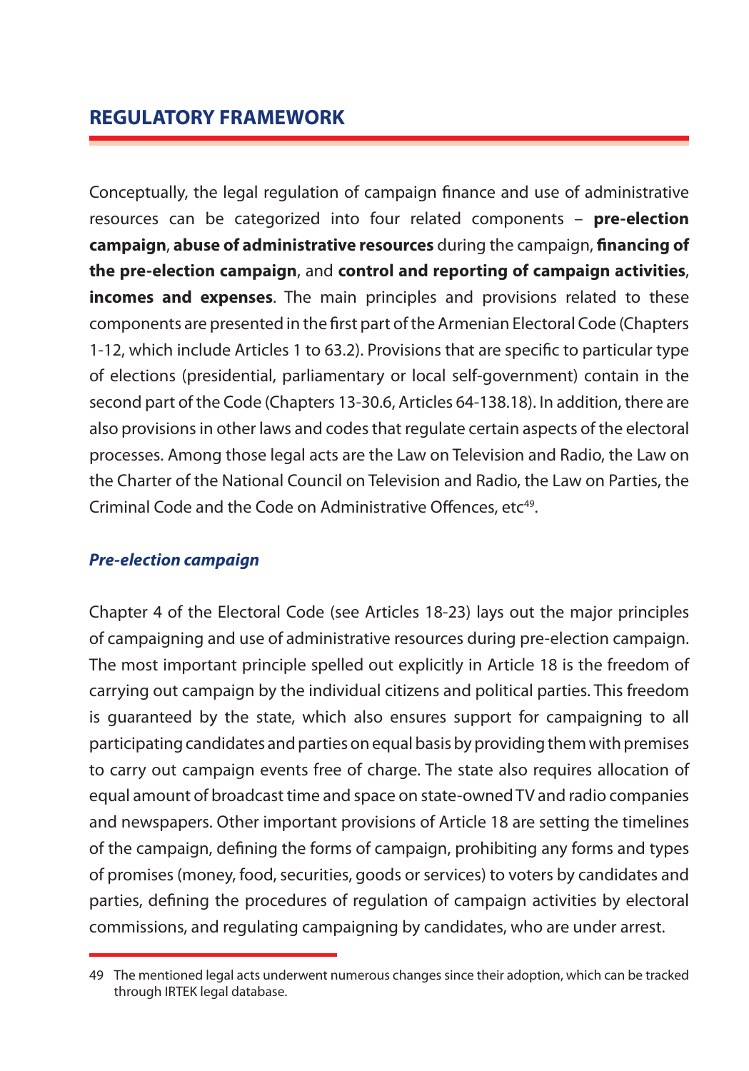## REGULATORY FRAMEWORK

Conceptually, the legal regulation of campaign finance and use of administrative resources can be categorized into four related components – **pre-election campaign**, **abuse of administrative resources** during the campaign, **financing of the pre-election campaign**, and **control and reporting of campaign activities**, **incomes and expenses**. The main principles and provisions related to these components are presented in the first part of the Armenian Electoral Code (Chapters 1-12, which include Articles 1 to 63.2). Provisions that are specific to particular type of elections (presidential, parliamentary or local self-government) contain in the second part of the Code (Chapters 13-30.6, Articles 64-138.18). In addition, there are also provisions in other laws and codes that regulate certain aspects of the electoral processes. Among those legal acts are the Law on Television and Radio, the Law on the Charter of the National Council on Television and Radio, the Law on Parties, the Criminal Code and the Code on Administrative Offences, etc[49].

### *Pre-election campaign*

Chapter 4 of the Electoral Code (see Articles 18-23) lays out the major principles of campaigning and use of administrative resources during pre-election campaign. The most important principle spelled out explicitly in Article 18 is the freedom of carrying out campaign by the individual citizens and political parties. This freedom is guaranteed by the state, which also ensures support for campaigning to all participating candidates and parties on equal basis by providing them with premises to carry out campaign events free of charge. The state also requires allocation of equal amount of broadcast time and space on state-owned TV and radio companies and newspapers. Other important provisions of Article 18 are setting the timelines of the campaign, defining the forms of campaign, prohibiting any forms and types of promises (money, food, securities, goods or services) to voters by candidates and parties, defining the procedures of regulation of campaign activities by electoral commissions, and regulating campaigning by candidates, who are under arrest.

---

49 The mentioned legal acts underwent numerous changes since their adoption, which can be tracked through IRTEK legal database.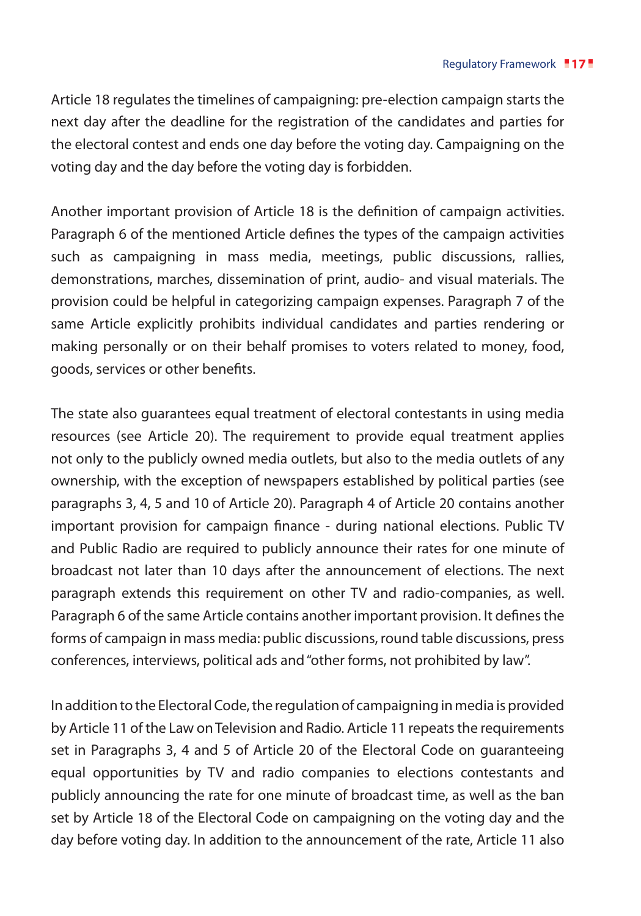Article 18 regulates the timelines of campaigning: pre-election campaign starts the next day after the deadline for the registration of the candidates and parties for the electoral contest and ends one day before the voting day. Campaigning on the voting day and the day before the voting day is forbidden.

Another important provision of Article 18 is the definition of campaign activities. Paragraph 6 of the mentioned Article defines the types of the campaign activities such as campaigning in mass media, meetings, public discussions, rallies, demonstrations, marches, dissemination of print, audio- and visual materials. The provision could be helpful in categorizing campaign expenses. Paragraph 7 of the same Article explicitly prohibits individual candidates and parties rendering or making personally or on their behalf promises to voters related to money, food, goods, services or other benefits.

The state also guarantees equal treatment of electoral contestants in using media resources (see Article 20). The requirement to provide equal treatment applies not only to the publicly owned media outlets, but also to the media outlets of any ownership, with the exception of newspapers established by political parties (see paragraphs 3, 4, 5 and 10 of Article 20). Paragraph 4 of Article 20 contains another important provision for campaign finance - during national elections. Public TV and Public Radio are required to publicly announce their rates for one minute of broadcast not later than 10 days after the announcement of elections. The next paragraph extends this requirement on other TV and radio-companies, as well. Paragraph 6 of the same Article contains another important provision. It defines the forms of campaign in mass media: public discussions, round table discussions, press conferences, interviews, political ads and "other forms, not prohibited by law".

In addition to the Electoral Code, the regulation of campaigning in media is provided by Article 11 of the Law on Television and Radio. Article 11 repeats the requirements set in Paragraphs 3, 4 and 5 of Article 20 of the Electoral Code on guaranteeing equal opportunities by TV and radio companies to elections contestants and publicly announcing the rate for one minute of broadcast time, as well as the ban set by Article 18 of the Electoral Code on campaigning on the voting day and the day before voting day. In addition to the announcement of the rate, Article 11 also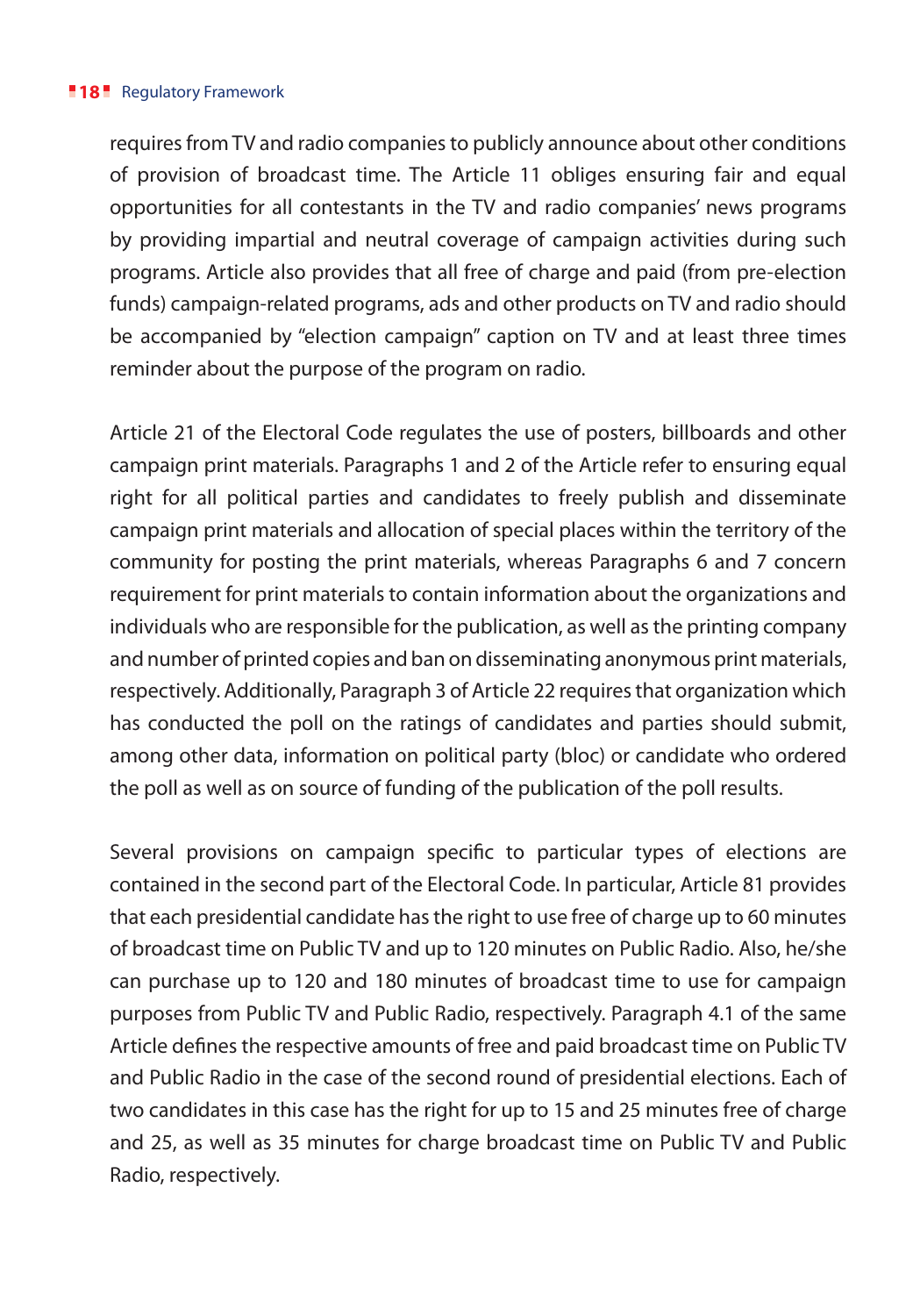requires from TV and radio companies to publicly announce about other conditions of provision of broadcast time. The Article 11 obliges ensuring fair and equal opportunities for all contestants in the TV and radio companies' news programs by providing impartial and neutral coverage of campaign activities during such programs. Article also provides that all free of charge and paid (from pre-election funds) campaign-related programs, ads and other products on TV and radio should be accompanied by "election campaign" caption on TV and at least three times reminder about the purpose of the program on radio.

Article 21 of the Electoral Code regulates the use of posters, billboards and other campaign print materials. Paragraphs 1 and 2 of the Article refer to ensuring equal right for all political parties and candidates to freely publish and disseminate campaign print materials and allocation of special places within the territory of the community for posting the print materials, whereas Paragraphs 6 and 7 concern requirement for print materials to contain information about the organizations and individuals who are responsible for the publication, as well as the printing company and number of printed copies and ban on disseminating anonymous print materials, respectively. Additionally, Paragraph 3 of Article 22 requires that organization which has conducted the poll on the ratings of candidates and parties should submit, among other data, information on political party (bloc) or candidate who ordered the poll as well as on source of funding of the publication of the poll results.

Several provisions on campaign specific to particular types of elections are contained in the second part of the Electoral Code. In particular, Article 81 provides that each presidential candidate has the right to use free of charge up to 60 minutes of broadcast time on Public TV and up to 120 minutes on Public Radio. Also, he/she can purchase up to 120 and 180 minutes of broadcast time to use for campaign purposes from Public TV and Public Radio, respectively. Paragraph 4.1 of the same Article defines the respective amounts of free and paid broadcast time on Public TV and Public Radio in the case of the second round of presidential elections. Each of two candidates in this case has the right for up to 15 and 25 minutes free of charge and 25, as well as 35 minutes for charge broadcast time on Public TV and Public Radio, respectively.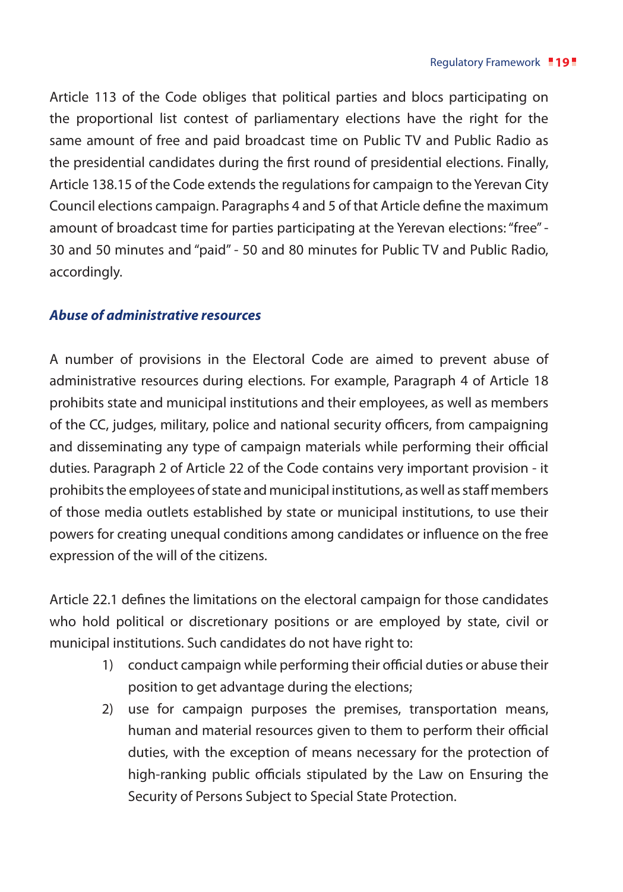Article 113 of the Code obliges that political parties and blocs participating on the proportional list contest of parliamentary elections have the right for the same amount of free and paid broadcast time on Public TV and Public Radio as the presidential candidates during the first round of presidential elections. Finally, Article 138.15 of the Code extends the regulations for campaign to the Yerevan City Council elections campaign. Paragraphs 4 and 5 of that Article define the maximum amount of broadcast time for parties participating at the Yerevan elections: "free" - 30 and 50 minutes and "paid" - 50 and 80 minutes for Public TV and Public Radio, accordingly.

***Abuse of administrative resources***

A number of provisions in the Electoral Code are aimed to prevent abuse of administrative resources during elections. For example, Paragraph 4 of Article 18 prohibits state and municipal institutions and their employees, as well as members of the CC, judges, military, police and national security officers, from campaigning and disseminating any type of campaign materials while performing their official duties. Paragraph 2 of Article 22 of the Code contains very important provision - it prohibits the employees of state and municipal institutions, as well as staff members of those media outlets established by state or municipal institutions, to use their powers for creating unequal conditions among candidates or influence on the free expression of the will of the citizens.

Article 22.1 defines the limitations on the electoral campaign for those candidates who hold political or discretionary positions or are employed by state, civil or municipal institutions. Such candidates do not have right to:

1) conduct campaign while performing their official duties or abuse their position to get advantage during the elections;
2) use for campaign purposes the premises, transportation means, human and material resources given to them to perform their official duties, with the exception of means necessary for the protection of high-ranking public officials stipulated by the Law on Ensuring the Security of Persons Subject to Special State Protection.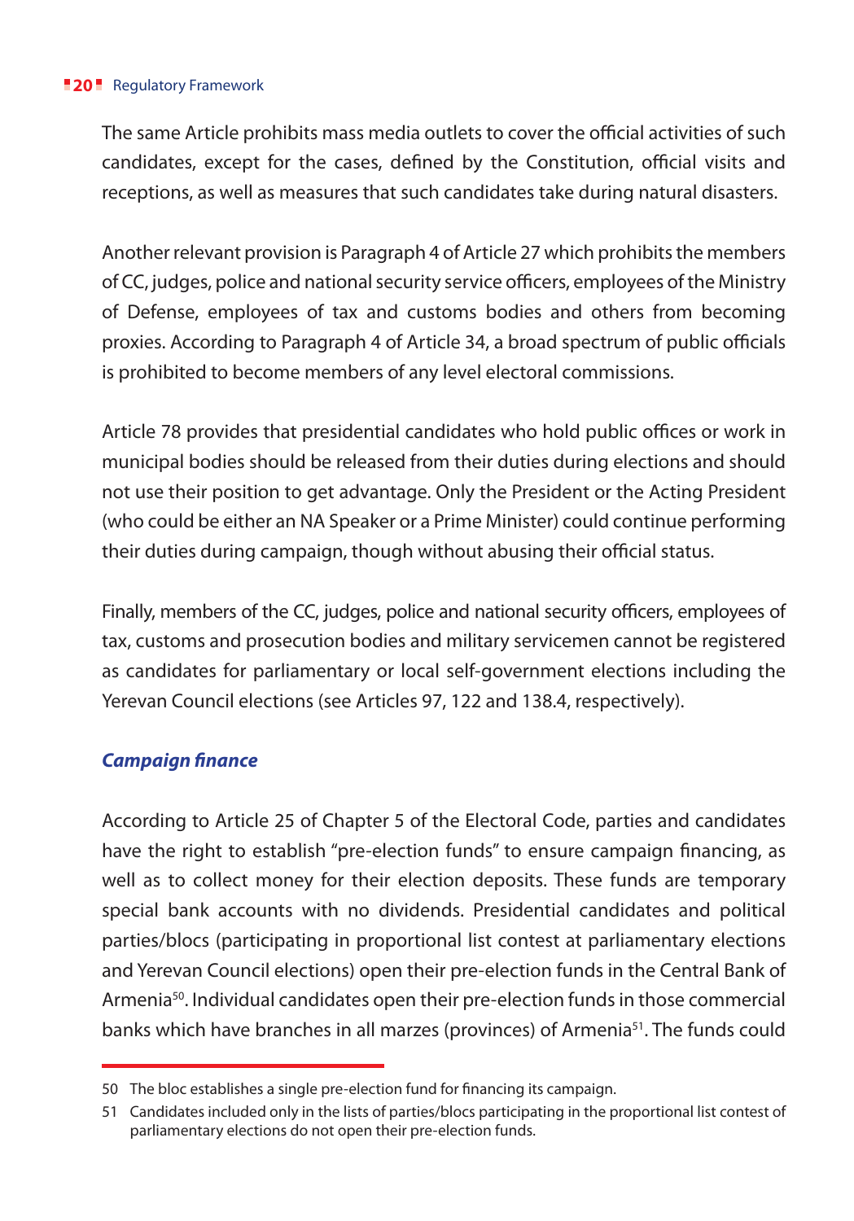The same Article prohibits mass media outlets to cover the official activities of such candidates, except for the cases, defined by the Constitution, official visits and receptions, as well as measures that such candidates take during natural disasters.

Another relevant provision is Paragraph 4 of Article 27 which prohibits the members of CC, judges, police and national security service officers, employees of the Ministry of Defense, employees of tax and customs bodies and others from becoming proxies. According to Paragraph 4 of Article 34, a broad spectrum of public officials is prohibited to become members of any level electoral commissions.

Article 78 provides that presidential candidates who hold public offices or work in municipal bodies should be released from their duties during elections and should not use their position to get advantage. Only the President or the Acting President (who could be either an NA Speaker or a Prime Minister) could continue performing their duties during campaign, though without abusing their official status.

Finally, members of the CC, judges, police and national security officers, employees of tax, customs and prosecution bodies and military servicemen cannot be registered as candidates for parliamentary or local self-government elections including the Yerevan Council elections (see Articles 97, 122 and 138.4, respectively).

### *Campaign finance*

According to Article 25 of Chapter 5 of the Electoral Code, parties and candidates have the right to establish "pre-election funds" to ensure campaign financing, as well as to collect money for their election deposits. These funds are temporary special bank accounts with no dividends. Presidential candidates and political parties/blocs (participating in proportional list contest at parliamentary elections and Yerevan Council elections) open their pre-election funds in the Central Bank of Armenia[50]. Individual candidates open their pre-election funds in those commercial banks which have branches in all marzes (provinces) of Armenia[51]. The funds could

---

50 The bloc establishes a single pre-election fund for financing its campaign.

51 Candidates included only in the lists of parties/blocs participating in the proportional list contest of parliamentary elections do not open their pre-election funds.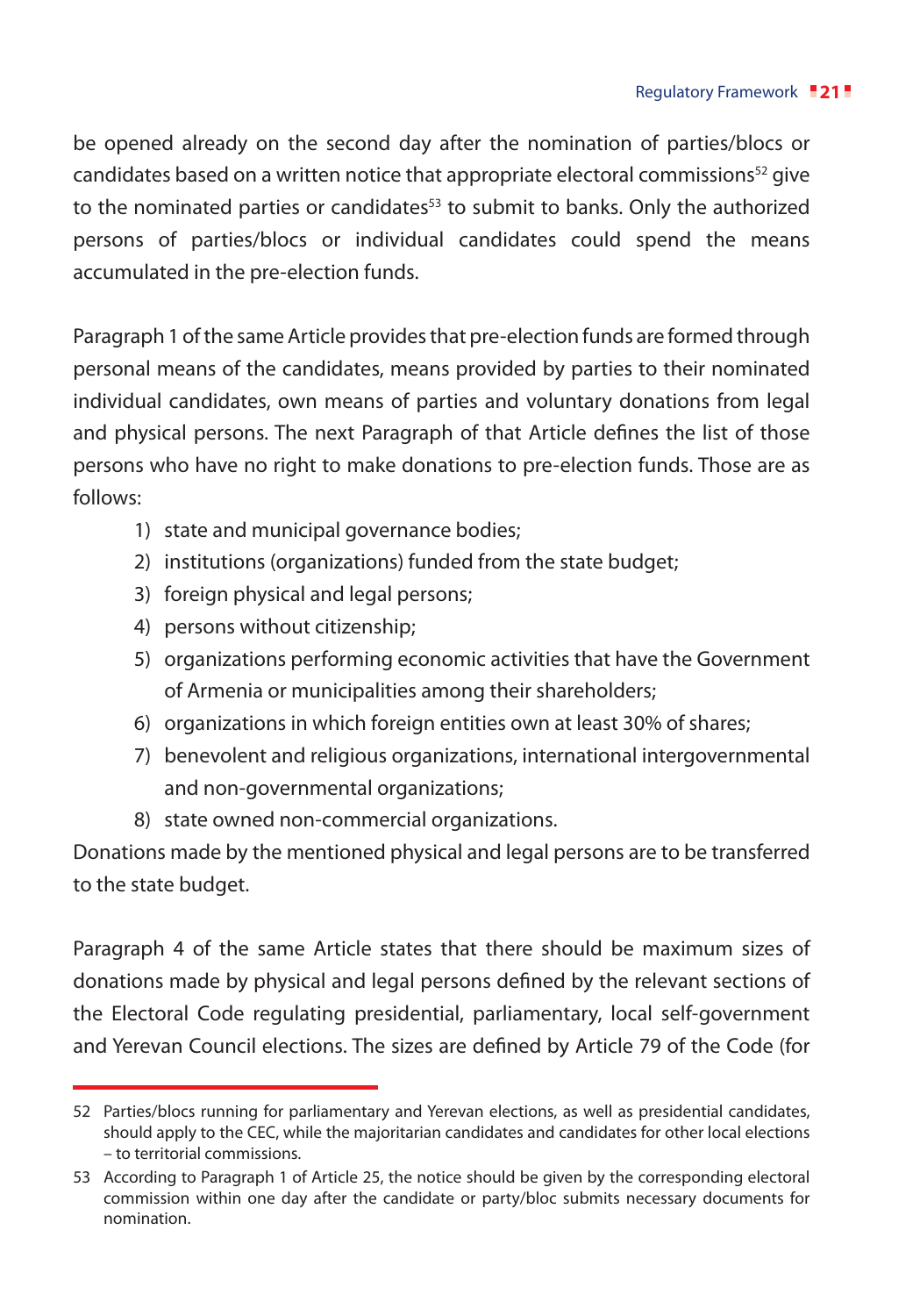be opened already on the second day after the nomination of parties/blocs or candidates based on a written notice that appropriate electoral commissions[52] give to the nominated parties or candidates[53] to submit to banks. Only the authorized persons of parties/blocs or individual candidates could spend the means accumulated in the pre-election funds.

Paragraph 1 of the same Article provides that pre-election funds are formed through personal means of the candidates, means provided by parties to their nominated individual candidates, own means of parties and voluntary donations from legal and physical persons. The next Paragraph of that Article defines the list of those persons who have no right to make donations to pre-election funds. Those are as follows:

1) state and municipal governance bodies;
2) institutions (organizations) funded from the state budget;
3) foreign physical and legal persons;
4) persons without citizenship;
5) organizations performing economic activities that have the Government of Armenia or municipalities among their shareholders;
6) organizations in which foreign entities own at least 30% of shares;
7) benevolent and religious organizations, international intergovernmental and non-governmental organizations;
8) state owned non-commercial organizations.

Donations made by the mentioned physical and legal persons are to be transferred to the state budget.

Paragraph 4 of the same Article states that there should be maximum sizes of donations made by physical and legal persons defined by the relevant sections of the Electoral Code regulating presidential, parliamentary, local self-government and Yerevan Council elections. The sizes are defined by Article 79 of the Code (for

---

52 Parties/blocs running for parliamentary and Yerevan elections, as well as presidential candidates, should apply to the CEC, while the majoritarian candidates and candidates for other local elections – to territorial commissions.

53 According to Paragraph 1 of Article 25, the notice should be given by the corresponding electoral commission within one day after the candidate or party/bloc submits necessary documents for nomination.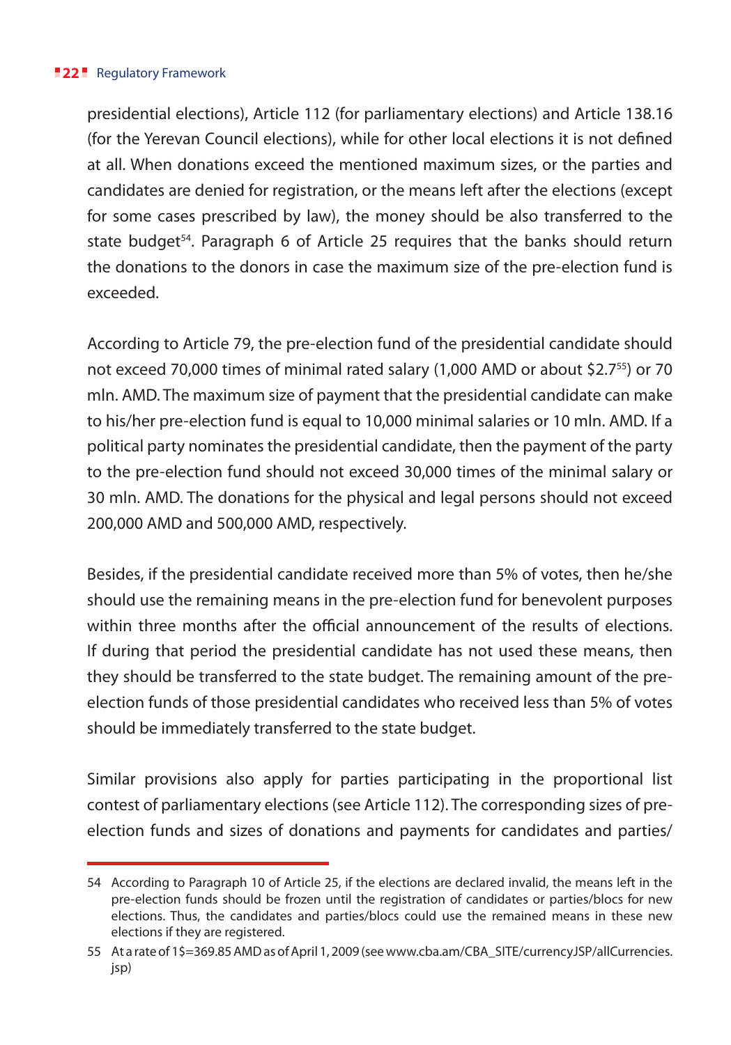presidential elections), Article 112 (for parliamentary elections) and Article 138.16 (for the Yerevan Council elections), while for other local elections it is not defined at all. When donations exceed the mentioned maximum sizes, or the parties and candidates are denied for registration, or the means left after the elections (except for some cases prescribed by law), the money should be also transferred to the state budget[54]. Paragraph 6 of Article 25 requires that the banks should return the donations to the donors in case the maximum size of the pre-election fund is exceeded.

According to Article 79, the pre-election fund of the presidential candidate should not exceed 70,000 times of minimal rated salary (1,000 AMD or about $2.7[55]) or 70 mln. AMD. The maximum size of payment that the presidential candidate can make to his/her pre-election fund is equal to 10,000 minimal salaries or 10 mln. AMD. If a political party nominates the presidential candidate, then the payment of the party to the pre-election fund should not exceed 30,000 times of the minimal salary or 30 mln. AMD. The donations for the physical and legal persons should not exceed 200,000 AMD and 500,000 AMD, respectively.

Besides, if the presidential candidate received more than 5% of votes, then he/she should use the remaining means in the pre-election fund for benevolent purposes within three months after the official announcement of the results of elections. If during that period the presidential candidate has not used these means, then they should be transferred to the state budget. The remaining amount of the pre-election funds of those presidential candidates who received less than 5% of votes should be immediately transferred to the state budget.

Similar provisions also apply for parties participating in the proportional list contest of parliamentary elections (see Article 112). The corresponding sizes of pre-election funds and sizes of donations and payments for candidates and parties/

---

54 According to Paragraph 10 of Article 25, if the elections are declared invalid, the means left in the pre-election funds should be frozen until the registration of candidates or parties/blocs for new elections. Thus, the candidates and parties/blocs could use the remained means in these new elections if they are registered.

55 At a rate of 1$=369.85 AMD as of April 1, 2009 (see www.cba.am/CBA_SITE/currencyJSP/allCurrencies.jsp)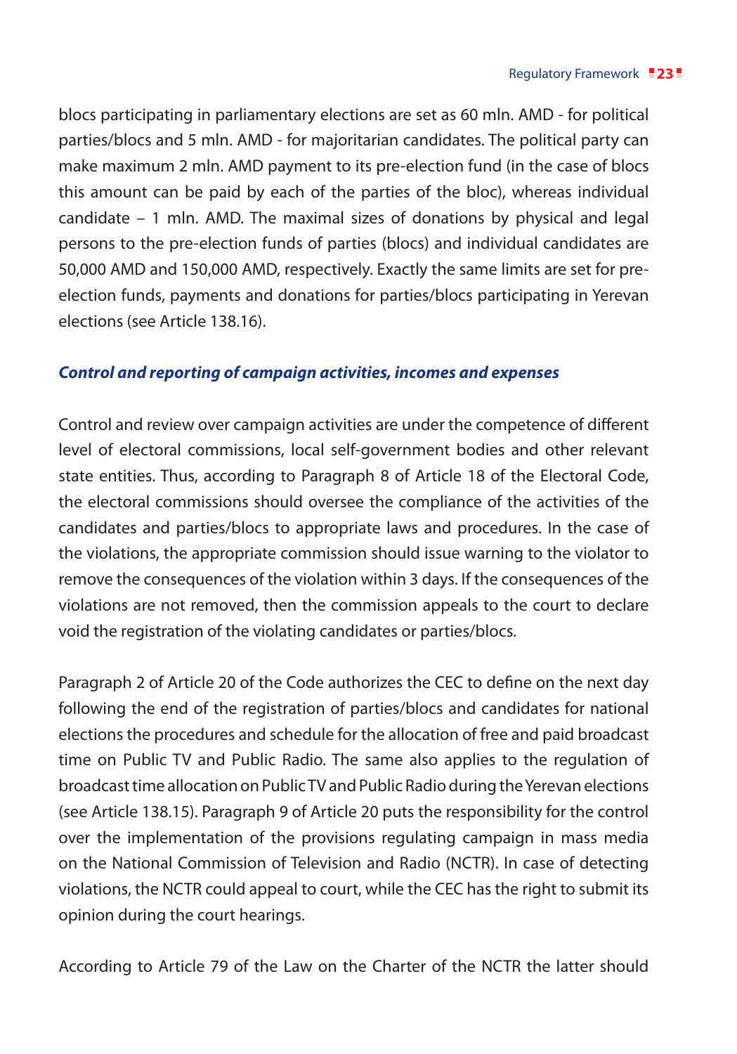blocs participating in parliamentary elections are set as 60 mln. AMD - for political parties/blocs and 5 mln. AMD - for majoritarian candidates. The political party can make maximum 2 mln. AMD payment to its pre-election fund (in the case of blocs this amount can be paid by each of the parties of the bloc), whereas individual candidate – 1 mln. AMD. The maximal sizes of donations by physical and legal persons to the pre-election funds of parties (blocs) and individual candidates are 50,000 AMD and 150,000 AMD, respectively. Exactly the same limits are set for pre-election funds, payments and donations for parties/blocs participating in Yerevan elections (see Article 138.16).

***Control and reporting of campaign activities, incomes and expenses***

Control and review over campaign activities are under the competence of different level of electoral commissions, local self-government bodies and other relevant state entities. Thus, according to Paragraph 8 of Article 18 of the Electoral Code, the electoral commissions should oversee the compliance of the activities of the candidates and parties/blocs to appropriate laws and procedures. In the case of the violations, the appropriate commission should issue warning to the violator to remove the consequences of the violation within 3 days. If the consequences of the violations are not removed, then the commission appeals to the court to declare void the registration of the violating candidates or parties/blocs.

Paragraph 2 of Article 20 of the Code authorizes the CEC to define on the next day following the end of the registration of parties/blocs and candidates for national elections the procedures and schedule for the allocation of free and paid broadcast time on Public TV and Public Radio. The same also applies to the regulation of broadcast time allocation on Public TV and Public Radio during the Yerevan elections (see Article 138.15). Paragraph 9 of Article 20 puts the responsibility for the control over the implementation of the provisions regulating campaign in mass media on the National Commission of Television and Radio (NCTR). In case of detecting violations, the NCTR could appeal to court, while the CEC has the right to submit its opinion during the court hearings.

According to Article 79 of the Law on the Charter of the NCTR the latter should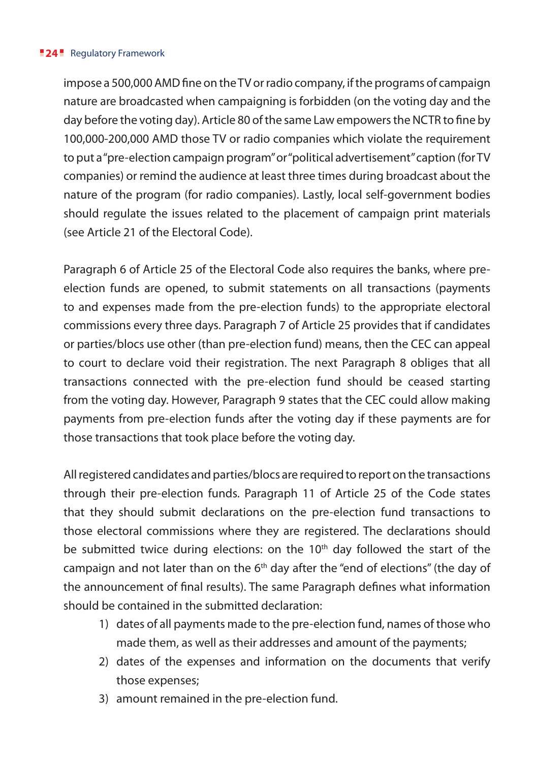impose a 500,000 AMD fine on the TV or radio company, if the programs of campaign nature are broadcasted when campaigning is forbidden (on the voting day and the day before the voting day). Article 80 of the same Law empowers the NCTR to fine by 100,000-200,000 AMD those TV or radio companies which violate the requirement to put a "pre-election campaign program" or "political advertisement" caption (for TV companies) or remind the audience at least three times during broadcast about the nature of the program (for radio companies). Lastly, local self-government bodies should regulate the issues related to the placement of campaign print materials (see Article 21 of the Electoral Code).

Paragraph 6 of Article 25 of the Electoral Code also requires the banks, where pre-election funds are opened, to submit statements on all transactions (payments to and expenses made from the pre-election funds) to the appropriate electoral commissions every three days. Paragraph 7 of Article 25 provides that if candidates or parties/blocs use other (than pre-election fund) means, then the CEC can appeal to court to declare void their registration. The next Paragraph 8 obliges that all transactions connected with the pre-election fund should be ceased starting from the voting day. However, Paragraph 9 states that the CEC could allow making payments from pre-election funds after the voting day if these payments are for those transactions that took place before the voting day.

All registered candidates and parties/blocs are required to report on the transactions through their pre-election funds. Paragraph 11 of Article 25 of the Code states that they should submit declarations on the pre-election fund transactions to those electoral commissions where they are registered. The declarations should be submitted twice during elections: on the 10th day followed the start of the campaign and not later than on the 6th day after the "end of elections" (the day of the announcement of final results). The same Paragraph defines what information should be contained in the submitted declaration:

1) dates of all payments made to the pre-election fund, names of those who made them, as well as their addresses and amount of the payments;
2) dates of the expenses and information on the documents that verify those expenses;
3) amount remained in the pre-election fund.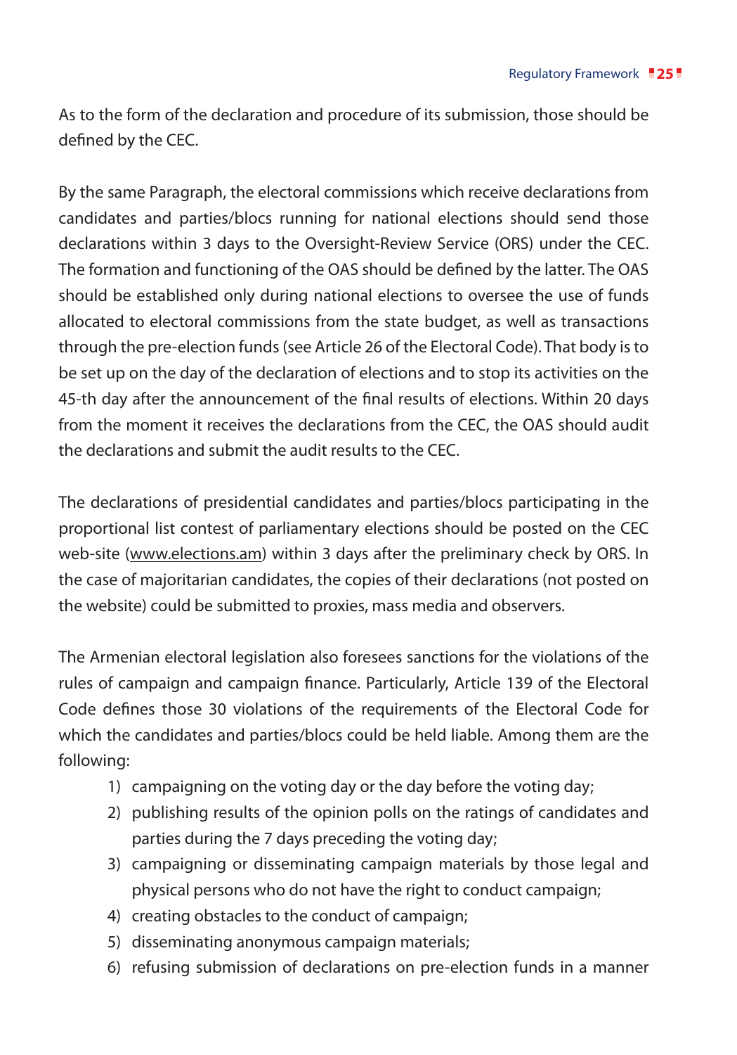As to the form of the declaration and procedure of its submission, those should be defined by the CEC.

By the same Paragraph, the electoral commissions which receive declarations from candidates and parties/blocs running for national elections should send those declarations within 3 days to the Oversight-Review Service (ORS) under the CEC. The formation and functioning of the OAS should be defined by the latter. The OAS should be established only during national elections to oversee the use of funds allocated to electoral commissions from the state budget, as well as transactions through the pre-election funds (see Article 26 of the Electoral Code). That body is to be set up on the day of the declaration of elections and to stop its activities on the 45-th day after the announcement of the final results of elections. Within 20 days from the moment it receives the declarations from the CEC, the OAS should audit the declarations and submit the audit results to the CEC.

The declarations of presidential candidates and parties/blocs participating in the proportional list contest of parliamentary elections should be posted on the CEC web-site (www.elections.am) within 3 days after the preliminary check by ORS. In the case of majoritarian candidates, the copies of their declarations (not posted on the website) could be submitted to proxies, mass media and observers.

The Armenian electoral legislation also foresees sanctions for the violations of the rules of campaign and campaign finance. Particularly, Article 139 of the Electoral Code defines those 30 violations of the requirements of the Electoral Code for which the candidates and parties/blocs could be held liable. Among them are the following:

1) campaigning on the voting day or the day before the voting day;
2) publishing results of the opinion polls on the ratings of candidates and parties during the 7 days preceding the voting day;
3) campaigning or disseminating campaign materials by those legal and physical persons who do not have the right to conduct campaign;
4) creating obstacles to the conduct of campaign;
5) disseminating anonymous campaign materials;
6) refusing submission of declarations on pre-election funds in a manner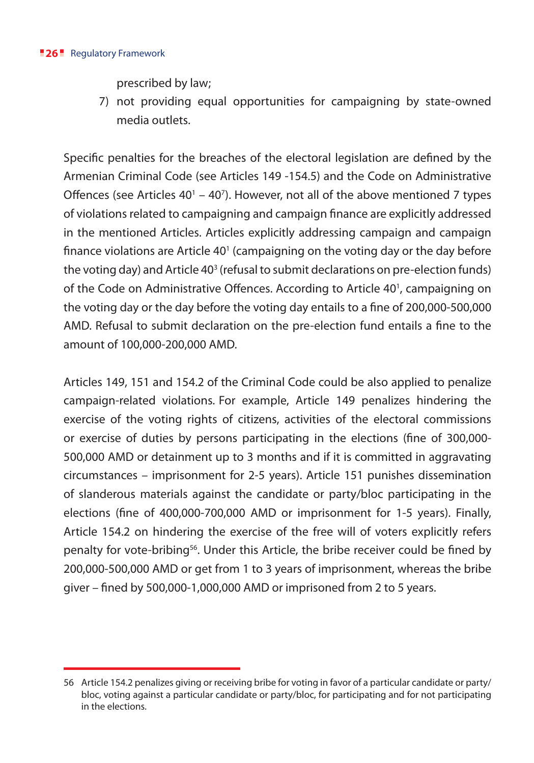prescribed by law;

7) not providing equal opportunities for campaigning by state-owned media outlets.

Specific penalties for the breaches of the electoral legislation are defined by the Armenian Criminal Code (see Articles 149 -154.5) and the Code on Administrative Offences (see Articles $40^1$ – $40^7$). However, not all of the above mentioned 7 types of violations related to campaigning and campaign finance are explicitly addressed in the mentioned Articles. Articles explicitly addressing campaign and campaign finance violations are Article $40^1$ (campaigning on the voting day or the day before the voting day) and Article $40^3$ (refusal to submit declarations on pre-election funds) of the Code on Administrative Offences. According to Article $40^1$, campaigning on the voting day or the day before the voting day entails to a fine of 200,000-500,000 AMD. Refusal to submit declaration on the pre-election fund entails a fine to the amount of 100,000-200,000 AMD.

Articles 149, 151 and 154.2 of the Criminal Code could be also applied to penalize campaign-related violations. For example, Article 149 penalizes hindering the exercise of the voting rights of citizens, activities of the electoral commissions or exercise of duties by persons participating in the elections (fine of 300,000-500,000 AMD or detainment up to 3 months and if it is committed in aggravating circumstances – imprisonment for 2-5 years). Article 151 punishes dissemination of slanderous materials against the candidate or party/bloc participating in the elections (fine of 400,000-700,000 AMD or imprisonment for 1-5 years). Finally, Article 154.2 on hindering the exercise of the free will of voters explicitly refers penalty for vote-bribing[56]. Under this Article, the bribe receiver could be fined by 200,000-500,000 AMD or get from 1 to 3 years of imprisonment, whereas the bribe giver – fined by 500,000-1,000,000 AMD or imprisoned from 2 to 5 years.

---

56 Article 154.2 penalizes giving or receiving bribe for voting in favor of a particular candidate or party/bloc, voting against a particular candidate or party/bloc, for participating and for not participating in the elections.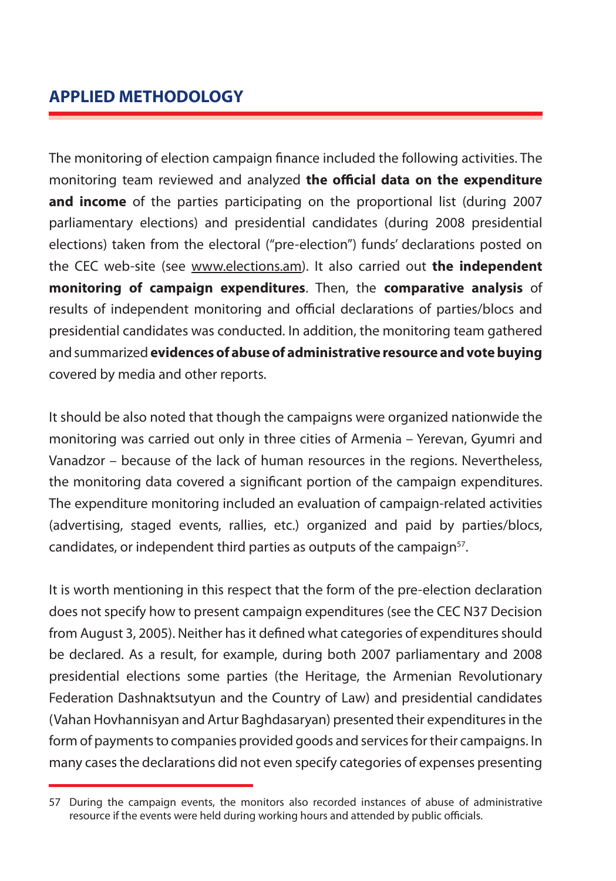## APPLIED METHODOLOGY

The monitoring of election campaign finance included the following activities. The monitoring team reviewed and analyzed **the official data on the expenditure and income** of the parties participating on the proportional list (during 2007 parliamentary elections) and presidential candidates (during 2008 presidential elections) taken from the electoral ("pre-election") funds' declarations posted on the CEC web-site (see www.elections.am). It also carried out **the independent monitoring of campaign expenditures**. Then, the **comparative analysis** of results of independent monitoring and official declarations of parties/blocs and presidential candidates was conducted. In addition, the monitoring team gathered and summarized **evidences of abuse of administrative resource and vote buying** covered by media and other reports.

It should be also noted that though the campaigns were organized nationwide the monitoring was carried out only in three cities of Armenia – Yerevan, Gyumri and Vanadzor – because of the lack of human resources in the regions. Nevertheless, the monitoring data covered a significant portion of the campaign expenditures. The expenditure monitoring included an evaluation of campaign-related activities (advertising, staged events, rallies, etc.) organized and paid by parties/blocs, candidates, or independent third parties as outputs of the campaign[57].

It is worth mentioning in this respect that the form of the pre-election declaration does not specify how to present campaign expenditures (see the CEC N37 Decision from August 3, 2005). Neither has it defined what categories of expenditures should be declared. As a result, for example, during both 2007 parliamentary and 2008 presidential elections some parties (the Heritage, the Armenian Revolutionary Federation Dashnaktsutyun and the Country of Law) and presidential candidates (Vahan Hovhannisyan and Artur Baghdasaryan) presented their expenditures in the form of payments to companies provided goods and services for their campaigns. In many cases the declarations did not even specify categories of expenses presenting

57 During the campaign events, the monitors also recorded instances of abuse of administrative resource if the events were held during working hours and attended by public officials.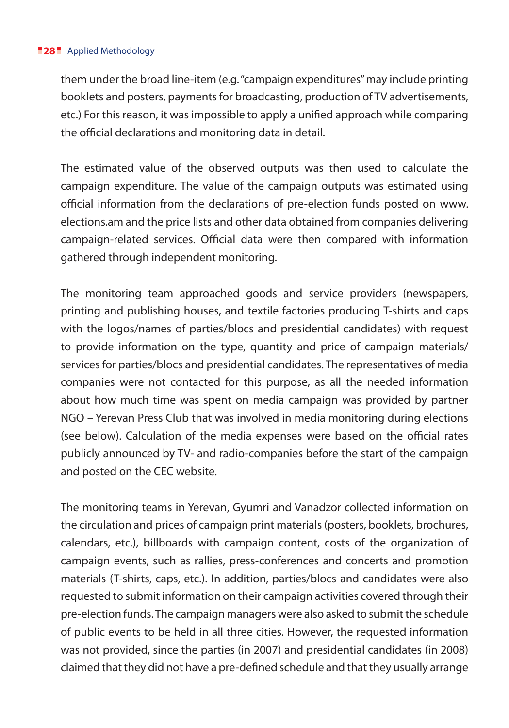them under the broad line-item (e.g. "campaign expenditures" may include printing booklets and posters, payments for broadcasting, production of TV advertisements, etc.) For this reason, it was impossible to apply a unified approach while comparing the official declarations and monitoring data in detail.

The estimated value of the observed outputs was then used to calculate the campaign expenditure. The value of the campaign outputs was estimated using official information from the declarations of pre-election funds posted on www.elections.am and the price lists and other data obtained from companies delivering campaign-related services. Official data were then compared with information gathered through independent monitoring.

The monitoring team approached goods and service providers (newspapers, printing and publishing houses, and textile factories producing T-shirts and caps with the logos/names of parties/blocs and presidential candidates) with request to provide information on the type, quantity and price of campaign materials/services for parties/blocs and presidential candidates. The representatives of media companies were not contacted for this purpose, as all the needed information about how much time was spent on media campaign was provided by partner NGO – Yerevan Press Club that was involved in media monitoring during elections (see below). Calculation of the media expenses were based on the official rates publicly announced by TV- and radio-companies before the start of the campaign and posted on the CEC website.

The monitoring teams in Yerevan, Gyumri and Vanadzor collected information on the circulation and prices of campaign print materials (posters, booklets, brochures, calendars, etc.), billboards with campaign content, costs of the organization of campaign events, such as rallies, press-conferences and concerts and promotion materials (T-shirts, caps, etc.). In addition, parties/blocs and candidates were also requested to submit information on their campaign activities covered through their pre-election funds. The campaign managers were also asked to submit the schedule of public events to be held in all three cities. However, the requested information was not provided, since the parties (in 2007) and presidential candidates (in 2008) claimed that they did not have a pre-defined schedule and that they usually arrange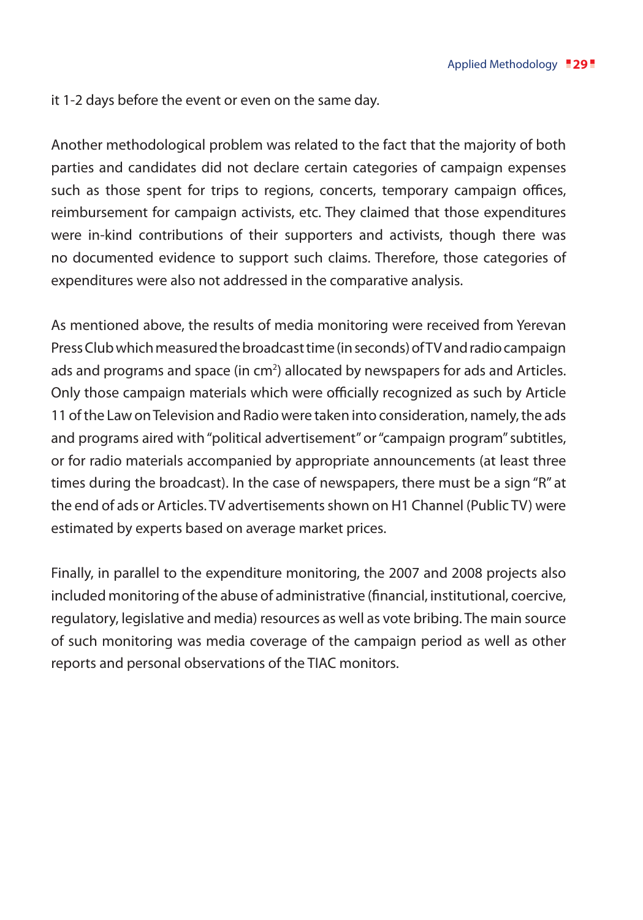it 1-2 days before the event or even on the same day.

Another methodological problem was related to the fact that the majority of both parties and candidates did not declare certain categories of campaign expenses such as those spent for trips to regions, concerts, temporary campaign offices, reimbursement for campaign activists, etc. They claimed that those expenditures were in-kind contributions of their supporters and activists, though there was no documented evidence to support such claims. Therefore, those categories of expenditures were also not addressed in the comparative analysis.

As mentioned above, the results of media monitoring were received from Yerevan Press Club which measured the broadcast time (in seconds) of TV and radio campaign ads and programs and space (in $cm^2$) allocated by newspapers for ads and Articles. Only those campaign materials which were officially recognized as such by Article 11 of the Law on Television and Radio were taken into consideration, namely, the ads and programs aired with "political advertisement" or "campaign program" subtitles, or for radio materials accompanied by appropriate announcements (at least three times during the broadcast). In the case of newspapers, there must be a sign "R" at the end of ads or Articles. TV advertisements shown on H1 Channel (Public TV) were estimated by experts based on average market prices.

Finally, in parallel to the expenditure monitoring, the 2007 and 2008 projects also included monitoring of the abuse of administrative (financial, institutional, coercive, regulatory, legislative and media) resources as well as vote bribing. The main source of such monitoring was media coverage of the campaign period as well as other reports and personal observations of the TIAC monitors.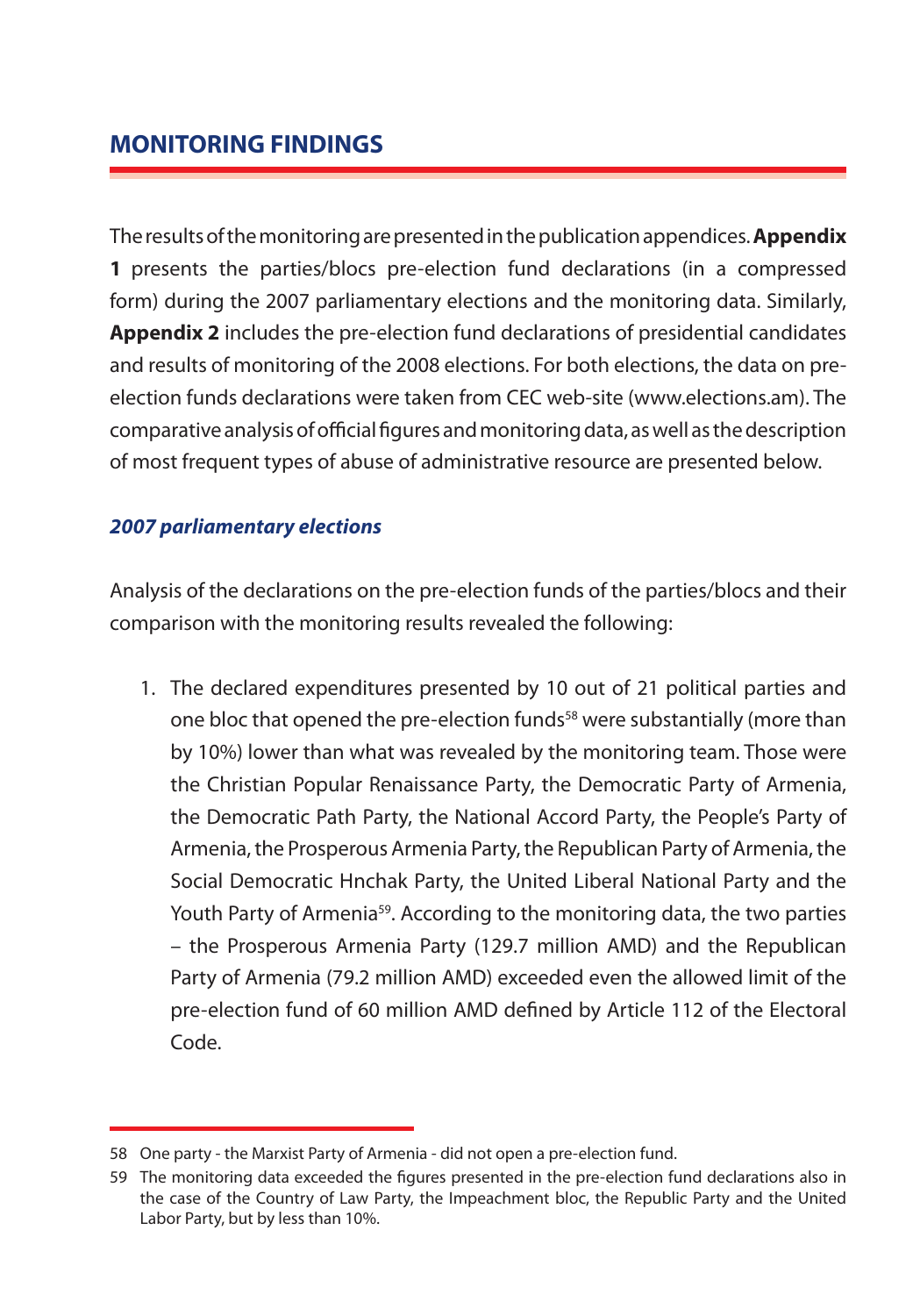## MONITORING FINDINGS

The results of the monitoring are presented in the publication appendices. **Appendix 1** presents the parties/blocs pre-election fund declarations (in a compressed form) during the 2007 parliamentary elections and the monitoring data. Similarly, **Appendix 2** includes the pre-election fund declarations of presidential candidates and results of monitoring of the 2008 elections. For both elections, the data on pre-election funds declarations were taken from CEC web-site (www.elections.am). The comparative analysis of official figures and monitoring data, as well as the description of most frequent types of abuse of administrative resource are presented below.

### *2007 parliamentary elections*

Analysis of the declarations on the pre-election funds of the parties/blocs and their comparison with the monitoring results revealed the following:

1. The declared expenditures presented by 10 out of 21 political parties and one bloc that opened the pre-election funds[58] were substantially (more than by 10%) lower than what was revealed by the monitoring team. Those were the Christian Popular Renaissance Party, the Democratic Party of Armenia, the Democratic Path Party, the National Accord Party, the People's Party of Armenia, the Prosperous Armenia Party, the Republican Party of Armenia, the Social Democratic Hnchak Party, the United Liberal National Party and the Youth Party of Armenia[59]. According to the monitoring data, the two parties – the Prosperous Armenia Party (129.7 million AMD) and the Republican Party of Armenia (79.2 million AMD) exceeded even the allowed limit of the pre-election fund of 60 million AMD defined by Article 112 of the Electoral Code.

---

58 One party - the Marxist Party of Armenia - did not open a pre-election fund.

59 The monitoring data exceeded the figures presented in the pre-election fund declarations also in the case of the Country of Law Party, the Impeachment bloc, the Republic Party and the United Labor Party, but by less than 10%.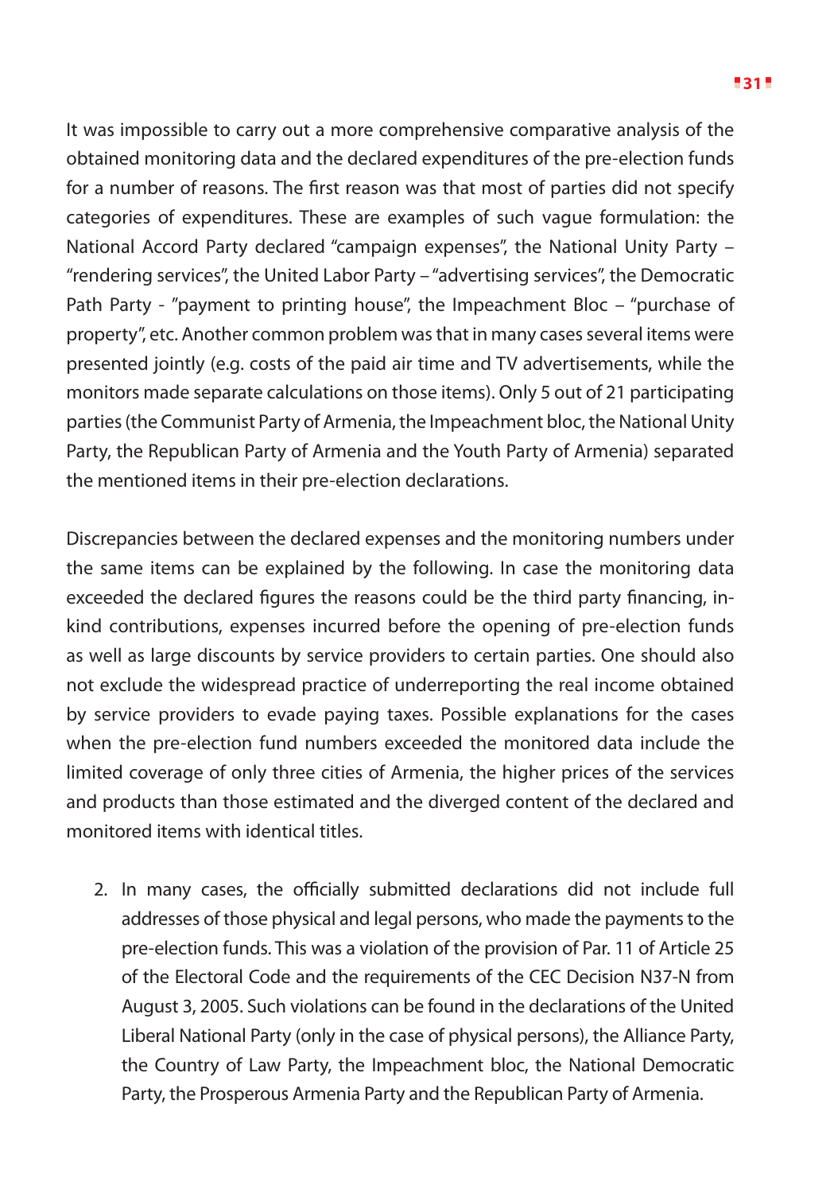It was impossible to carry out a more comprehensive comparative analysis of the obtained monitoring data and the declared expenditures of the pre-election funds for a number of reasons. The first reason was that most of parties did not specify categories of expenditures. These are examples of such vague formulation: the National Accord Party declared "campaign expenses", the National Unity Party – "rendering services", the United Labor Party – "advertising services", the Democratic Path Party - "payment to printing house", the Impeachment Bloc – "purchase of property", etc. Another common problem was that in many cases several items were presented jointly (e.g. costs of the paid air time and TV advertisements, while the monitors made separate calculations on those items). Only 5 out of 21 participating parties (the Communist Party of Armenia, the Impeachment bloc, the National Unity Party, the Republican Party of Armenia and the Youth Party of Armenia) separated the mentioned items in their pre-election declarations.

Discrepancies between the declared expenses and the monitoring numbers under the same items can be explained by the following. In case the monitoring data exceeded the declared figures the reasons could be the third party financing, in-kind contributions, expenses incurred before the opening of pre-election funds as well as large discounts by service providers to certain parties. One should also not exclude the widespread practice of underreporting the real income obtained by service providers to evade paying taxes. Possible explanations for the cases when the pre-election fund numbers exceeded the monitored data include the limited coverage of only three cities of Armenia, the higher prices of the services and products than those estimated and the diverged content of the declared and monitored items with identical titles.

2. In many cases, the officially submitted declarations did not include full addresses of those physical and legal persons, who made the payments to the pre-election funds. This was a violation of the provision of Par. 11 of Article 25 of the Electoral Code and the requirements of the CEC Decision N37-N from August 3, 2005. Such violations can be found in the declarations of the United Liberal National Party (only in the case of physical persons), the Alliance Party, the Country of Law Party, the Impeachment bloc, the National Democratic Party, the Prosperous Armenia Party and the Republican Party of Armenia.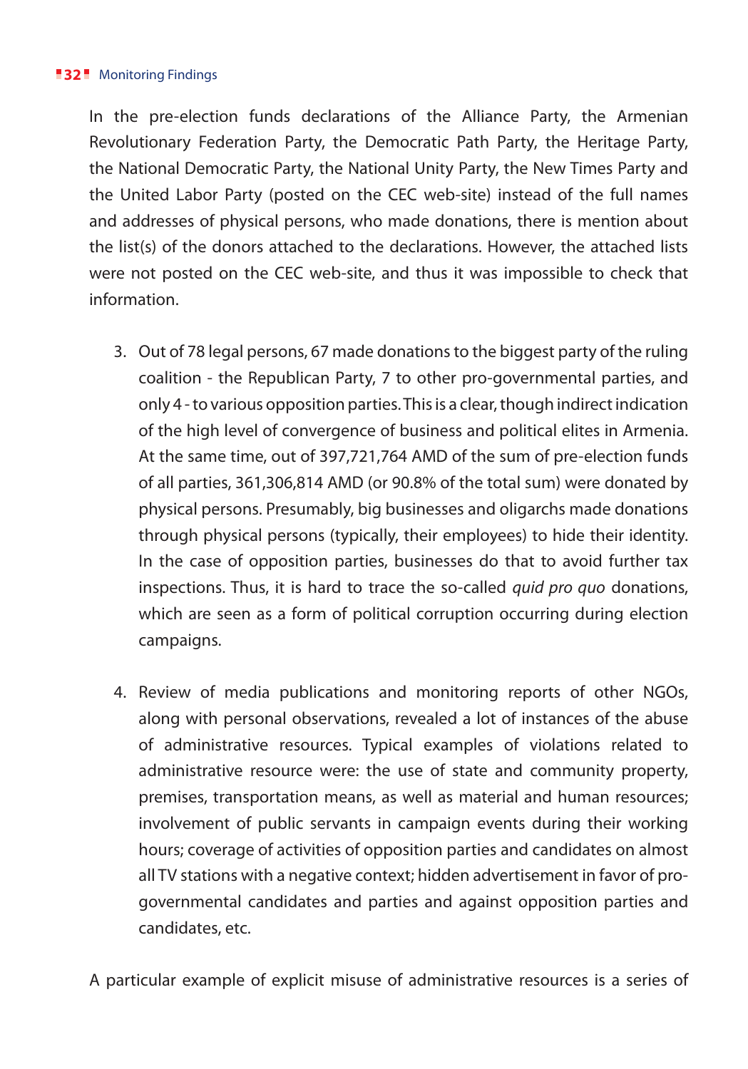In the pre-election funds declarations of the Alliance Party, the Armenian Revolutionary Federation Party, the Democratic Path Party, the Heritage Party, the National Democratic Party, the National Unity Party, the New Times Party and the United Labor Party (posted on the CEC web-site) instead of the full names and addresses of physical persons, who made donations, there is mention about the list(s) of the donors attached to the declarations. However, the attached lists were not posted on the CEC web-site, and thus it was impossible to check that information.

3. Out of 78 legal persons, 67 made donations to the biggest party of the ruling coalition - the Republican Party, 7 to other pro-governmental parties, and only 4 - to various opposition parties. This is a clear, though indirect indication of the high level of convergence of business and political elites in Armenia. At the same time, out of 397,721,764 AMD of the sum of pre-election funds of all parties, 361,306,814 AMD (or 90.8% of the total sum) were donated by physical persons. Presumably, big businesses and oligarchs made donations through physical persons (typically, their employees) to hide their identity. In the case of opposition parties, businesses do that to avoid further tax inspections. Thus, it is hard to trace the so-called *quid pro quo* donations, which are seen as a form of political corruption occurring during election campaigns.

4. Review of media publications and monitoring reports of other NGOs, along with personal observations, revealed a lot of instances of the abuse of administrative resources. Typical examples of violations related to administrative resource were: the use of state and community property, premises, transportation means, as well as material and human resources; involvement of public servants in campaign events during their working hours; coverage of activities of opposition parties and candidates on almost all TV stations with a negative context; hidden advertisement in favor of pro-governmental candidates and parties and against opposition parties and candidates, etc.

A particular example of explicit misuse of administrative resources is a series of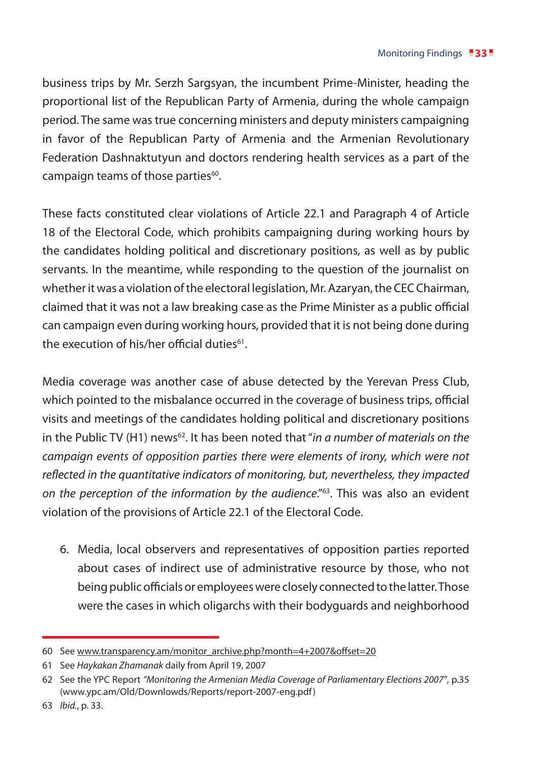business trips by Mr. Serzh Sargsyan, the incumbent Prime-Minister, heading the proportional list of the Republican Party of Armenia, during the whole campaign period. The same was true concerning ministers and deputy ministers campaigning in favor of the Republican Party of Armenia and the Armenian Revolutionary Federation Dashnaktutyun and doctors rendering health services as a part of the campaign teams of those parties[60].

These facts constituted clear violations of Article 22.1 and Paragraph 4 of Article 18 of the Electoral Code, which prohibits campaigning during working hours by the candidates holding political and discretionary positions, as well as by public servants. In the meantime, while responding to the question of the journalist on whether it was a violation of the electoral legislation, Mr. Azaryan, the CEC Chairman, claimed that it was not a law breaking case as the Prime Minister as a public official can campaign even during working hours, provided that it is not being done during the execution of his/her official duties[61].

Media coverage was another case of abuse detected by the Yerevan Press Club, which pointed to the misbalance occurred in the coverage of business trips, official visits and meetings of the candidates holding political and discretionary positions in the Public TV (H1) news[62]. It has been noted that "*in a number of materials on the campaign events of opposition parties there were elements of irony, which were not reflected in the quantitative indicators of monitoring, but, nevertheless, they impacted on the perception of the information by the audience*."[63]. This was also an evident violation of the provisions of Article 22.1 of the Electoral Code.

6. Media, local observers and representatives of opposition parties reported about cases of indirect use of administrative resource by those, who not being public officials or employees were closely connected to the latter. Those were the cases in which oligarchs with their bodyguards and neighborhood

---

60 See www.transparency.am/monitor_archive.php?month=4+2007&offset=20

61 See *Haykakan Zhamanak* daily from April 19, 2007

62 See the YPC Report *"Monitoring the Armenian Media Coverage of Parliamentary Elections 2007"*, p.35 (www.ypc.am/Old/Downlowds/Reports/report-2007-eng.pdf)

63 *Ibid.*, p. 33.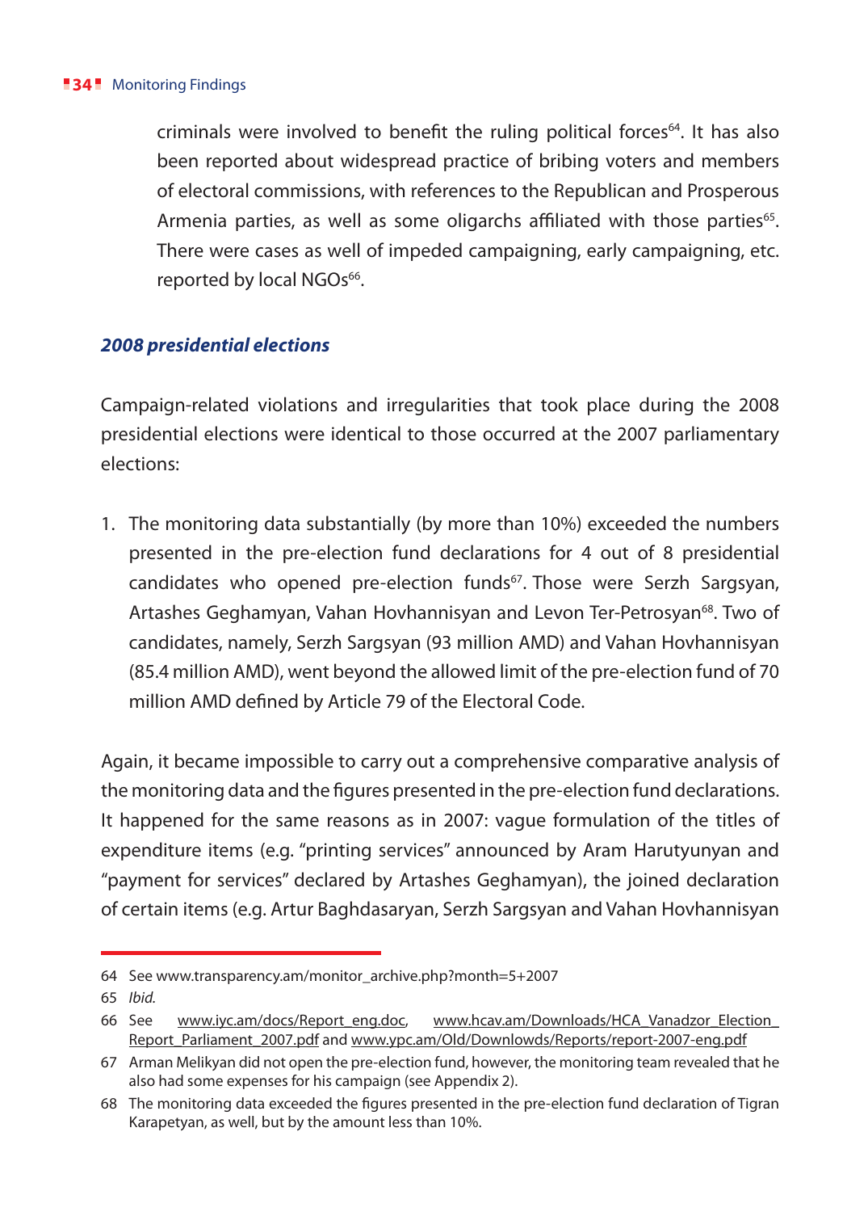criminals were involved to benefit the ruling political forces[64]. It has also been reported about widespread practice of bribing voters and members of electoral commissions, with references to the Republican and Prosperous Armenia parties, as well as some oligarchs affiliated with those parties[65]. There were cases as well of impeded campaigning, early campaigning, etc. reported by local NGOs[66].

### *2008 presidential elections*

Campaign-related violations and irregularities that took place during the 2008 presidential elections were identical to those occurred at the 2007 parliamentary elections:

1. The monitoring data substantially (by more than 10%) exceeded the numbers presented in the pre-election fund declarations for 4 out of 8 presidential candidates who opened pre-election funds[67]. Those were Serzh Sargsyan, Artashes Geghamyan, Vahan Hovhannisyan and Levon Ter-Petrosyan[68]. Two of candidates, namely, Serzh Sargsyan (93 million AMD) and Vahan Hovhannisyan (85.4 million AMD), went beyond the allowed limit of the pre-election fund of 70 million AMD defined by Article 79 of the Electoral Code.

Again, it became impossible to carry out a comprehensive comparative analysis of the monitoring data and the figures presented in the pre-election fund declarations. It happened for the same reasons as in 2007: vague formulation of the titles of expenditure items (e.g. "printing services" announced by Aram Harutyunyan and "payment for services" declared by Artashes Geghamyan), the joined declaration of certain items (e.g. Artur Baghdasaryan, Serzh Sargsyan and Vahan Hovhannisyan

---

64 See www.transparency.am/monitor_archive.php?month=5+2007

65 *Ibid.*

66 See www.iyc.am/docs/Report_eng.doc, www.hcav.am/Downloads/HCA_Vanadzor_Election_Report_Parliament_2007.pdf and www.ypc.am/Old/Downlowds/Reports/report-2007-eng.pdf

67 Arman Melikyan did not open the pre-election fund, however, the monitoring team revealed that he also had some expenses for his campaign (see Appendix 2).

68 The monitoring data exceeded the figures presented in the pre-election fund declaration of Tigran Karapetyan, as well, but by the amount less than 10%.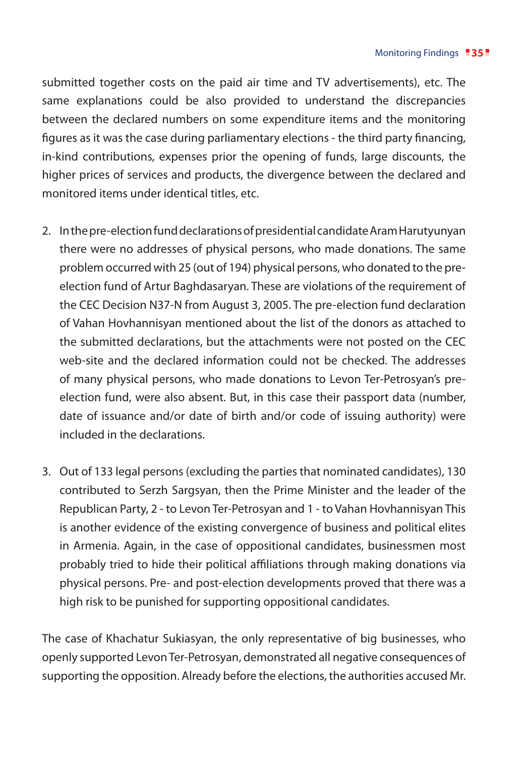submitted together costs on the paid air time and TV advertisements), etc. The same explanations could be also provided to understand the discrepancies between the declared numbers on some expenditure items and the monitoring figures as it was the case during parliamentary elections - the third party financing, in-kind contributions, expenses prior the opening of funds, large discounts, the higher prices of services and products, the divergence between the declared and monitored items under identical titles, etc.

2. In the pre-election fund declarations of presidential candidate Aram Harutyunyan there were no addresses of physical persons, who made donations. The same problem occurred with 25 (out of 194) physical persons, who donated to the pre-election fund of Artur Baghdasaryan. These are violations of the requirement of the CEC Decision N37-N from August 3, 2005. The pre-election fund declaration of Vahan Hovhannisyan mentioned about the list of the donors as attached to the submitted declarations, but the attachments were not posted on the CEC web-site and the declared information could not be checked. The addresses of many physical persons, who made donations to Levon Ter-Petrosyan's pre-election fund, were also absent. But, in this case their passport data (number, date of issuance and/or date of birth and/or code of issuing authority) were included in the declarations.

3. Out of 133 legal persons (excluding the parties that nominated candidates), 130 contributed to Serzh Sargsyan, then the Prime Minister and the leader of the Republican Party, 2 - to Levon Ter-Petrosyan and 1 - to Vahan Hovhannisyan This is another evidence of the existing convergence of business and political elites in Armenia. Again, in the case of oppositional candidates, businessmen most probably tried to hide their political affiliations through making donations via physical persons. Pre- and post-election developments proved that there was a high risk to be punished for supporting oppositional candidates.

The case of Khachatur Sukiasyan, the only representative of big businesses, who openly supported Levon Ter-Petrosyan, demonstrated all negative consequences of supporting the opposition. Already before the elections, the authorities accused Mr.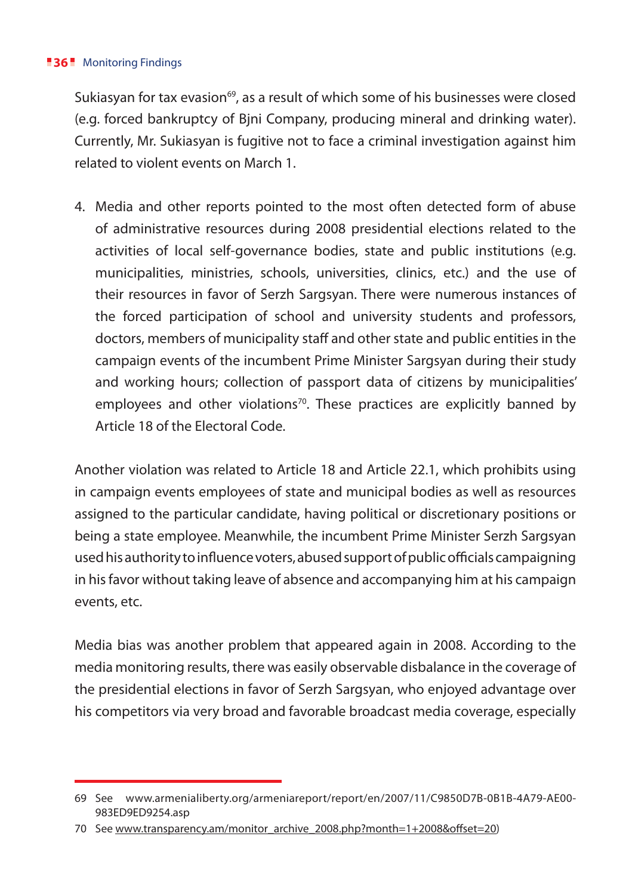Sukiasyan for tax evasion[69], as a result of which some of his businesses were closed (e.g. forced bankruptcy of Bjni Company, producing mineral and drinking water). Currently, Mr. Sukiasyan is fugitive not to face a criminal investigation against him related to violent events on March 1.

4. Media and other reports pointed to the most often detected form of abuse of administrative resources during 2008 presidential elections related to the activities of local self-governance bodies, state and public institutions (e.g. municipalities, ministries, schools, universities, clinics, etc.) and the use of their resources in favor of Serzh Sargsyan. There were numerous instances of the forced participation of school and university students and professors, doctors, members of municipality staff and other state and public entities in the campaign events of the incumbent Prime Minister Sargsyan during their study and working hours; collection of passport data of citizens by municipalities' employees and other violations[70]. These practices are explicitly banned by Article 18 of the Electoral Code.

Another violation was related to Article 18 and Article 22.1, which prohibits using in campaign events employees of state and municipal bodies as well as resources assigned to the particular candidate, having political or discretionary positions or being a state employee. Meanwhile, the incumbent Prime Minister Serzh Sargsyan used his authority to influence voters, abused support of public officials campaigning in his favor without taking leave of absence and accompanying him at his campaign events, etc.

Media bias was another problem that appeared again in 2008. According to the media monitoring results, there was easily observable disbalance in the coverage of the presidential elections in favor of Serzh Sargsyan, who enjoyed advantage over his competitors via very broad and favorable broadcast media coverage, especially

---

69 See www.armenialiberty.org/armeniareport/report/en/2007/11/C9850D7B-0B1B-4A79-AE00-983ED9ED9254.asp

70 See www.transparency.am/monitor_archive_2008.php?month=1+2008&offset=20)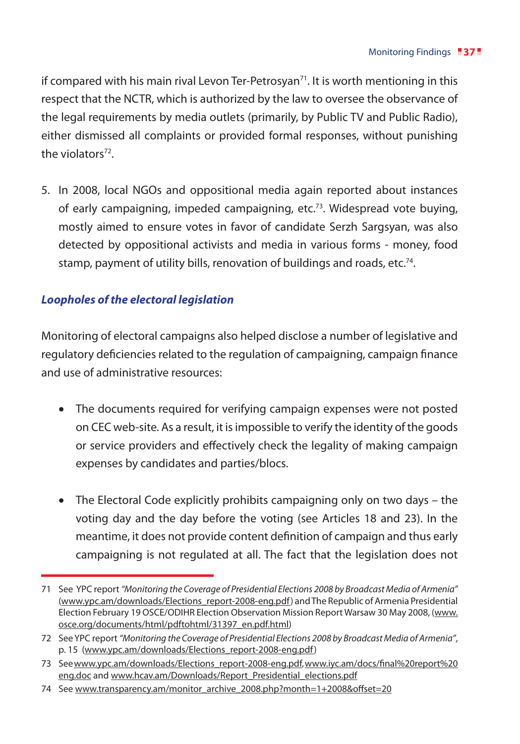if compared with his main rival Levon Ter-Petrosyan[71]. It is worth mentioning in this respect that the NCTR, which is authorized by the law to oversee the observance of the legal requirements by media outlets (primarily, by Public TV and Public Radio), either dismissed all complaints or provided formal responses, without punishing the violators[72].

5. In 2008, local NGOs and oppositional media again reported about instances of early campaigning, impeded campaigning, etc.[73]. Widespread vote buying, mostly aimed to ensure votes in favor of candidate Serzh Sargsyan, was also detected by oppositional activists and media in various forms - money, food stamp, payment of utility bills, renovation of buildings and roads, etc.[74].

### *Loopholes of the electoral legislation*

Monitoring of electoral campaigns also helped disclose a number of legislative and regulatory deficiencies related to the regulation of campaigning, campaign finance and use of administrative resources:

- The documents required for verifying campaign expenses were not posted on CEC web-site. As a result, it is impossible to verify the identity of the goods or service providers and effectively check the legality of making campaign expenses by candidates and parties/blocs.

- The Electoral Code explicitly prohibits campaigning only on two days – the voting day and the day before the voting (see Articles 18 and 23). In the meantime, it does not provide content definition of campaign and thus early campaigning is not regulated at all. The fact that the legislation does not

---

71 See YPC report *"Monitoring the Coverage of Presidential Elections 2008 by Broadcast Media of Armenia"* (www.ypc.am/downloads/Elections_report-2008-eng.pdf) and The Republic of Armenia Presidential Election February 19 OSCE/ODIHR Election Observation Mission Report Warsaw 30 May 2008, (www.osce.org/documents/html/pdftohtml/31397_en.pdf.html)

72 See YPC report *"Monitoring the Coverage of Presidential Elections 2008 by Broadcast Media of Armenia"*, p. 15 (www.ypc.am/downloads/Elections_report-2008-eng.pdf)

73 See www.ypc.am/downloads/Elections_report-2008-eng.pdf, www.iyc.am/docs/final%20report%20eng.doc and www.hcav.am/Downloads/Report_Presidential_elections.pdf

74 See www.transparency.am/monitor_archive_2008.php?month=1+2008&offset=20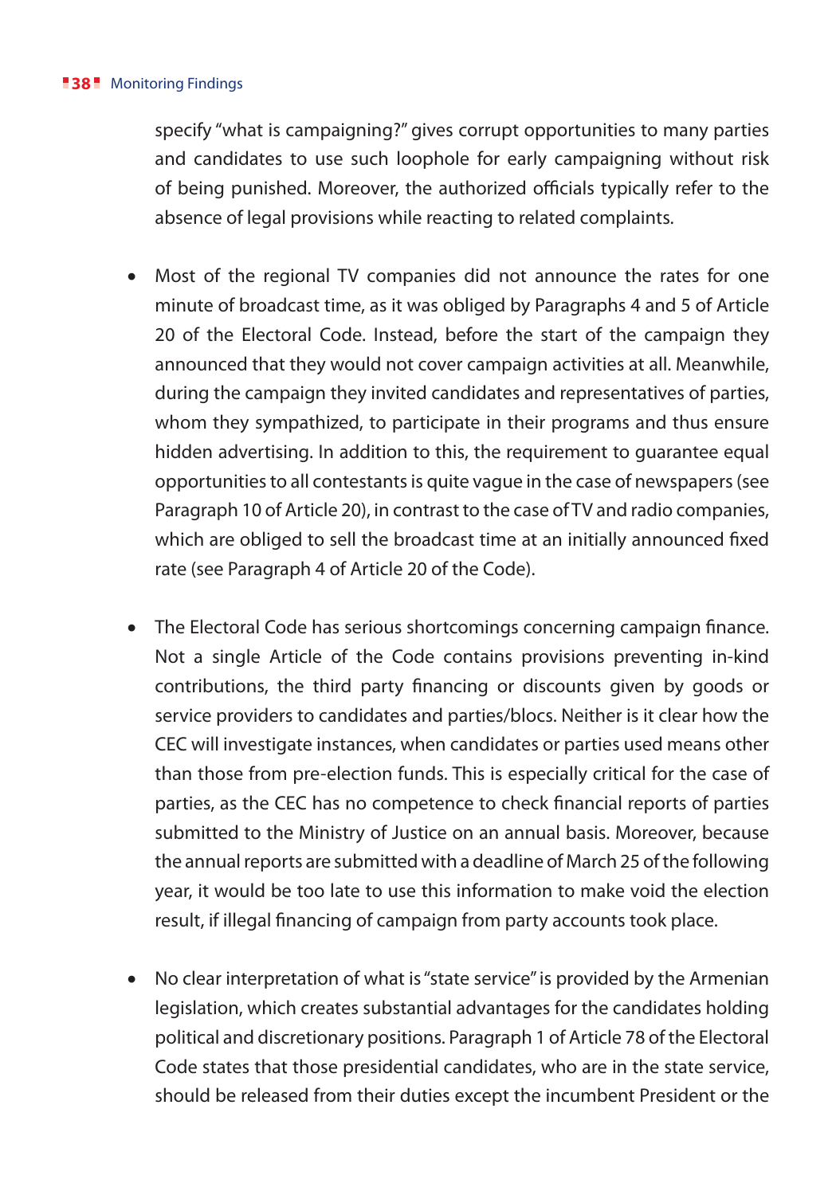specify "what is campaigning?" gives corrupt opportunities to many parties and candidates to use such loophole for early campaigning without risk of being punished. Moreover, the authorized officials typically refer to the absence of legal provisions while reacting to related complaints.

- Most of the regional TV companies did not announce the rates for one minute of broadcast time, as it was obliged by Paragraphs 4 and 5 of Article 20 of the Electoral Code. Instead, before the start of the campaign they announced that they would not cover campaign activities at all. Meanwhile, during the campaign they invited candidates and representatives of parties, whom they sympathized, to participate in their programs and thus ensure hidden advertising. In addition to this, the requirement to guarantee equal opportunities to all contestants is quite vague in the case of newspapers (see Paragraph 10 of Article 20), in contrast to the case of TV and radio companies, which are obliged to sell the broadcast time at an initially announced fixed rate (see Paragraph 4 of Article 20 of the Code).

- The Electoral Code has serious shortcomings concerning campaign finance. Not a single Article of the Code contains provisions preventing in-kind contributions, the third party financing or discounts given by goods or service providers to candidates and parties/blocs. Neither is it clear how the CEC will investigate instances, when candidates or parties used means other than those from pre-election funds. This is especially critical for the case of parties, as the CEC has no competence to check financial reports of parties submitted to the Ministry of Justice on an annual basis. Moreover, because the annual reports are submitted with a deadline of March 25 of the following year, it would be too late to use this information to make void the election result, if illegal financing of campaign from party accounts took place.

- No clear interpretation of what is "state service" is provided by the Armenian legislation, which creates substantial advantages for the candidates holding political and discretionary positions. Paragraph 1 of Article 78 of the Electoral Code states that those presidential candidates, who are in the state service, should be released from their duties except the incumbent President or the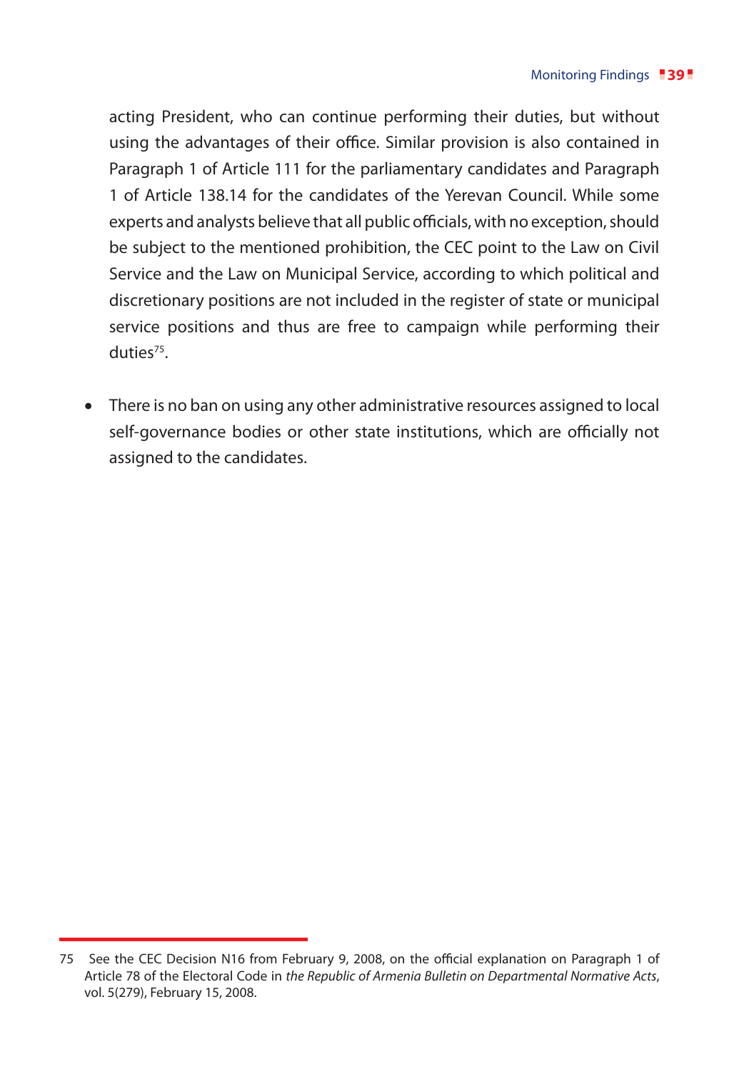acting President, who can continue performing their duties, but without using the advantages of their office. Similar provision is also contained in Paragraph 1 of Article 111 for the parliamentary candidates and Paragraph 1 of Article 138.14 for the candidates of the Yerevan Council. While some experts and analysts believe that all public officials, with no exception, should be subject to the mentioned prohibition, the CEC point to the Law on Civil Service and the Law on Municipal Service, according to which political and discretionary positions are not included in the register of state or municipal service positions and thus are free to campaign while performing their duties[75].

- There is no ban on using any other administrative resources assigned to local self-governance bodies or other state institutions, which are officially not assigned to the candidates.

---

75 See the CEC Decision N16 from February 9, 2008, on the official explanation on Paragraph 1 of Article 78 of the Electoral Code in *the Republic of Armenia Bulletin on Departmental Normative Acts*, vol. 5(279), February 15, 2008.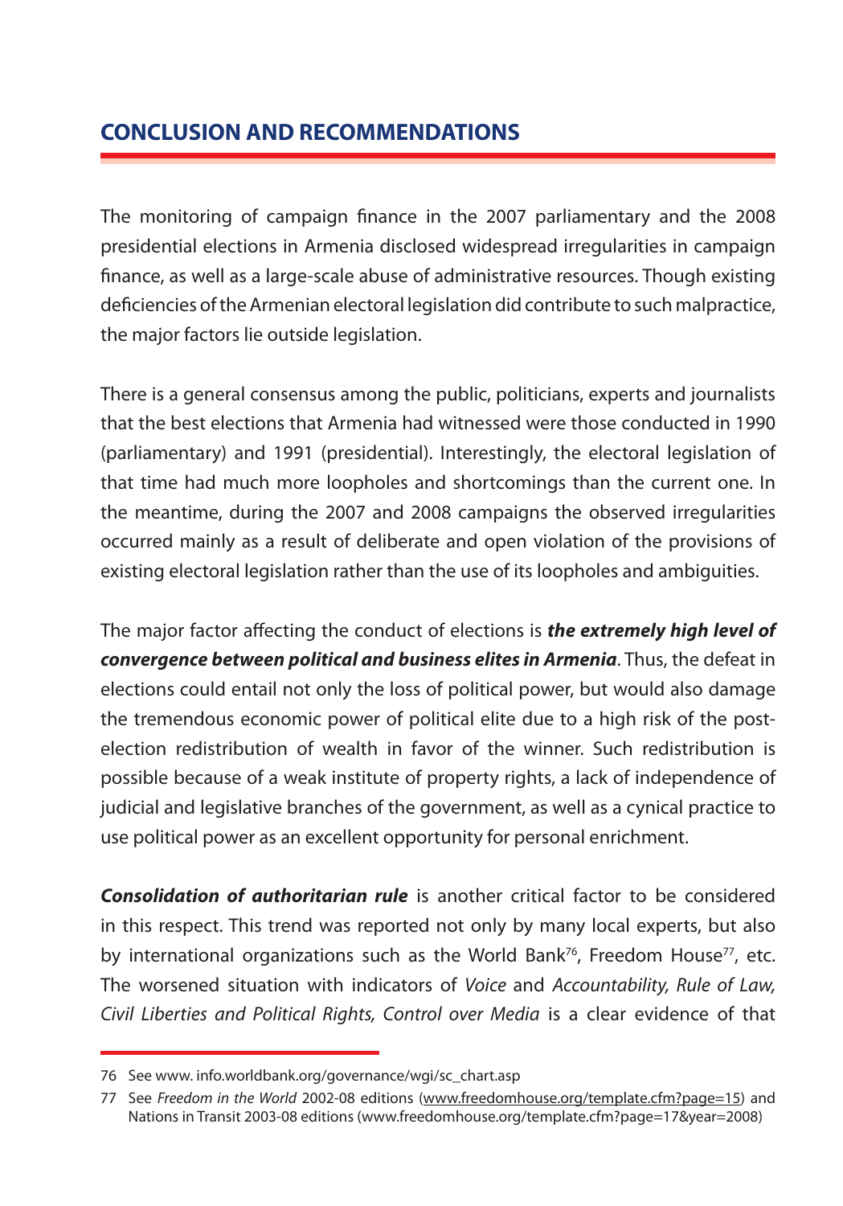## CONCLUSION AND RECOMMENDATIONS

The monitoring of campaign finance in the 2007 parliamentary and the 2008 presidential elections in Armenia disclosed widespread irregularities in campaign finance, as well as a large-scale abuse of administrative resources. Though existing deficiencies of the Armenian electoral legislation did contribute to such malpractice, the major factors lie outside legislation.

There is a general consensus among the public, politicians, experts and journalists that the best elections that Armenia had witnessed were those conducted in 1990 (parliamentary) and 1991 (presidential). Interestingly, the electoral legislation of that time had much more loopholes and shortcomings than the current one. In the meantime, during the 2007 and 2008 campaigns the observed irregularities occurred mainly as a result of deliberate and open violation of the provisions of existing electoral legislation rather than the use of its loopholes and ambiguities.

The major factor affecting the conduct of elections is ***the extremely high level of convergence between political and business elites in Armenia***. Thus, the defeat in elections could entail not only the loss of political power, but would also damage the tremendous economic power of political elite due to a high risk of the post-election redistribution of wealth in favor of the winner. Such redistribution is possible because of a weak institute of property rights, a lack of independence of judicial and legislative branches of the government, as well as a cynical practice to use political power as an excellent opportunity for personal enrichment.

***Consolidation of authoritarian rule*** is another critical factor to be considered in this respect. This trend was reported not only by many local experts, but also by international organizations such as the World Bank[76], Freedom House[77], etc. The worsened situation with indicators of *Voice* and *Accountability, Rule of Law, Civil Liberties and Political Rights, Control over Media* is a clear evidence of that

---

76 See www. info.worldbank.org/governance/wgi/sc_chart.asp

77 See *Freedom in the World* 2002-08 editions (www.freedomhouse.org/template.cfm?page=15) and Nations in Transit 2003-08 editions (www.freedomhouse.org/template.cfm?page=17&year=2008)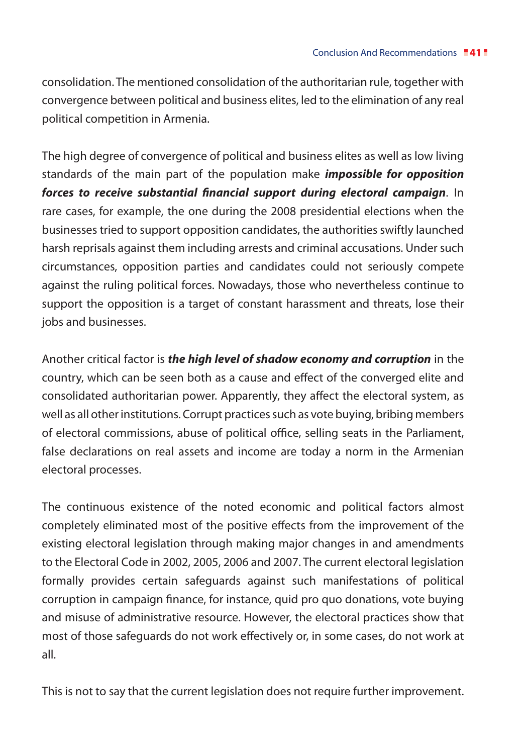consolidation. The mentioned consolidation of the authoritarian rule, together with convergence between political and business elites, led to the elimination of any real political competition in Armenia.

The high degree of convergence of political and business elites as well as low living standards of the main part of the population make ***impossible for opposition forces to receive substantial financial support during electoral campaign***. In rare cases, for example, the one during the 2008 presidential elections when the businesses tried to support opposition candidates, the authorities swiftly launched harsh reprisals against them including arrests and criminal accusations. Under such circumstances, opposition parties and candidates could not seriously compete against the ruling political forces. Nowadays, those who nevertheless continue to support the opposition is a target of constant harassment and threats, lose their jobs and businesses.

Another critical factor is ***the high level of shadow economy and corruption*** in the country, which can be seen both as a cause and effect of the converged elite and consolidated authoritarian power. Apparently, they affect the electoral system, as well as all other institutions. Corrupt practices such as vote buying, bribing members of electoral commissions, abuse of political office, selling seats in the Parliament, false declarations on real assets and income are today a norm in the Armenian electoral processes.

The continuous existence of the noted economic and political factors almost completely eliminated most of the positive effects from the improvement of the existing electoral legislation through making major changes in and amendments to the Electoral Code in 2002, 2005, 2006 and 2007. The current electoral legislation formally provides certain safeguards against such manifestations of political corruption in campaign finance, for instance, quid pro quo donations, vote buying and misuse of administrative resource. However, the electoral practices show that most of those safeguards do not work effectively or, in some cases, do not work at all.

This is not to say that the current legislation does not require further improvement.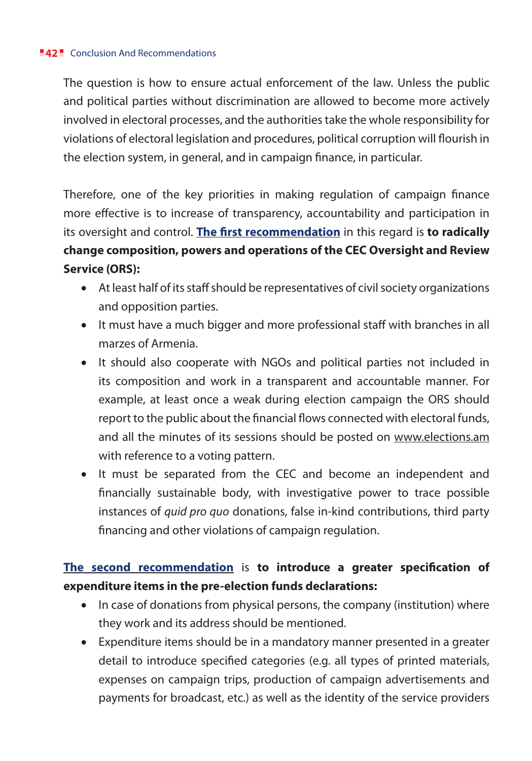The question is how to ensure actual enforcement of the law. Unless the public and political parties without discrimination are allowed to become more actively involved in electoral processes, and the authorities take the whole responsibility for violations of electoral legislation and procedures, political corruption will flourish in the election system, in general, and in campaign finance, in particular.

Therefore, one of the key priorities in making regulation of campaign finance more effective is to increase of transparency, accountability and participation in its oversight and control. **The first recommendation** in this regard is **to radically change composition, powers and operations of the CEC Oversight and Review Service (ORS):**

- At least half of its staff should be representatives of civil society organizations and opposition parties.
- It must have a much bigger and more professional staff with branches in all marzes of Armenia.
- It should also cooperate with NGOs and political parties not included in its composition and work in a transparent and accountable manner. For example, at least once a weak during election campaign the ORS should report to the public about the financial flows connected with electoral funds, and all the minutes of its sessions should be posted on www.elections.am with reference to a voting pattern.
- It must be separated from the CEC and become an independent and financially sustainable body, with investigative power to trace possible instances of *quid pro quo* donations, false in-kind contributions, third party financing and other violations of campaign regulation.

**The second recommendation** is **to introduce a greater specification of expenditure items in the pre-election funds declarations:**

- In case of donations from physical persons, the company (institution) where they work and its address should be mentioned.
- Expenditure items should be in a mandatory manner presented in a greater detail to introduce specified categories (e.g. all types of printed materials, expenses on campaign trips, production of campaign advertisements and payments for broadcast, etc.) as well as the identity of the service providers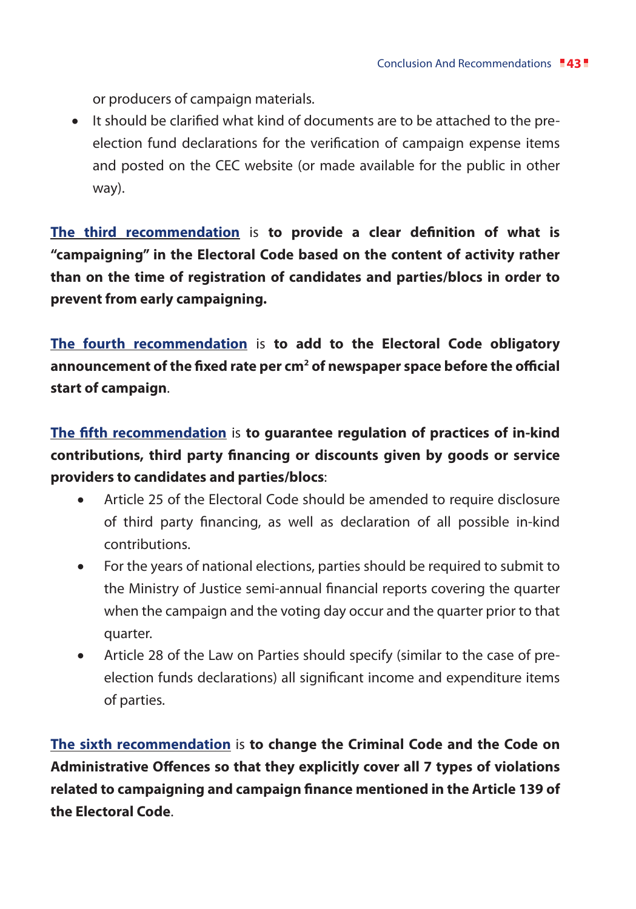or producers of campaign materials.

- It should be clarified what kind of documents are to be attached to the pre-election fund declarations for the verification of campaign expense items and posted on the CEC website (or made available for the public in other way).

**The third recommendation** is **to provide a clear definition of what is "campaigning" in the Electoral Code based on the content of activity rather than on the time of registration of candidates and parties/blocs in order to prevent from early campaigning.**

**The fourth recommendation** is **to add to the Electoral Code obligatory announcement of the fixed rate per $cm^2$ of newspaper space before the official start of campaign**.

**The fifth recommendation** is **to guarantee regulation of practices of in-kind contributions, third party financing or discounts given by goods or service providers to candidates and parties/blocs**:

- Article 25 of the Electoral Code should be amended to require disclosure of third party financing, as well as declaration of all possible in-kind contributions.
- For the years of national elections, parties should be required to submit to the Ministry of Justice semi-annual financial reports covering the quarter when the campaign and the voting day occur and the quarter prior to that quarter.
- Article 28 of the Law on Parties should specify (similar to the case of pre-election funds declarations) all significant income and expenditure items of parties.

**The sixth recommendation** is **to change the Criminal Code and the Code on Administrative Offences so that they explicitly cover all 7 types of violations related to campaigning and campaign finance mentioned in the Article 139 of the Electoral Code**.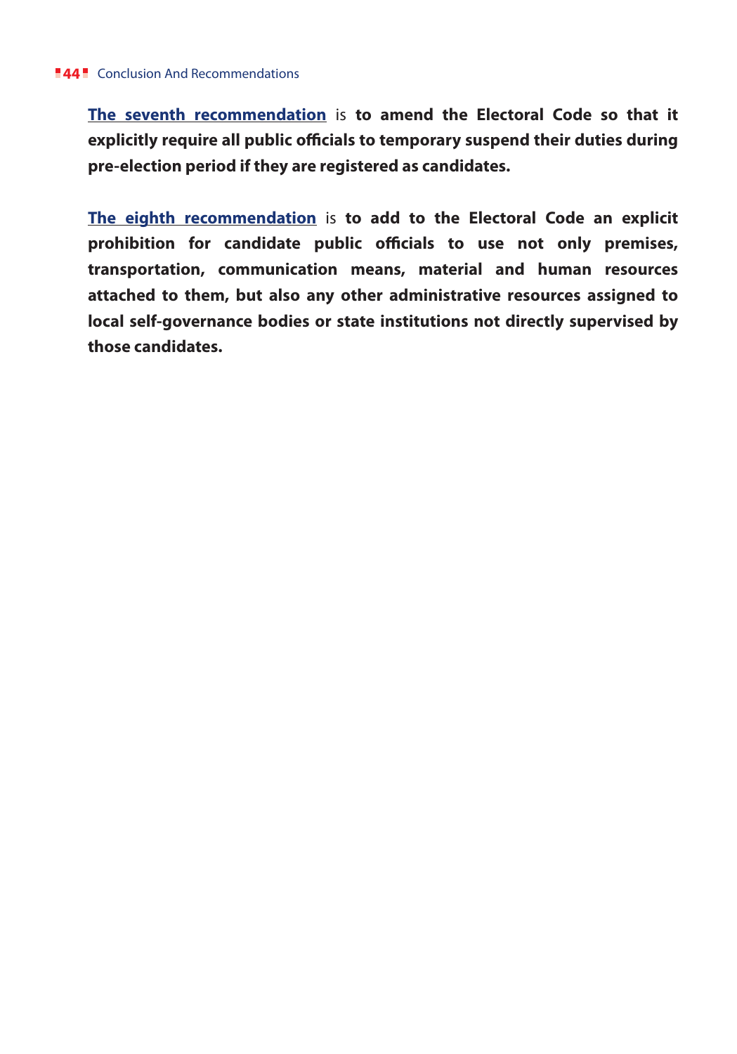**The seventh recommendation** is **to amend the Electoral Code so that it explicitly require all public officials to temporary suspend their duties during pre-election period if they are registered as candidates.**

**The eighth recommendation** is **to add to the Electoral Code an explicit prohibition for candidate public officials to use not only premises, transportation, communication means, material and human resources attached to them, but also any other administrative resources assigned to local self-governance bodies or state institutions not directly supervised by those candidates.**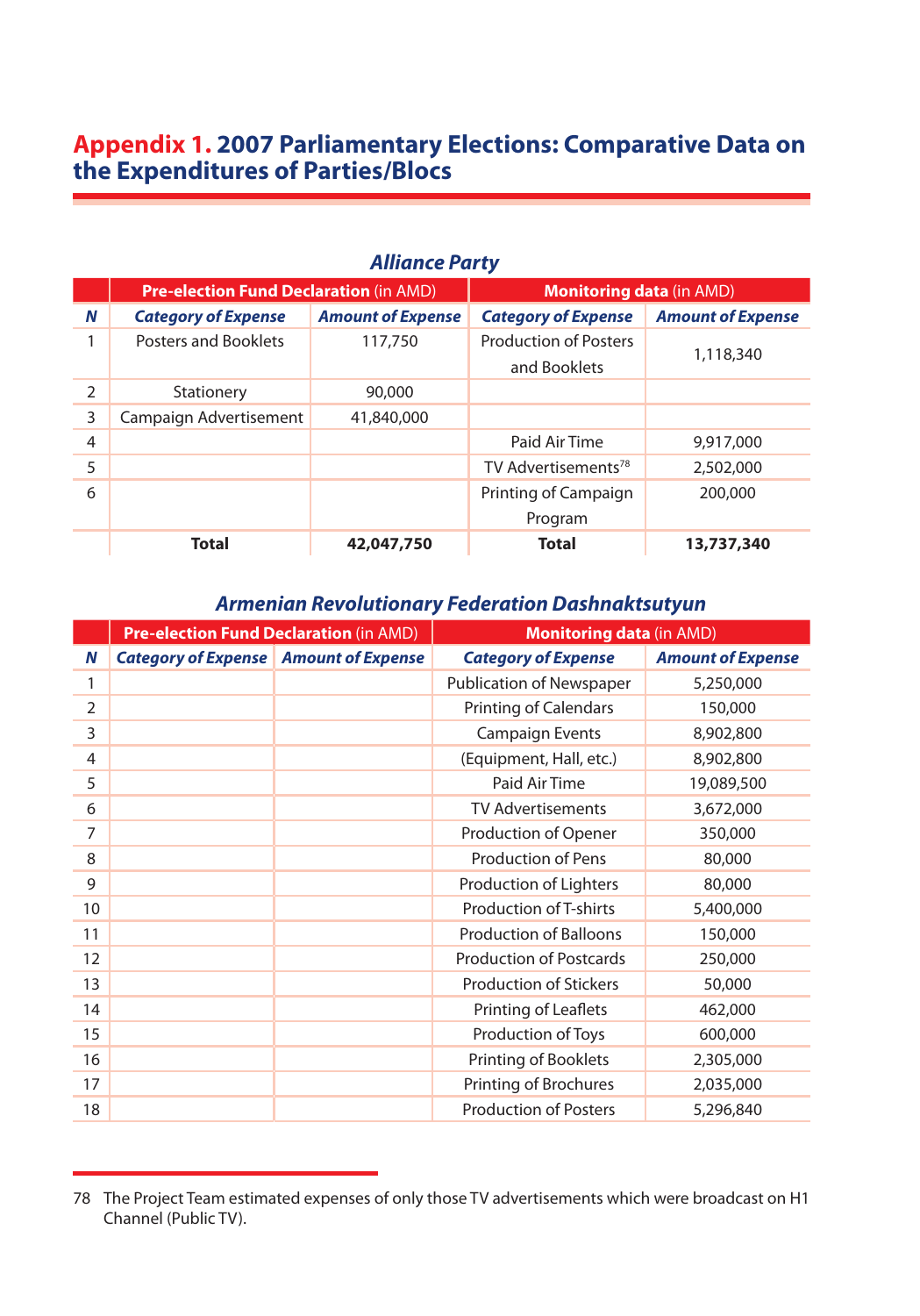## Appendix 1. 2007 Parliamentary Elections: Comparative Data on the Expenditures of Parties/Blocs

### Alliance Party

| | **Pre-election Fund Declaration** (in AMD) | | **Monitoring data** (in AMD) | |
|---|---|---|---|---|
| ***N*** | ***Category of Expense*** | ***Amount of Expense*** | ***Category of Expense*** | ***Amount of Expense*** |
| 1 | Posters and Booklets | 117,750 | Production of Posters and Booklets | 1,118,340 |
| 2 | Stationery | 90,000 | | |
| 3 | Campaign Advertisement | 41,840,000 | | |
| 4 | | | Paid Air Time | 9,917,000 |
| 5 | | | TV Advertisements[78] | 2,502,000 |
| 6 | | | Printing of Campaign Program | 200,000 |
| | **Total** | **42,047,750** | **Total** | **13,737,340** |

### Armenian Revolutionary Federation Dashnaktsutyun

| | **Pre-election Fund Declaration** (in AMD) | | **Monitoring data** (in AMD) | |
|---|---|---|---|---|
| ***N*** | ***Category of Expense*** | ***Amount of Expense*** | ***Category of Expense*** | ***Amount of Expense*** |
| 1 | | | Publication of Newspaper | 5,250,000 |
| 2 | | | Printing of Calendars | 150,000 |
| 3 | | | Campaign Events | 8,902,800 |
| 4 | | | (Equipment, Hall, etc.) | 8,902,800 |
| 5 | | | Paid Air Time | 19,089,500 |
| 6 | | | TV Advertisements | 3,672,000 |
| 7 | | | Production of Opener | 350,000 |
| 8 | | | Production of Pens | 80,000 |
| 9 | | | Production of Lighters | 80,000 |
| 10 | | | Production of T-shirts | 5,400,000 |
| 11 | | | Production of Balloons | 150,000 |
| 12 | | | Production of Postcards | 250,000 |
| 13 | | | Production of Stickers | 50,000 |
| 14 | | | Printing of Leaflets | 462,000 |
| 15 | | | Production of Toys | 600,000 |
| 16 | | | Printing of Booklets | 2,305,000 |
| 17 | | | Printing of Brochures | 2,035,000 |
| 18 | | | Production of Posters | 5,296,840 |

78 The Project Team estimated expenses of only those TV advertisements which were broadcast on H1 Channel (Public TV).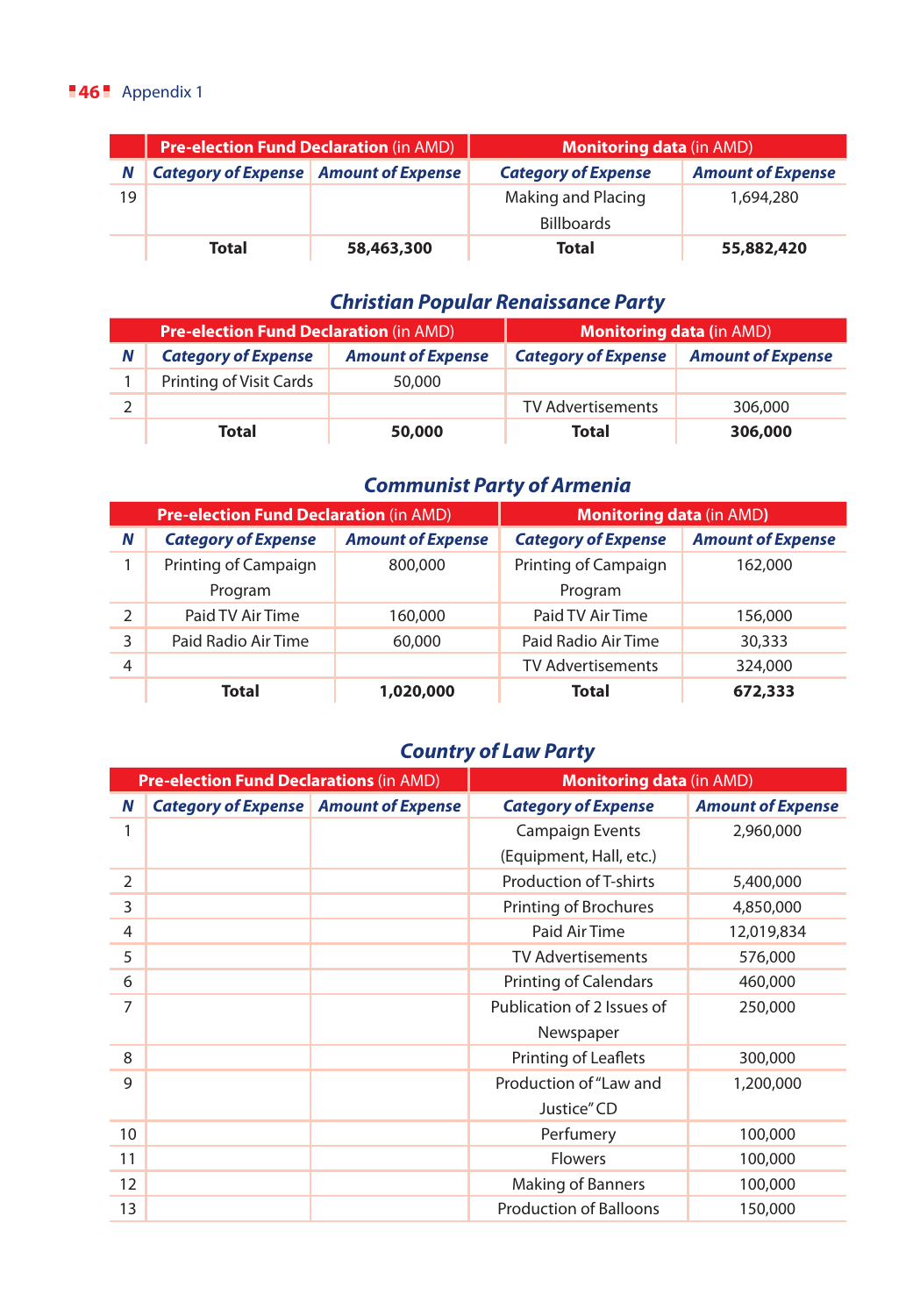| | Pre-election Fund Declaration (in AMD) | | Monitoring data (in AMD) | |
|---|---|---|---|---|
| N | Category of Expense | Amount of Expense | Category of Expense | Amount of Expense |
| 19 | | | Making and Placing Billboards | 1,694,280 |
| | **Total** | **58,463,300** | **Total** | **55,882,420** |

## Christian Popular Renaissance Party

| | Pre-election Fund Declaration (in AMD) | | Monitoring data (in AMD) | |
|---|---|---|---|---|
| N | Category of Expense | Amount of Expense | Category of Expense | Amount of Expense |
| 1 | Printing of Visit Cards | 50,000 | | |
| 2 | | | TV Advertisements | 306,000 |
| | **Total** | **50,000** | **Total** | **306,000** |

## Communist Party of Armenia

| | Pre-election Fund Declaration (in AMD) | | Monitoring data (in AMD) | |
|---|---|---|---|---|
| N | Category of Expense | Amount of Expense | Category of Expense | Amount of Expense |
| 1 | Printing of Campaign Program | 800,000 | Printing of Campaign Program | 162,000 |
| 2 | Paid TV Air Time | 160,000 | Paid TV Air Time | 156,000 |
| 3 | Paid Radio Air Time | 60,000 | Paid Radio Air Time | 30,333 |
| 4 | | | TV Advertisements | 324,000 |
| | **Total** | **1,020,000** | **Total** | **672,333** |

## Country of Law Party

| | Pre-election Fund Declarations (in AMD) | | Monitoring data (in AMD) | |
|---|---|---|---|---|
| N | Category of Expense | Amount of Expense | Category of Expense | Amount of Expense |
| 1 | | | Campaign Events (Equipment, Hall, etc.) | 2,960,000 |
| 2 | | | Production of T-shirts | 5,400,000 |
| 3 | | | Printing of Brochures | 4,850,000 |
| 4 | | | Paid Air Time | 12,019,834 |
| 5 | | | TV Advertisements | 576,000 |
| 6 | | | Printing of Calendars | 460,000 |
| 7 | | | Publication of 2 Issues of Newspaper | 250,000 |
| 8 | | | Printing of Leaflets | 300,000 |
| 9 | | | Production of "Law and Justice" CD | 1,200,000 |
| 10 | | | Perfumery | 100,000 |
| 11 | | | Flowers | 100,000 |
| 12 | | | Making of Banners | 100,000 |
| 13 | | | Production of Balloons | 150,000 |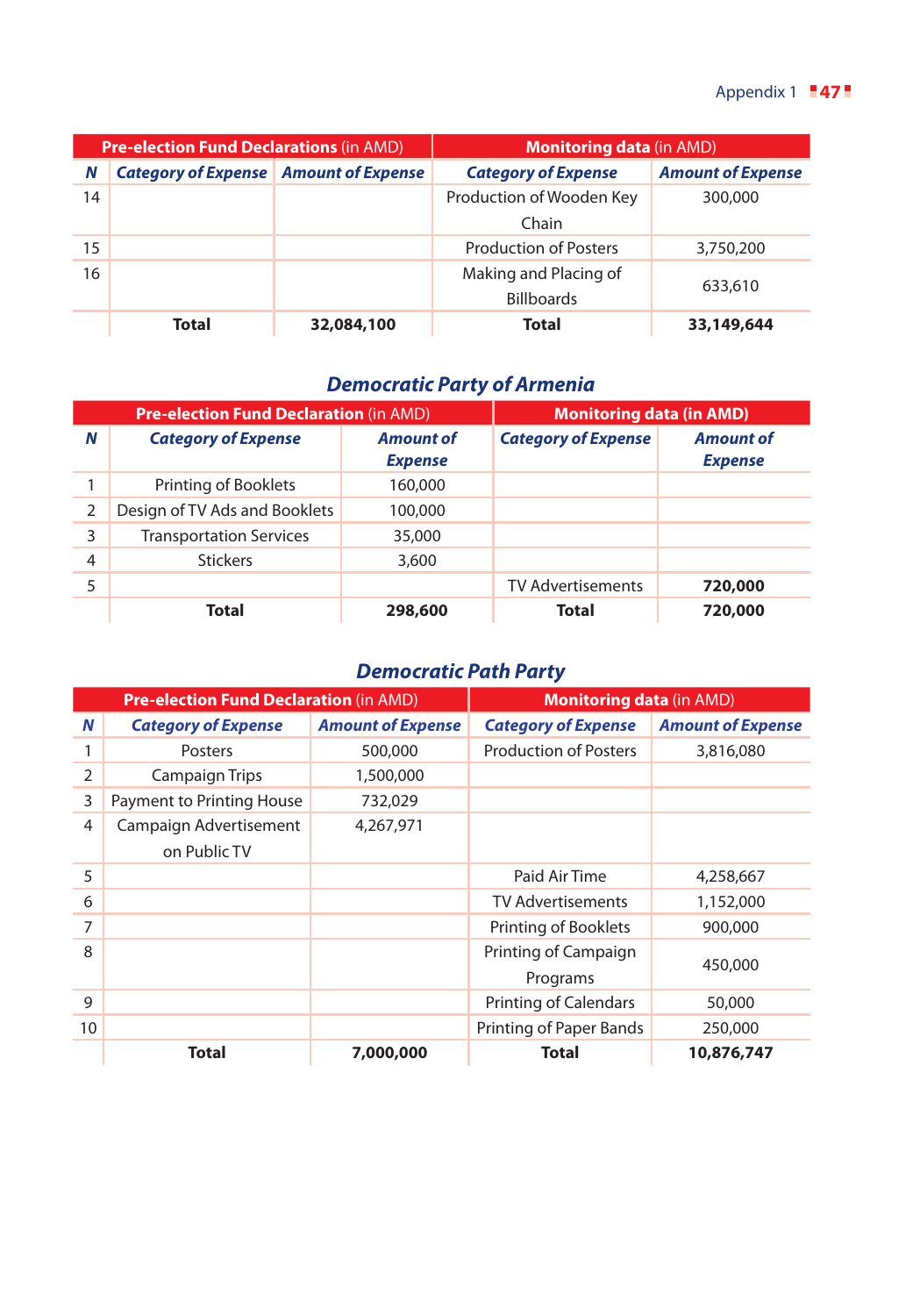| Pre-election Fund Declarations (in AMD) | | | Monitoring data (in AMD) | |
|---|---|---|---|---|
| ***N*** | ***Category of Expense*** | ***Amount of Expense*** | ***Category of Expense*** | ***Amount of Expense*** |
| 14 | | | Production of Wooden Key Chain | 300,000 |
| 15 | | | Production of Posters | 3,750,200 |
| 16 | | | Making and Placing of Billboards | 633,610 |
| | **Total** | **32,084,100** | **Total** | **33,149,644** |

## *Democratic Party of Armenia*

| Pre-election Fund Declaration (in AMD) | | | Monitoring data (in AMD) | |
|---|---|---|---|---|
| ***N*** | ***Category of Expense*** | ***Amount of Expense*** | ***Category of Expense*** | ***Amount of Expense*** |
| 1 | Printing of Booklets | 160,000 | | |
| 2 | Design of TV Ads and Booklets | 100,000 | | |
| 3 | Transportation Services | 35,000 | | |
| 4 | Stickers | 3,600 | | |
| 5 | | | TV Advertisements | **720,000** |
| | **Total** | **298,600** | **Total** | **720,000** |

## *Democratic Path Party*

| Pre-election Fund Declaration (in AMD) | | | Monitoring data (in AMD) | |
|---|---|---|---|---|
| ***N*** | ***Category of Expense*** | ***Amount of Expense*** | ***Category of Expense*** | ***Amount of Expense*** |
| 1 | Posters | 500,000 | Production of Posters | 3,816,080 |
| 2 | Campaign Trips | 1,500,000 | | |
| 3 | Payment to Printing House | 732,029 | | |
| 4 | Campaign Advertisement on Public TV | 4,267,971 | | |
| 5 | | | Paid Air Time | 4,258,667 |
| 6 | | | TV Advertisements | 1,152,000 |
| 7 | | | Printing of Booklets | 900,000 |
| 8 | | | Printing of Campaign Programs | 450,000 |
| 9 | | | Printing of Calendars | 50,000 |
| 10 | | | Printing of Paper Bands | 250,000 |
| | **Total** | **7,000,000** | **Total** | **10,876,747** |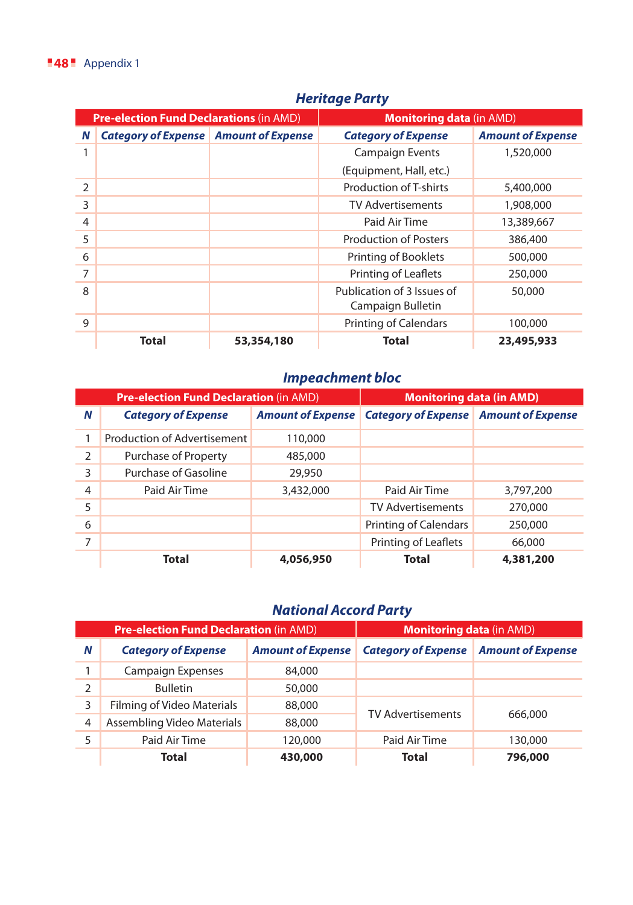### Heritage Party

| | Pre-election Fund Declarations (in AMD) | | Monitoring data (in AMD) | |
|---|---|---|---|---|
| **N** | ***Category of Expense*** | ***Amount of Expense*** | ***Category of Expense*** | ***Amount of Expense*** |
| 1 | | | Campaign Events (Equipment, Hall, etc.) | 1,520,000 |
| 2 | | | Production of T-shirts | 5,400,000 |
| 3 | | | TV Advertisements | 1,908,000 |
| 4 | | | Paid Air Time | 13,389,667 |
| 5 | | | Production of Posters | 386,400 |
| 6 | | | Printing of Booklets | 500,000 |
| 7 | | | Printing of Leaflets | 250,000 |
| 8 | | | Publication of 3 Issues of Campaign Bulletin | 50,000 |
| 9 | | | Printing of Calendars | 100,000 |
| | **Total** | **53,354,180** | **Total** | **23,495,933** |

### Impeachment bloc

| | Pre-election Fund Declaration (in AMD) | | Monitoring data (in AMD) | |
|---|---|---|---|---|
| **N** | ***Category of Expense*** | ***Amount of Expense*** | ***Category of Expense*** | ***Amount of Expense*** |
| 1 | Production of Advertisement | 110,000 | | |
| 2 | Purchase of Property | 485,000 | | |
| 3 | Purchase of Gasoline | 29,950 | | |
| 4 | Paid Air Time | 3,432,000 | Paid Air Time | 3,797,200 |
| 5 | | | TV Advertisements | 270,000 |
| 6 | | | Printing of Calendars | 250,000 |
| 7 | | | Printing of Leaflets | 66,000 |
| | **Total** | **4,056,950** | **Total** | **4,381,200** |

### National Accord Party

| | Pre-election Fund Declaration (in AMD) | | Monitoring data (in AMD) | |
|---|---|---|---|---|
| **N** | ***Category of Expense*** | ***Amount of Expense*** | ***Category of Expense*** | ***Amount of Expense*** |
| 1 | Campaign Expenses | 84,000 | | |
| 2 | Bulletin | 50,000 | | |
| 3 | Filming of Video Materials | 88,000 | TV Advertisements | 666,000 |
| 4 | Assembling Video Materials | 88,000 | | |
| 5 | Paid Air Time | 120,000 | Paid Air Time | 130,000 |
| | **Total** | **430,000** | **Total** | **796,000** |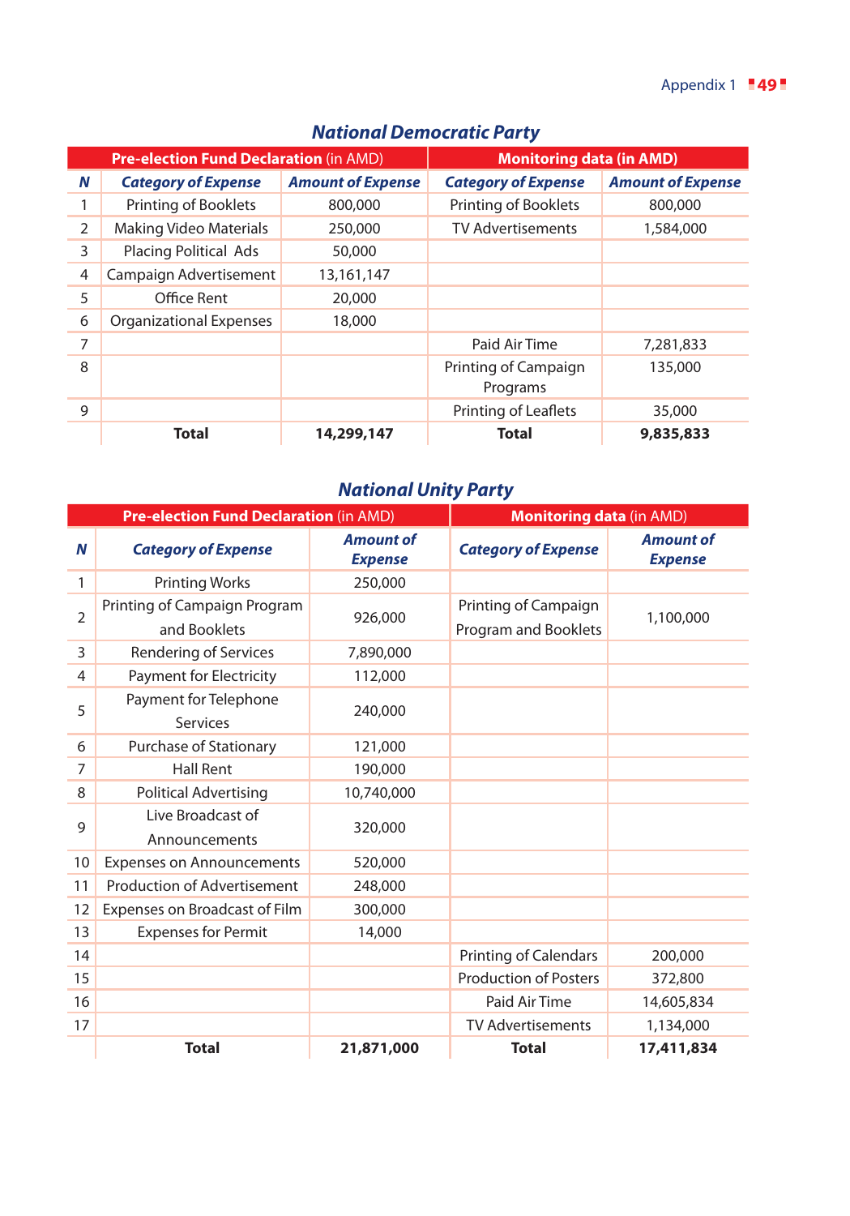### National Democratic Party

| | Pre-election Fund Declaration (in AMD) | | Monitoring data (in AMD) | |
|---|---|---|---|---|
| **N** | ***Category of Expense*** | ***Amount of Expense*** | ***Category of Expense*** | ***Amount of Expense*** |
| 1 | Printing of Booklets | 800,000 | Printing of Booklets | 800,000 |
| 2 | Making Video Materials | 250,000 | TV Advertisements | 1,584,000 |
| 3 | Placing Political Ads | 50,000 | | |
| 4 | Campaign Advertisement | 13,161,147 | | |
| 5 | Office Rent | 20,000 | | |
| 6 | Organizational Expenses | 18,000 | | |
| 7 | | | Paid Air Time | 7,281,833 |
| 8 | | | Printing of Campaign Programs | 135,000 |
| 9 | | | Printing of Leaflets | 35,000 |
| | **Total** | **14,299,147** | **Total** | **9,835,833** |

### National Unity Party

| | Pre-election Fund Declaration (in AMD) | | Monitoring data (in AMD) | |
|---|---|---|---|---|
| **N** | ***Category of Expense*** | ***Amount of Expense*** | ***Category of Expense*** | ***Amount of Expense*** |
| 1 | Printing Works | 250,000 | | |
| 2 | Printing of Campaign Program and Booklets | 926,000 | Printing of Campaign Program and Booklets | 1,100,000 |
| 3 | Rendering of Services | 7,890,000 | | |
| 4 | Payment for Electricity | 112,000 | | |
| 5 | Payment for Telephone Services | 240,000 | | |
| 6 | Purchase of Stationary | 121,000 | | |
| 7 | Hall Rent | 190,000 | | |
| 8 | Political Advertising | 10,740,000 | | |
| 9 | Live Broadcast of Announcements | 320,000 | | |
| 10 | Expenses on Announcements | 520,000 | | |
| 11 | Production of Advertisement | 248,000 | | |
| 12 | Expenses on Broadcast of Film | 300,000 | | |
| 13 | Expenses for Permit | 14,000 | | |
| 14 | | | Printing of Calendars | 200,000 |
| 15 | | | Production of Posters | 372,800 |
| 16 | | | Paid Air Time | 14,605,834 |
| 17 | | | TV Advertisements | 1,134,000 |
| | **Total** | **21,871,000** | **Total** | **17,411,834** |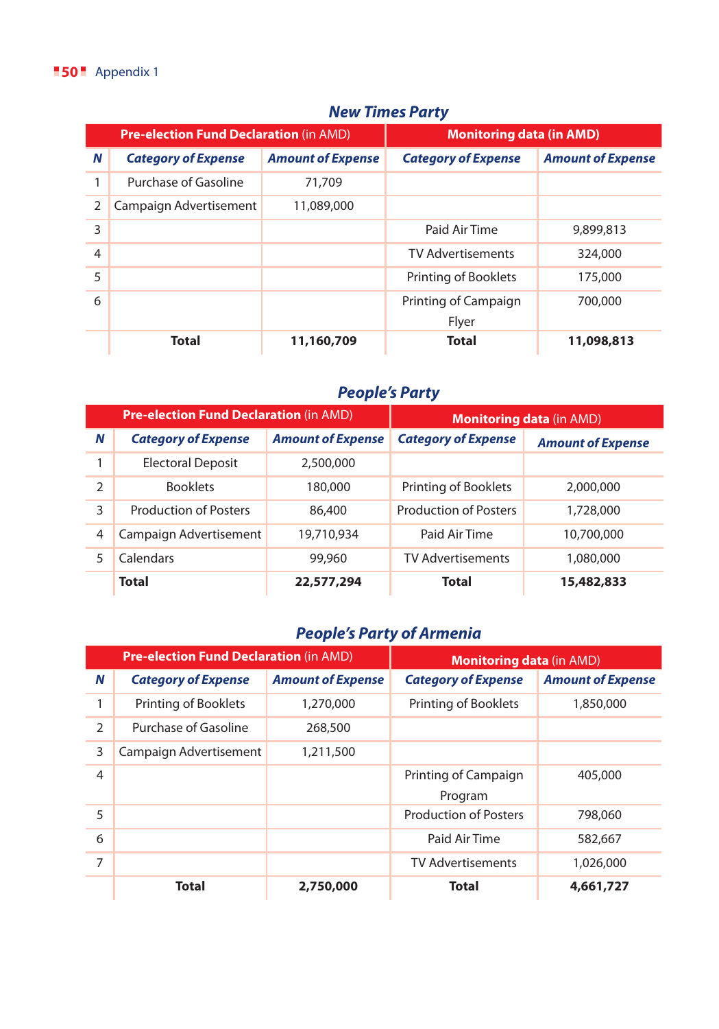## Appendix 1

### New Times Party

| N | Pre-election Fund Declaration (in AMD) | | Monitoring data (in AMD) | |
|---|---|---|---|---|
| | ***Category of Expense*** | ***Amount of Expense*** | ***Category of Expense*** | ***Amount of Expense*** |
| 1 | Purchase of Gasoline | 71,709 | | |
| 2 | Campaign Advertisement | 11,089,000 | | |
| 3 | | | Paid Air Time | 9,899,813 |
| 4 | | | TV Advertisements | 324,000 |
| 5 | | | Printing of Booklets | 175,000 |
| 6 | | | Printing of Campaign Flyer | 700,000 |
| | **Total** | **11,160,709** | **Total** | **11,098,813** |

### People's Party

| N | Pre-election Fund Declaration (in AMD) | | Monitoring data (in AMD) | |
|---|---|---|---|---|
| | ***Category of Expense*** | ***Amount of Expense*** | ***Category of Expense*** | ***Amount of Expense*** |
| 1 | Electoral Deposit | 2,500,000 | | |
| 2 | Booklets | 180,000 | Printing of Booklets | 2,000,000 |
| 3 | Production of Posters | 86,400 | Production of Posters | 1,728,000 |
| 4 | Campaign Advertisement | 19,710,934 | Paid Air Time | 10,700,000 |
| 5 | Calendars | 99,960 | TV Advertisements | 1,080,000 |
| | **Total** | **22,577,294** | **Total** | **15,482,833** |

### People's Party of Armenia

| N | Pre-election Fund Declaration (in AMD) | | Monitoring data (in AMD) | |
|---|---|---|---|---|
| | ***Category of Expense*** | ***Amount of Expense*** | ***Category of Expense*** | ***Amount of Expense*** |
| 1 | Printing of Booklets | 1,270,000 | Printing of Booklets | 1,850,000 |
| 2 | Purchase of Gasoline | 268,500 | | |
| 3 | Campaign Advertisement | 1,211,500 | | |
| 4 | | | Printing of Campaign Program | 405,000 |
| 5 | | | Production of Posters | 798,060 |
| 6 | | | Paid Air Time | 582,667 |
| 7 | | | TV Advertisements | 1,026,000 |
| | **Total** | **2,750,000** | **Total** | **4,661,727** |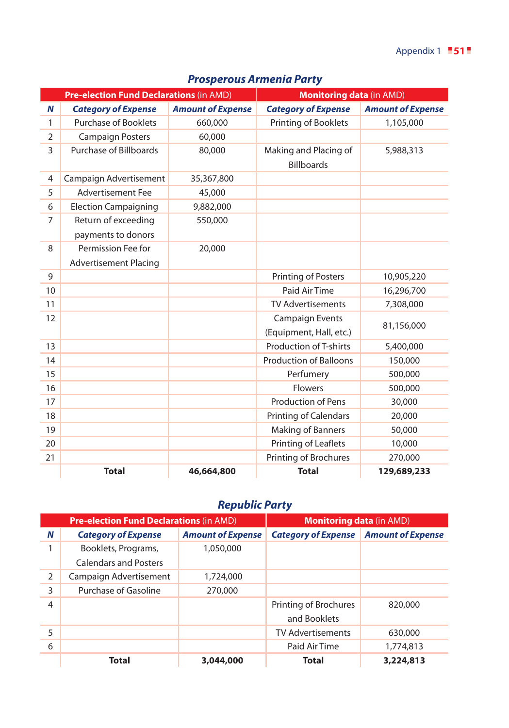## Prosperous Armenia Party

| | Pre-election Fund Declarations (in AMD) | | Monitoring data (in AMD) | |
|---|---|---|---|---|
| ***N*** | ***Category of Expense*** | ***Amount of Expense*** | ***Category of Expense*** | ***Amount of Expense*** |
| 1 | Purchase of Booklets | 660,000 | Printing of Booklets | 1,105,000 |
| 2 | Campaign Posters | 60,000 | | |
| 3 | Purchase of Billboards | 80,000 | Making and Placing of Billboards | 5,988,313 |
| 4 | Campaign Advertisement | 35,367,800 | | |
| 5 | Advertisement Fee | 45,000 | | |
| 6 | Election Campaigning | 9,882,000 | | |
| 7 | Return of exceeding payments to donors | 550,000 | | |
| 8 | Permission Fee for Advertisement Placing | 20,000 | | |
| 9 | | | Printing of Posters | 10,905,220 |
| 10 | | | Paid Air Time | 16,296,700 |
| 11 | | | TV Advertisements | 7,308,000 |
| 12 | | | Campaign Events (Equipment, Hall, etc.) | 81,156,000 |
| 13 | | | Production of T-shirts | 5,400,000 |
| 14 | | | Production of Balloons | 150,000 |
| 15 | | | Perfumery | 500,000 |
| 16 | | | Flowers | 500,000 |
| 17 | | | Production of Pens | 30,000 |
| 18 | | | Printing of Calendars | 20,000 |
| 19 | | | Making of Banners | 50,000 |
| 20 | | | Printing of Leaflets | 10,000 |
| 21 | | | Printing of Brochures | 270,000 |
| | **Total** | **46,664,800** | **Total** | **129,689,233** |

## Republic Party

| | Pre-election Fund Declarations (in AMD) | | Monitoring data (in AMD) | |
|---|---|---|---|---|
| ***N*** | ***Category of Expense*** | ***Amount of Expense*** | ***Category of Expense*** | ***Amount of Expense*** |
| 1 | Booklets, Programs, Calendars and Posters | 1,050,000 | | |
| 2 | Campaign Advertisement | 1,724,000 | | |
| 3 | Purchase of Gasoline | 270,000 | | |
| 4 | | | Printing of Brochures and Booklets | 820,000 |
| 5 | | | TV Advertisements | 630,000 |
| 6 | | | Paid Air Time | 1,774,813 |
| | **Total** | **3,044,000** | **Total** | **3,224,813** |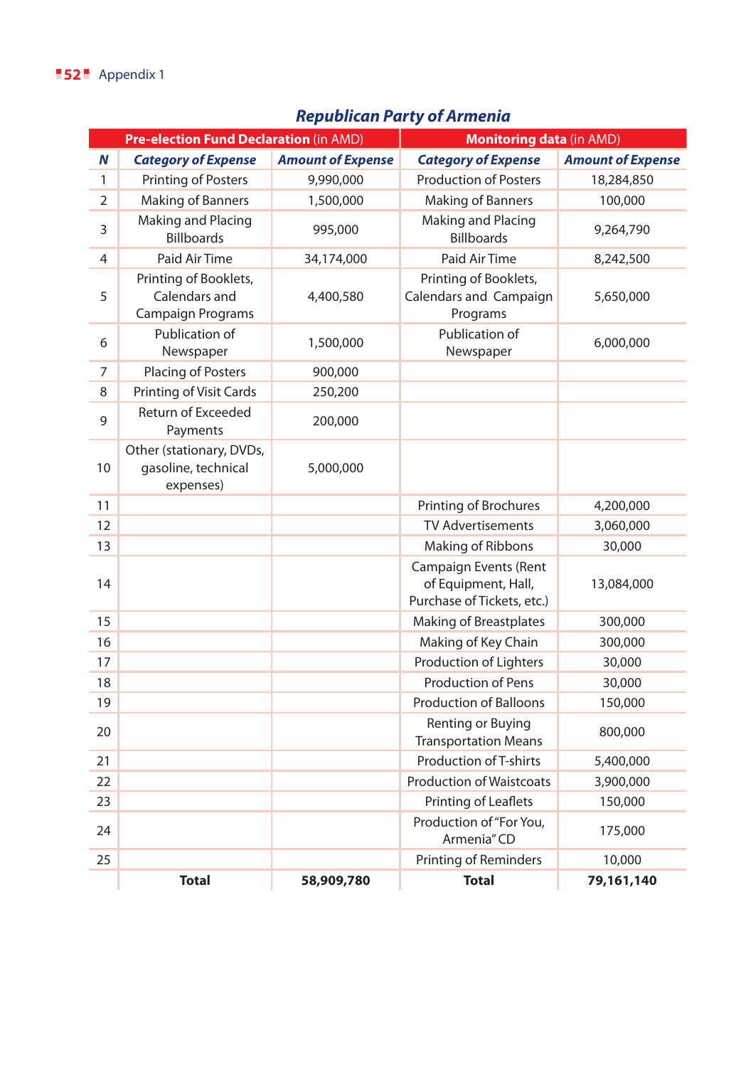## Republican Party of Armenia

| | **Pre-election Fund Declaration** (in AMD) | | **Monitoring data** (in AMD) | |
|---|---|---|---|---|
| ***N*** | ***Category of Expense*** | ***Amount of Expense*** | ***Category of Expense*** | ***Amount of Expense*** |
| 1 | Printing of Posters | 9,990,000 | Production of Posters | 18,284,850 |
| 2 | Making of Banners | 1,500,000 | Making of Banners | 100,000 |
| 3 | Making and Placing Billboards | 995,000 | Making and Placing Billboards | 9,264,790 |
| 4 | Paid Air Time | 34,174,000 | Paid Air Time | 8,242,500 |
| 5 | Printing of Booklets, Calendars and Campaign Programs | 4,400,580 | Printing of Booklets, Calendars and Campaign Programs | 5,650,000 |
| 6 | Publication of Newspaper | 1,500,000 | Publication of Newspaper | 6,000,000 |
| 7 | Placing of Posters | 900,000 | | |
| 8 | Printing of Visit Cards | 250,200 | | |
| 9 | Return of Exceeded Payments | 200,000 | | |
| 10 | Other (stationary, DVDs, gasoline, technical expenses) | 5,000,000 | | |
| 11 | | | Printing of Brochures | 4,200,000 |
| 12 | | | TV Advertisements | 3,060,000 |
| 13 | | | Making of Ribbons | 30,000 |
| 14 | | | Campaign Events (Rent of Equipment, Hall, Purchase of Tickets, etc.) | 13,084,000 |
| 15 | | | Making of Breastplates | 300,000 |
| 16 | | | Making of Key Chain | 300,000 |
| 17 | | | Production of Lighters | 30,000 |
| 18 | | | Production of Pens | 30,000 |
| 19 | | | Production of Balloons | 150,000 |
| 20 | | | Renting or Buying Transportation Means | 800,000 |
| 21 | | | Production of T-shirts | 5,400,000 |
| 22 | | | Production of Waistcoats | 3,900,000 |
| 23 | | | Printing of Leaflets | 150,000 |
| 24 | | | Production of "For You, Armenia" CD | 175,000 |
| 25 | | | Printing of Reminders | 10,000 |
| | **Total** | **58,909,780** | **Total** | **79,161,140** |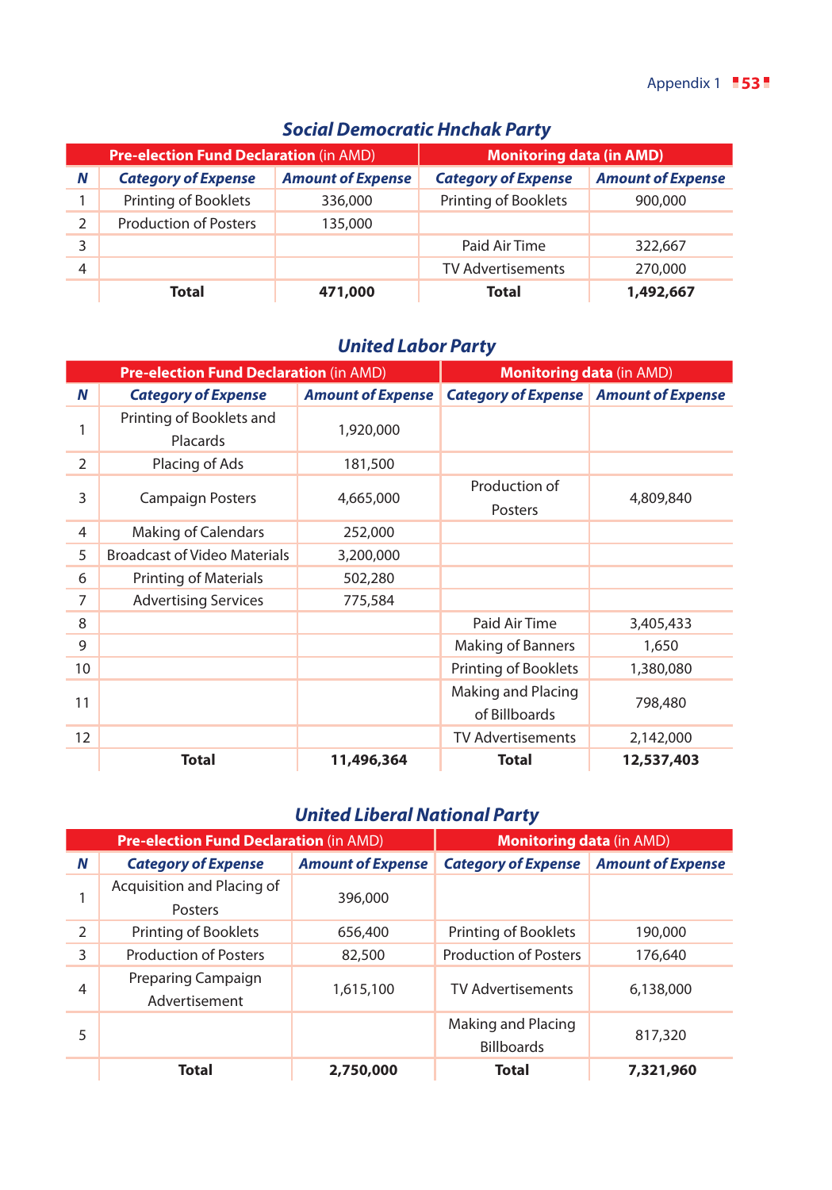## Social Democratic Hnchak Party

| Pre-election Fund Declaration (in AMD) | | | Monitoring data (in AMD) | |
|---|---|---|---|---|
| **N** | **Category of Expense** | **Amount of Expense** | **Category of Expense** | **Amount of Expense** |
| 1 | Printing of Booklets | 336,000 | Printing of Booklets | 900,000 |
| 2 | Production of Posters | 135,000 | | |
| 3 | | | Paid Air Time | 322,667 |
| 4 | | | TV Advertisements | 270,000 |
| | **Total** | **471,000** | **Total** | **1,492,667** |

## United Labor Party

| Pre-election Fund Declaration (in AMD) | | | Monitoring data (in AMD) | |
|---|---|---|---|---|
| **N** | **Category of Expense** | **Amount of Expense** | **Category of Expense** | **Amount of Expense** |
| 1 | Printing of Booklets and Placards | 1,920,000 | | |
| 2 | Placing of Ads | 181,500 | | |
| 3 | Campaign Posters | 4,665,000 | Production of Posters | 4,809,840 |
| 4 | Making of Calendars | 252,000 | | |
| 5 | Broadcast of Video Materials | 3,200,000 | | |
| 6 | Printing of Materials | 502,280 | | |
| 7 | Advertising Services | 775,584 | | |
| 8 | | | Paid Air Time | 3,405,433 |
| 9 | | | Making of Banners | 1,650 |
| 10 | | | Printing of Booklets | 1,380,080 |
| 11 | | | Making and Placing of Billboards | 798,480 |
| 12 | | | TV Advertisements | 2,142,000 |
| | **Total** | **11,496,364** | **Total** | **12,537,403** |

## United Liberal National Party

| Pre-election Fund Declaration (in AMD) | | | Monitoring data (in AMD) | |
|---|---|---|---|---|
| **N** | **Category of Expense** | **Amount of Expense** | **Category of Expense** | **Amount of Expense** |
| 1 | Acquisition and Placing of Posters | 396,000 | | |
| 2 | Printing of Booklets | 656,400 | Printing of Booklets | 190,000 |
| 3 | Production of Posters | 82,500 | Production of Posters | 176,640 |
| 4 | Preparing Campaign Advertisement | 1,615,100 | TV Advertisements | 6,138,000 |
| 5 | | | Making and Placing Billboards | 817,320 |
| | **Total** | **2,750,000** | **Total** | **7,321,960** |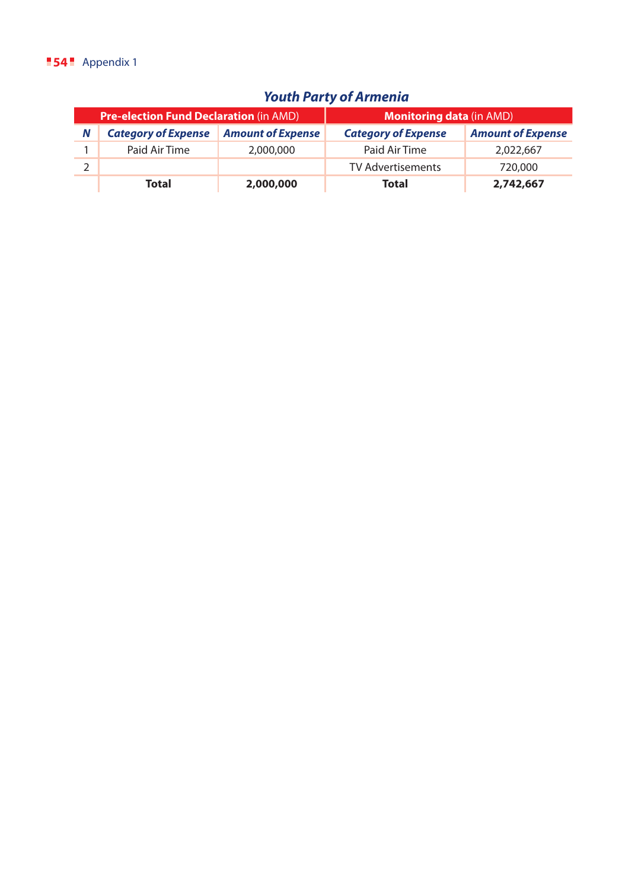### Youth Party of Armenia

| Pre-election Fund Declaration (in AMD) | | | Monitoring data (in AMD) | |
|---|---|---|---|---|
| ***N*** | ***Category of Expense*** | ***Amount of Expense*** | ***Category of Expense*** | ***Amount of Expense*** |
| 1 | Paid Air Time | 2,000,000 | Paid Air Time | 2,022,667 |
| 2 | | | TV Advertisements | 720,000 |
| | **Total** | **2,000,000** | **Total** | **2,742,667** |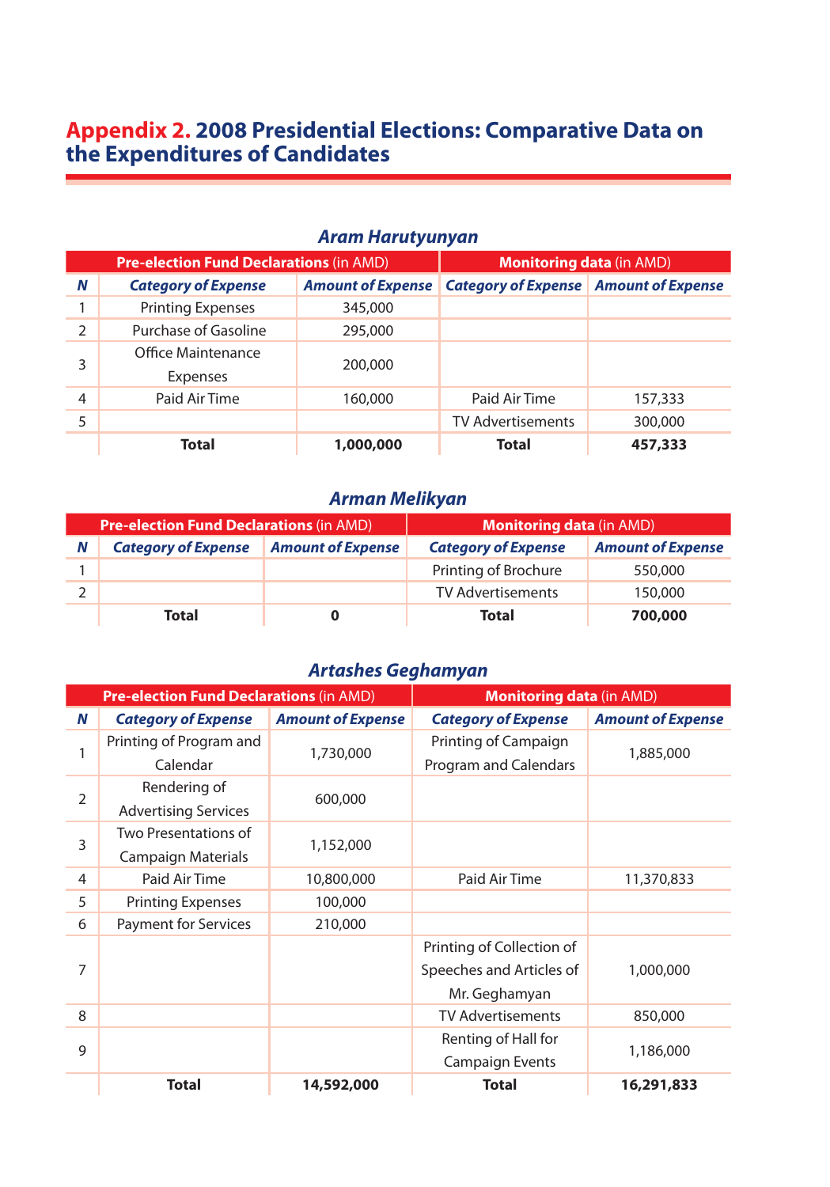# Appendix 2. 2008 Presidential Elections: Comparative Data on the Expenditures of Candidates

### Aram Harutyunyan

| | **Pre-election Fund Declarations** (in AMD) | | **Monitoring data** (in AMD) | |
|---|---|---|---|---|
| ***N*** | ***Category of Expense*** | ***Amount of Expense*** | ***Category of Expense*** | ***Amount of Expense*** |
| 1 | Printing Expenses | 345,000 | | |
| 2 | Purchase of Gasoline | 295,000 | | |
| 3 | Office Maintenance Expenses | 200,000 | | |
| 4 | Paid Air Time | 160,000 | Paid Air Time | 157,333 |
| 5 | | | TV Advertisements | 300,000 |
| | **Total** | **1,000,000** | **Total** | **457,333** |

### Arman Melikyan

| | **Pre-election Fund Declarations** (in AMD) | | **Monitoring data** (in AMD) | |
|---|---|---|---|---|
| ***N*** | ***Category of Expense*** | ***Amount of Expense*** | ***Category of Expense*** | ***Amount of Expense*** |
| 1 | | | Printing of Brochure | 550,000 |
| 2 | | | TV Advertisements | 150,000 |
| | **Total** | **0** | **Total** | **700,000** |

### Artashes Geghamyan

| | **Pre-election Fund Declarations** (in AMD) | | **Monitoring data** (in AMD) | |
|---|---|---|---|---|
| ***N*** | ***Category of Expense*** | ***Amount of Expense*** | ***Category of Expense*** | ***Amount of Expense*** |
| 1 | Printing of Program and Calendar | 1,730,000 | Printing of Campaign Program and Calendars | 1,885,000 |
| 2 | Rendering of Advertising Services | 600,000 | | |
| 3 | Two Presentations of Campaign Materials | 1,152,000 | | |
| 4 | Paid Air Time | 10,800,000 | Paid Air Time | 11,370,833 |
| 5 | Printing Expenses | 100,000 | | |
| 6 | Payment for Services | 210,000 | | |
| 7 | | | Printing of Collection of Speeches and Articles of Mr. Geghamyan | 1,000,000 |
| 8 | | | TV Advertisements | 850,000 |
| 9 | | | Renting of Hall for Campaign Events | 1,186,000 |
| | **Total** | **14,592,000** | **Total** | **16,291,833** |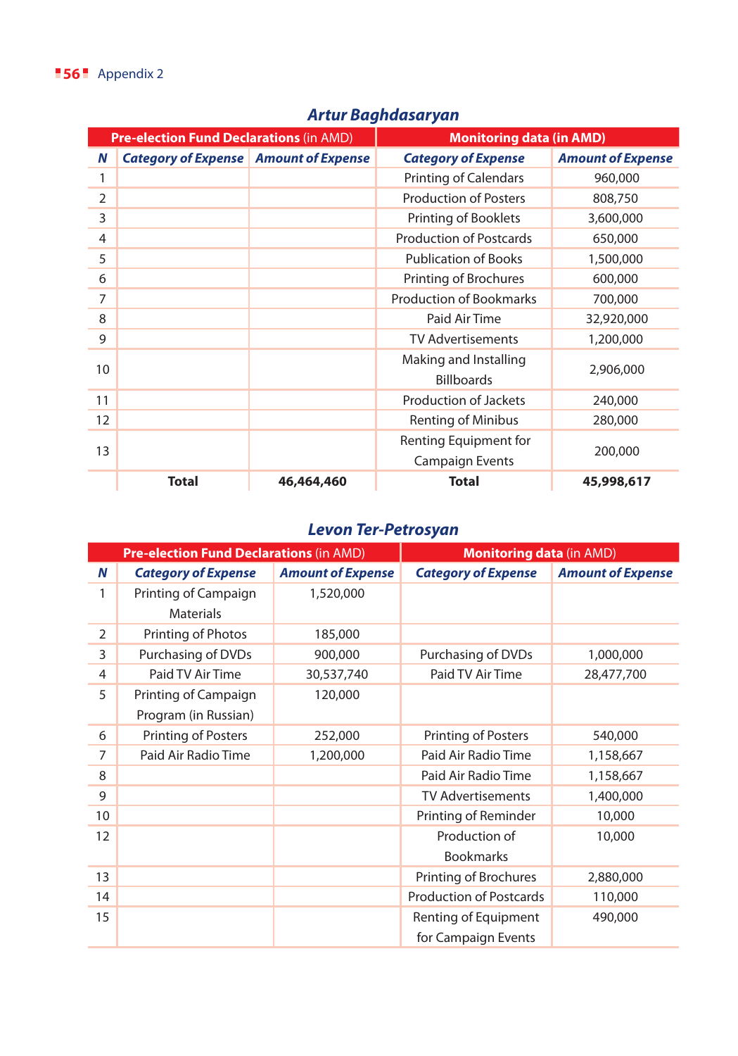## Artur Baghdasaryan

| Pre-election Fund Declarations (in AMD) | | | Monitoring data (in AMD) | |
|---|---|---|---|---|
| *N* | *Category of Expense* | *Amount of Expense* | *Category of Expense* | *Amount of Expense* |
| 1 | | | Printing of Calendars | 960,000 |
| 2 | | | Production of Posters | 808,750 |
| 3 | | | Printing of Booklets | 3,600,000 |
| 4 | | | Production of Postcards | 650,000 |
| 5 | | | Publication of Books | 1,500,000 |
| 6 | | | Printing of Brochures | 600,000 |
| 7 | | | Production of Bookmarks | 700,000 |
| 8 | | | Paid Air Time | 32,920,000 |
| 9 | | | TV Advertisements | 1,200,000 |
| 10 | | | Making and Installing Billboards | 2,906,000 |
| 11 | | | Production of Jackets | 240,000 |
| 12 | | | Renting of Minibus | 280,000 |
| 13 | | | Renting Equipment for Campaign Events | 200,000 |
| | **Total** | **46,464,460** | **Total** | **45,998,617** |

## Levon Ter-Petrosyan

| Pre-election Fund Declarations (in AMD) | | | Monitoring data (in AMD) | |
|---|---|---|---|---|
| *N* | *Category of Expense* | *Amount of Expense* | *Category of Expense* | *Amount of Expense* |
| 1 | Printing of Campaign Materials | 1,520,000 | | |
| 2 | Printing of Photos | 185,000 | | |
| 3 | Purchasing of DVDs | 900,000 | Purchasing of DVDs | 1,000,000 |
| 4 | Paid TV Air Time | 30,537,740 | Paid TV Air Time | 28,477,700 |
| 5 | Printing of Campaign Program (in Russian) | 120,000 | | |
| 6 | Printing of Posters | 252,000 | Printing of Posters | 540,000 |
| 7 | Paid Air Radio Time | 1,200,000 | Paid Air Radio Time | 1,158,667 |
| 8 | | | Paid Air Radio Time | 1,158,667 |
| 9 | | | TV Advertisements | 1,400,000 |
| 10 | | | Printing of Reminder | 10,000 |
| 12 | | | Production of Bookmarks | 10,000 |
| 13 | | | Printing of Brochures | 2,880,000 |
| 14 | | | Production of Postcards | 110,000 |
| 15 | | | Renting of Equipment for Campaign Events | 490,000 |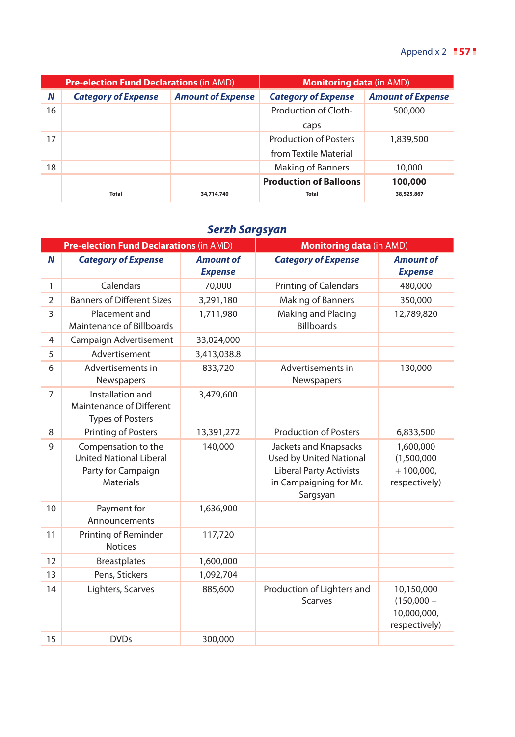| Pre-election Fund Declarations (in AMD) | | | Monitoring data (in AMD) | |
|---|---|---|---|---|
| ***N*** | ***Category of Expense*** | ***Amount of Expense*** | ***Category of Expense*** | ***Amount of Expense*** |
| 16 | | | Production of Cloth-caps | 500,000 |
| 17 | | | Production of Posters from Textile Material | 1,839,500 |
| 18 | | | Making of Banners | 10,000 |
| | | | **Production of Balloons** | **100,000** |
| | Total | 34,714,740 | Total | 38,525,867 |

## *Serzh Sargsyan*

| Pre-election Fund Declarations (in AMD) | | | Monitoring data (in AMD) | |
|---|---|---|---|---|
| ***N*** | ***Category of Expense*** | ***Amount of Expense*** | ***Category of Expense*** | ***Amount of Expense*** |
| 1 | Calendars | 70,000 | Printing of Calendars | 480,000 |
| 2 | Banners of Different Sizes | 3,291,180 | Making of Banners | 350,000 |
| 3 | Placement and Maintenance of Billboards | 1,711,980 | Making and Placing Billboards | 12,789,820 |
| 4 | Campaign Advertisement | 33,024,000 | | |
| 5 | Advertisement | 3,413,038.8 | | |
| 6 | Advertisements in Newspapers | 833,720 | Advertisements in Newspapers | 130,000 |
| 7 | Installation and Maintenance of Different Types of Posters | 3,479,600 | | |
| 8 | Printing of Posters | 13,391,272 | Production of Posters | 6,833,500 |
| 9 | Compensation to the United National Liberal Party for Campaign Materials | 140,000 | Jackets and Knapsacks Used by United National Liberal Party Activists in Campaigning for Mr. Sargsyan | 1,600,000 (1,500,000 + 100,000, respectively) |
| 10 | Payment for Announcements | 1,636,900 | | |
| 11 | Printing of Reminder Notices | 117,720 | | |
| 12 | Breastplates | 1,600,000 | | |
| 13 | Pens, Stickers | 1,092,704 | | |
| 14 | Lighters, Scarves | 885,600 | Production of Lighters and Scarves | 10,150,000 (150,000 + 10,000,000, respectively) |
| 15 | DVDs | 300,000 | | |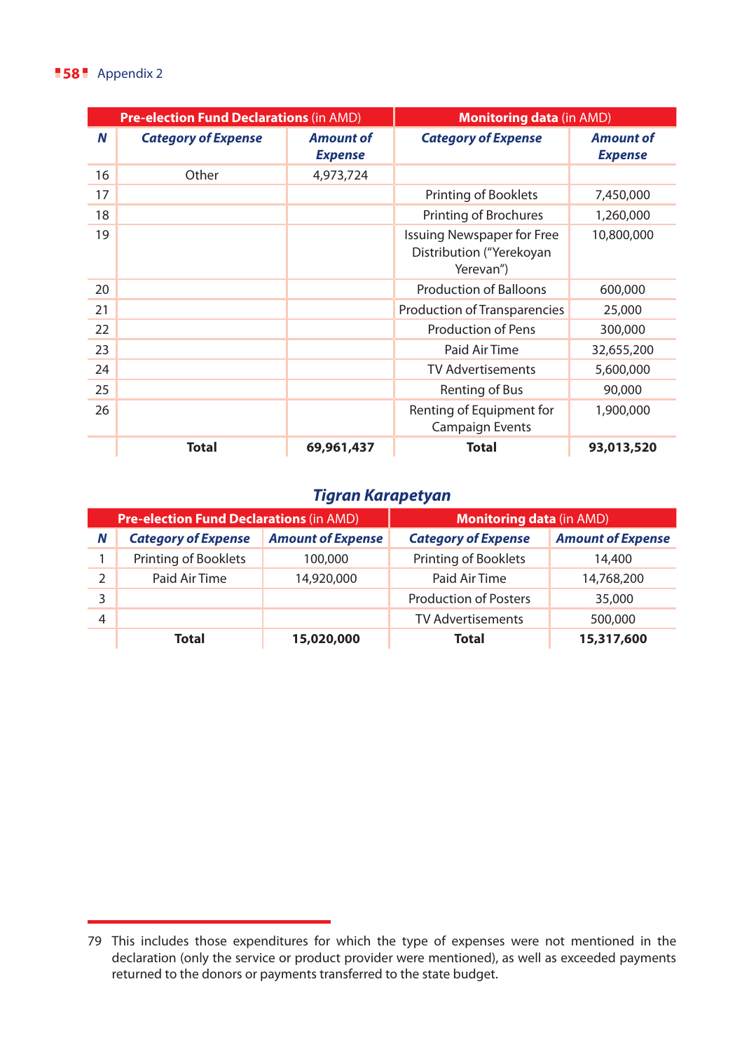| N | Pre-election Fund Declarations (in AMD) | | Monitoring data (in AMD) | |
|---|---|---|---|---|
| | *Category of Expense* | *Amount of Expense* | *Category of Expense* | *Amount of Expense* |
| 16 | Other | 4,973,724 | | |
| 17 | | | Printing of Booklets | 7,450,000 |
| 18 | | | Printing of Brochures | 1,260,000 |
| 19 | | | Issuing Newspaper for Free Distribution ("Yerekoyan Yerevan") | 10,800,000 |
| 20 | | | Production of Balloons | 600,000 |
| 21 | | | Production of Transparencies | 25,000 |
| 22 | | | Production of Pens | 300,000 |
| 23 | | | Paid Air Time | 32,655,200 |
| 24 | | | TV Advertisements | 5,600,000 |
| 25 | | | Renting of Bus | 90,000 |
| 26 | | | Renting of Equipment for Campaign Events | 1,900,000 |
| | **Total** | **69,961,437** | **Total** | **93,013,520** |

## *Tigran Karapetyan*

| N | Pre-election Fund Declarations (in AMD) | | Monitoring data (in AMD) | |
|---|---|---|---|---|
| | *Category of Expense* | *Amount of Expense* | *Category of Expense* | *Amount of Expense* |
| 1 | Printing of Booklets | 100,000 | Printing of Booklets | 14,400 |
| 2 | Paid Air Time | 14,920,000 | Paid Air Time | 14,768,200 |
| 3 | | | Production of Posters | 35,000 |
| 4 | | | TV Advertisements | 500,000 |
| | **Total** | **15,020,000** | **Total** | **15,317,600** |

79 This includes those expenditures for which the type of expenses were not mentioned in the declaration (only the service or product provider were mentioned), as well as exceeded payments returned to the donors or payments transferred to the state budget.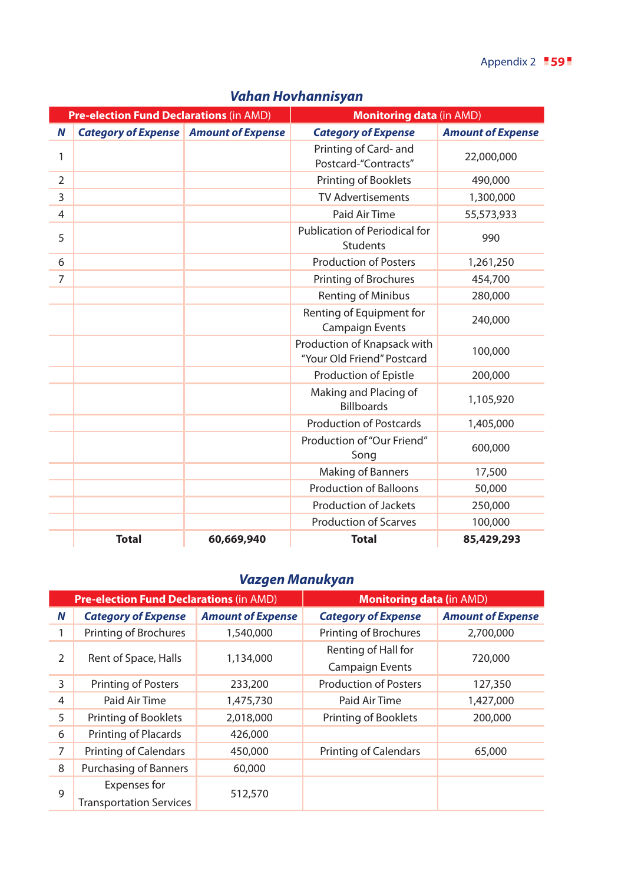## Vahan Hovhannisyan

| Pre-election Fund Declarations (in AMD) | | | Monitoring data (in AMD) | |
|---|---|---|---|---|
| **N** | ***Category of Expense*** | ***Amount of Expense*** | ***Category of Expense*** | ***Amount of Expense*** |
| 1 | | | Printing of Card- and Postcard-“Contracts” | 22,000,000 |
| 2 | | | Printing of Booklets | 490,000 |
| 3 | | | TV Advertisements | 1,300,000 |
| 4 | | | Paid Air Time | 55,573,933 |
| 5 | | | Publication of Periodical for Students | 990 |
| 6 | | | Production of Posters | 1,261,250 |
| 7 | | | Printing of Brochures | 454,700 |
| | | | Renting of Minibus | 280,000 |
| | | | Renting of Equipment for Campaign Events | 240,000 |
| | | | Production of Knapsack with “Your Old Friend” Postcard | 100,000 |
| | | | Production of Epistle | 200,000 |
| | | | Making and Placing of Billboards | 1,105,920 |
| | | | Production of Postcards | 1,405,000 |
| | | | Production of “Our Friend” Song | 600,000 |
| | | | Making of Banners | 17,500 |
| | | | Production of Balloons | 50,000 |
| | | | Production of Jackets | 250,000 |
| | | | Production of Scarves | 100,000 |
| | **Total** | **60,669,940** | **Total** | **85,429,293** |

## Vazgen Manukyan

| Pre-election Fund Declarations (in AMD) | | | Monitoring data (in AMD) | |
|---|---|---|---|---|
| **N** | ***Category of Expense*** | ***Amount of Expense*** | ***Category of Expense*** | ***Amount of Expense*** |
| 1 | Printing of Brochures | 1,540,000 | Printing of Brochures | 2,700,000 |
| 2 | Rent of Space, Halls | 1,134,000 | Renting of Hall for Campaign Events | 720,000 |
| 3 | Printing of Posters | 233,200 | Production of Posters | 127,350 |
| 4 | Paid Air Time | 1,475,730 | Paid Air Time | 1,427,000 |
| 5 | Printing of Booklets | 2,018,000 | Printing of Booklets | 200,000 |
| 6 | Printing of Placards | 426,000 | | |
| 7 | Printing of Calendars | 450,000 | Printing of Calendars | 65,000 |
| 8 | Purchasing of Banners | 60,000 | | |
| 9 | Expenses for Transportation Services | 512,570 | | |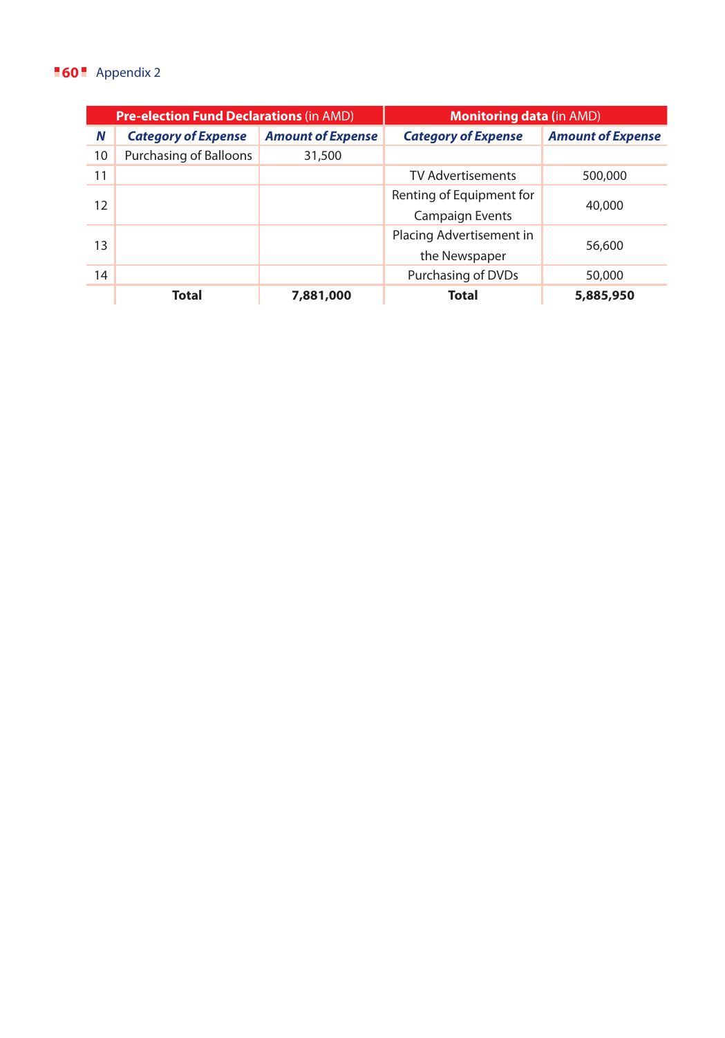| | Pre-election Fund Declarations (in AMD) | | Monitoring data (in AMD) | |
|---|---|---|---|---|
| ***N*** | ***Category of Expense*** | ***Amount of Expense*** | ***Category of Expense*** | ***Amount of Expense*** |
| 10 | Purchasing of Balloons | 31,500 | | |
| 11 | | | TV Advertisements | 500,000 |
| 12 | | | Renting of Equipment for Campaign Events | 40,000 |
| 13 | | | Placing Advertisement in the Newspaper | 56,600 |
| 14 | | | Purchasing of DVDs | 50,000 |
| | **Total** | **7,881,000** | **Total** | **5,885,950** |